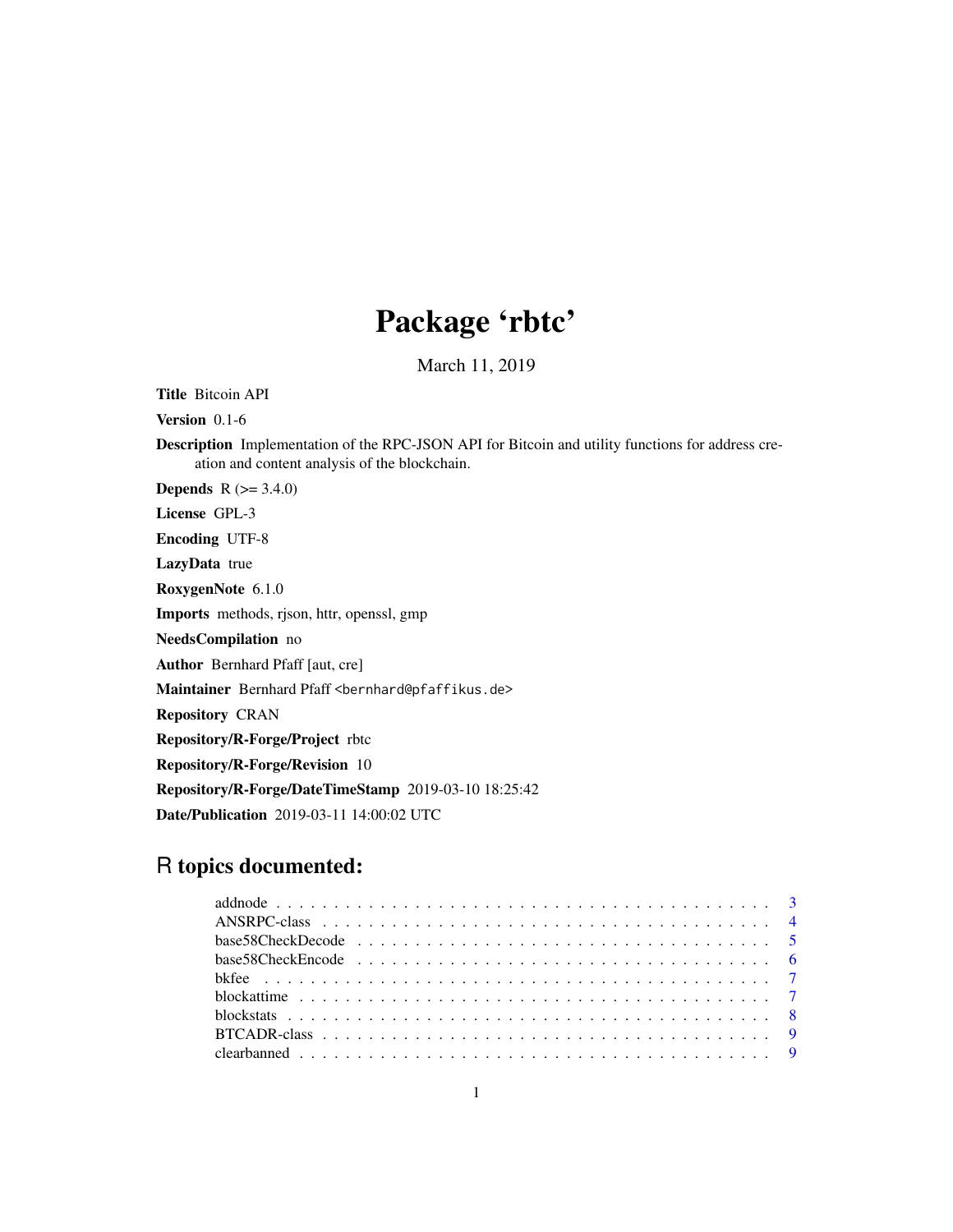# Package 'rbtc'

March 11, 2019

**Title** Bitcoin API

**Version** 0.1-6

**Description** Implementation of the RPC-JSON API for Bitcoin and utility functions for address creation and content analysis of the blockchain.

**Depends** R (>= 3.4.0)

**License** GPL-3

**Encoding** UTF-8

**LazyData** true

**RoxygenNote** 6.1.0

**Imports** methods, rjson, httr, openssl, gmp

**NeedsCompilation** no

**Author** Bernhard Pfaff [aut, cre]

**Maintainer** Bernhard Pfaff <bernhard@pfaffikus.de>

**Repository** CRAN

**Repository/R-Forge/Project** rbtc

**Repository/R-Forge/Revision** 10

**Repository/R-Forge/DateTimeStamp** 2019-03-10 18:25:42

**Date/Publication** 2019-03-11 14:00:02 UTC

## R topics documented:

addnode . . . . . . . . . . . . . . . . . . . . . . . . . . . . . . . . . . . . . . . . 3
ANSRPC-class . . . . . . . . . . . . . . . . . . . . . . . . . . . . . . . . . . . . 4
base58CheckDecode . . . . . . . . . . . . . . . . . . . . . . . . . . . . . . . . . 5
base58CheckEncode . . . . . . . . . . . . . . . . . . . . . . . . . . . . . . . . . 6
bkfee . . . . . . . . . . . . . . . . . . . . . . . . . . . . . . . . . . . . . . . . . 7
blockattime . . . . . . . . . . . . . . . . . . . . . . . . . . . . . . . . . . . . . 7
blockstats . . . . . . . . . . . . . . . . . . . . . . . . . . . . . . . . . . . . . . 8
BTCADR-class . . . . . . . . . . . . . . . . . . . . . . . . . . . . . . . . . . . . 9
clearbanned . . . . . . . . . . . . . . . . . . . . . . . . . . . . . . . . . . . . . 9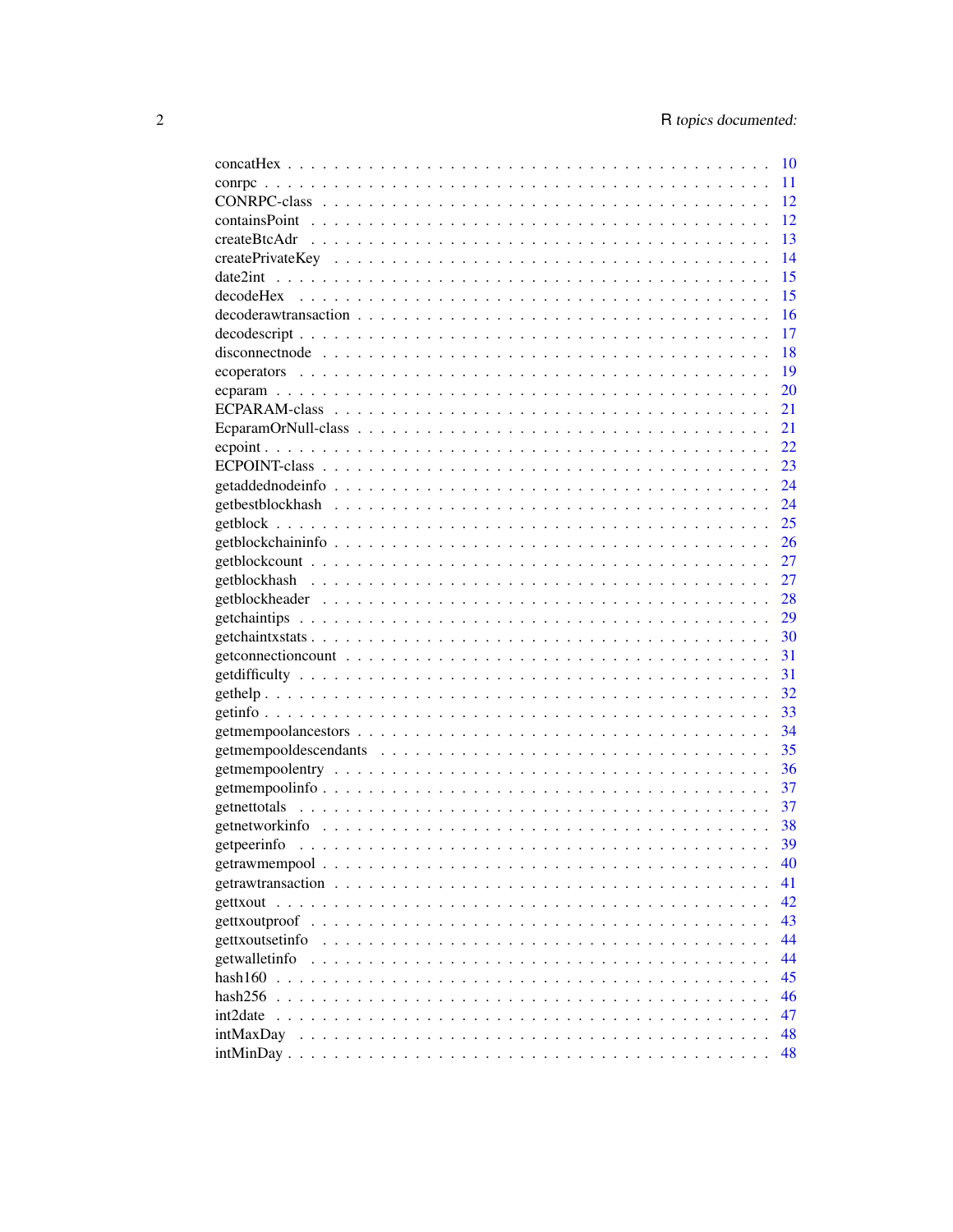| | |
|---|---|
| concatHex | 10 |
| conrpc | 11 |
| CONRPC-class | 12 |
| containsPoint | 12 |
| createBtcAdr | 13 |
| createPrivateKey | 14 |
| date2int | 15 |
| decodeHex | 15 |
| decoderawtransaction | 16 |
| decodescript | 17 |
| disconnectnode | 18 |
| ecoperators | 19 |
| ecparam | 20 |
| ECPARAM-class | 21 |
| EcparamOrNull-class | 21 |
| ecpoint | 22 |
| ECPOINT-class | 23 |
| getaddednodeinfo | 24 |
| getbestblockhash | 24 |
| getblock | 25 |
| getblockchaininfo | 26 |
| getblockcount | 27 |
| getblockhash | 27 |
| getblockheader | 28 |
| getchaintips | 29 |
| getchaintxstats | 30 |
| getconnectioncount | 31 |
| getdifficulty | 31 |
| gethelp | 32 |
| getinfo | 33 |
| getmempoolancestors | 34 |
| getmempooldescendants | 35 |
| getmempoolentry | 36 |
| getmempoolinfo | 37 |
| getnettotals | 37 |
| getnetworkinfo | 38 |
| getpeerinfo | 39 |
| getrawmempool | 40 |
| getrawtransaction | 41 |
| gettxout | 42 |
| gettxoutproof | 43 |
| gettxoutsetinfo | 44 |
| getwalletinfo | 44 |
| hash160 | 45 |
| hash256 | 46 |
| int2date | 47 |
| intMaxDay | 48 |
| intMinDay | 48 |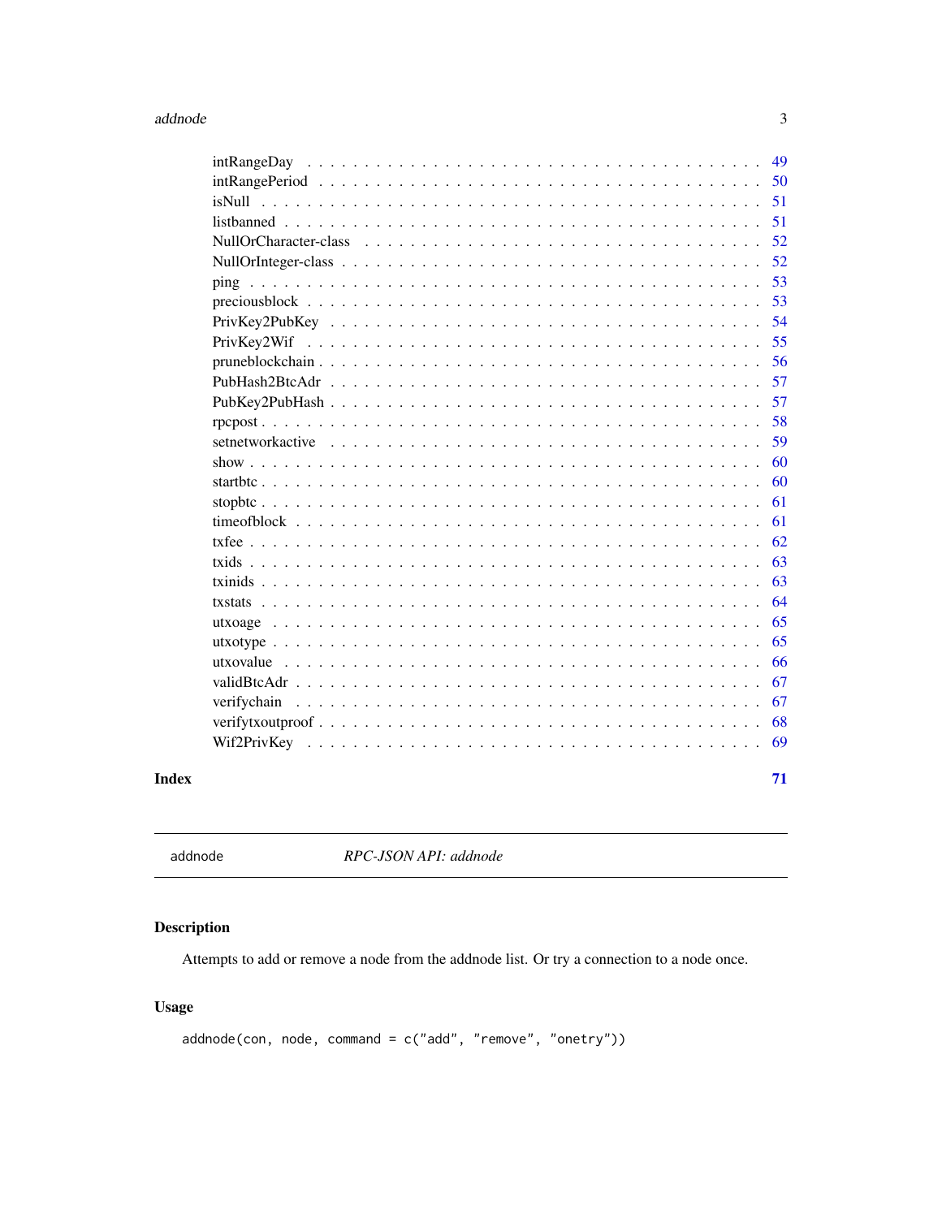intRangeDay . . . . . . . . . . . . . . . . . . . . . . . . . . . . . . . . . . . . . . 49
intRangePeriod . . . . . . . . . . . . . . . . . . . . . . . . . . . . . . . . . . . . . 50
isNull . . . . . . . . . . . . . . . . . . . . . . . . . . . . . . . . . . . . . . . . . . 51
listbanned . . . . . . . . . . . . . . . . . . . . . . . . . . . . . . . . . . . . . . . 51
NullOrCharacter-class . . . . . . . . . . . . . . . . . . . . . . . . . . . . . . . . . 52
NullOrInteger-class . . . . . . . . . . . . . . . . . . . . . . . . . . . . . . . . . . 52
ping . . . . . . . . . . . . . . . . . . . . . . . . . . . . . . . . . . . . . . . . . . . 53
preciousblock . . . . . . . . . . . . . . . . . . . . . . . . . . . . . . . . . . . . . 53
PrivKey2PubKey . . . . . . . . . . . . . . . . . . . . . . . . . . . . . . . . . . . . 54
PrivKey2Wif . . . . . . . . . . . . . . . . . . . . . . . . . . . . . . . . . . . . . . 55
pruneblockchain . . . . . . . . . . . . . . . . . . . . . . . . . . . . . . . . . . . . 56
PubHash2BtcAdr . . . . . . . . . . . . . . . . . . . . . . . . . . . . . . . . . . . . 57
PubKey2PubHash . . . . . . . . . . . . . . . . . . . . . . . . . . . . . . . . . . . . 57
rpcpost . . . . . . . . . . . . . . . . . . . . . . . . . . . . . . . . . . . . . . . . . 58
setnetworkactive . . . . . . . . . . . . . . . . . . . . . . . . . . . . . . . . . . . . 59
show . . . . . . . . . . . . . . . . . . . . . . . . . . . . . . . . . . . . . . . . . . . 60
startbtc . . . . . . . . . . . . . . . . . . . . . . . . . . . . . . . . . . . . . . . . . 60
stopbtc . . . . . . . . . . . . . . . . . . . . . . . . . . . . . . . . . . . . . . . . . . 61
timeofblock . . . . . . . . . . . . . . . . . . . . . . . . . . . . . . . . . . . . . . . 61
txfee . . . . . . . . . . . . . . . . . . . . . . . . . . . . . . . . . . . . . . . . . . . 62
txids . . . . . . . . . . . . . . . . . . . . . . . . . . . . . . . . . . . . . . . . . . . 63
txinids . . . . . . . . . . . . . . . . . . . . . . . . . . . . . . . . . . . . . . . . . . 63
txstats . . . . . . . . . . . . . . . . . . . . . . . . . . . . . . . . . . . . . . . . . . 64
utxoage . . . . . . . . . . . . . . . . . . . . . . . . . . . . . . . . . . . . . . . . . 65
utxotype . . . . . . . . . . . . . . . . . . . . . . . . . . . . . . . . . . . . . . . . . 65
utxovalue . . . . . . . . . . . . . . . . . . . . . . . . . . . . . . . . . . . . . . . . 66
validBtcAdr . . . . . . . . . . . . . . . . . . . . . . . . . . . . . . . . . . . . . . . 67
verifychain . . . . . . . . . . . . . . . . . . . . . . . . . . . . . . . . . . . . . . . 67
verifytxoutproof . . . . . . . . . . . . . . . . . . . . . . . . . . . . . . . . . . . . 68
Wif2PrivKey . . . . . . . . . . . . . . . . . . . . . . . . . . . . . . . . . . . . . . 69

**Index** **71**

---

addnode *RPC-JSON API: addnode*

---

## Description

Attempts to add or remove a node from the addnode list. Or try a connection to a node once.

## Usage

```
addnode(con, node, command = c("add", "remove", "onetry"))
```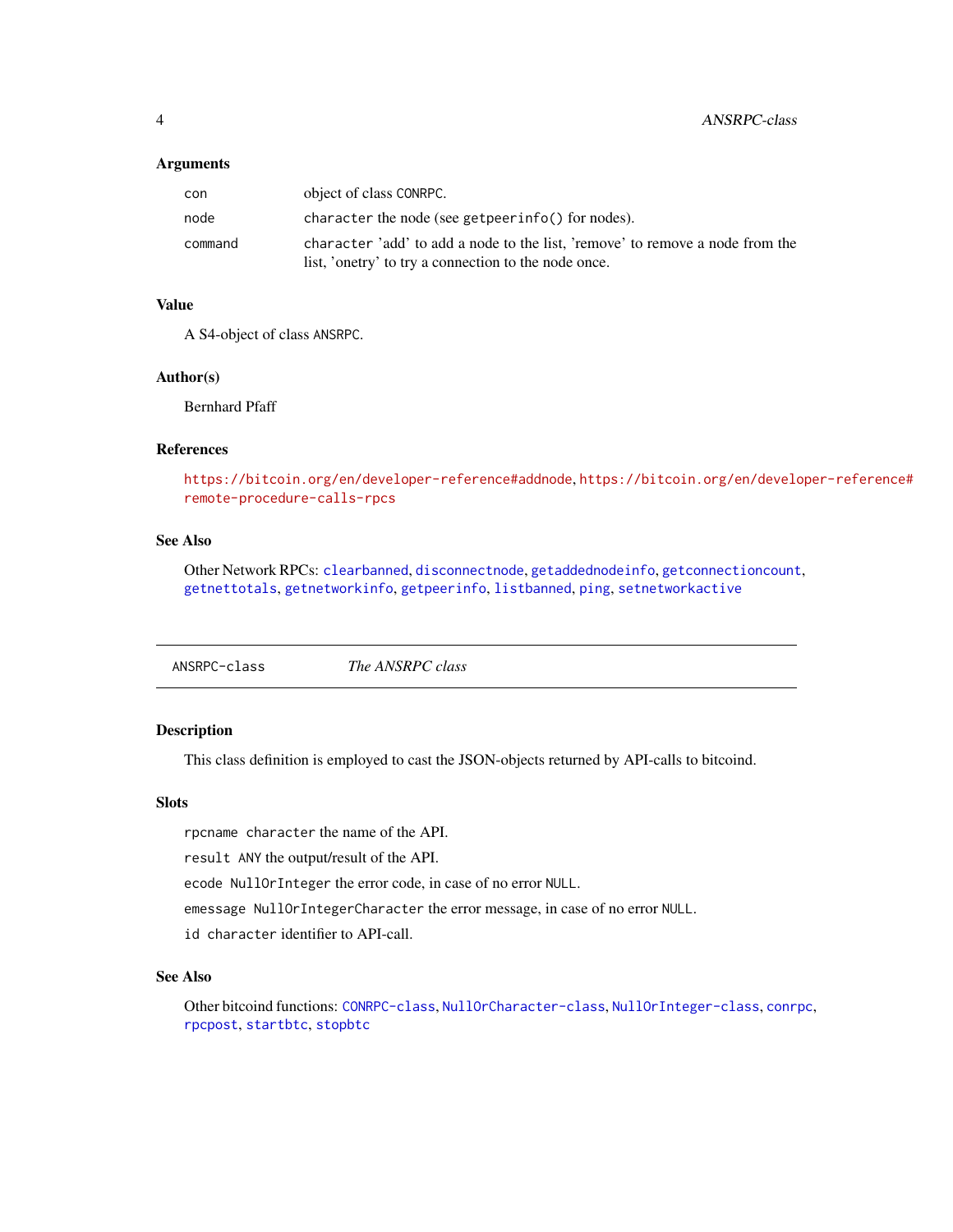### Arguments

| | |
|---|---|
| `con` | object of class `CONRPC`. |
| `node` | `character` the node (see `getpeerinfo()` for nodes). |
| `command` | `character` 'add' to add a node to the list, 'remove' to remove a node from the list, 'onetry' to try a connection to the node once. |

### Value

A S4-object of class `ANSRPC`.

### Author(s)

Bernhard Pfaff

### References

https://bitcoin.org/en/developer-reference#addnode, https://bitcoin.org/en/developer-reference#remote-procedure-calls-rpcs

### See Also

Other Network RPCs: `clearbanned`, `disconnectnode`, `getaddednodeinfo`, `getconnectioncount`, `getnettotals`, `getnetworkinfo`, `getpeerinfo`, `listbanned`, `ping`, `setnetworkactive`

---

## `ANSRPC-class` *The ANSRPC class*

---

### Description

This class definition is employed to cast the JSON-objects returned by API-calls to bitcoind.

### Slots

`rpcname` `character` the name of the API.

`result` `ANY` the output/result of the API.

`ecode` `NullOrInteger` the error code, in case of no error `NULL`.

`emessage` `NullOrIntegerCharacter` the error message, in case of no error `NULL`.

`id` `character` identifier to API-call.

### See Also

Other bitcoind functions: `CONRPC-class`, `NullOrCharacter-class`, `NullOrInteger-class`, `conrpc`, `rpcpost`, `startbtc`, `stopbtc`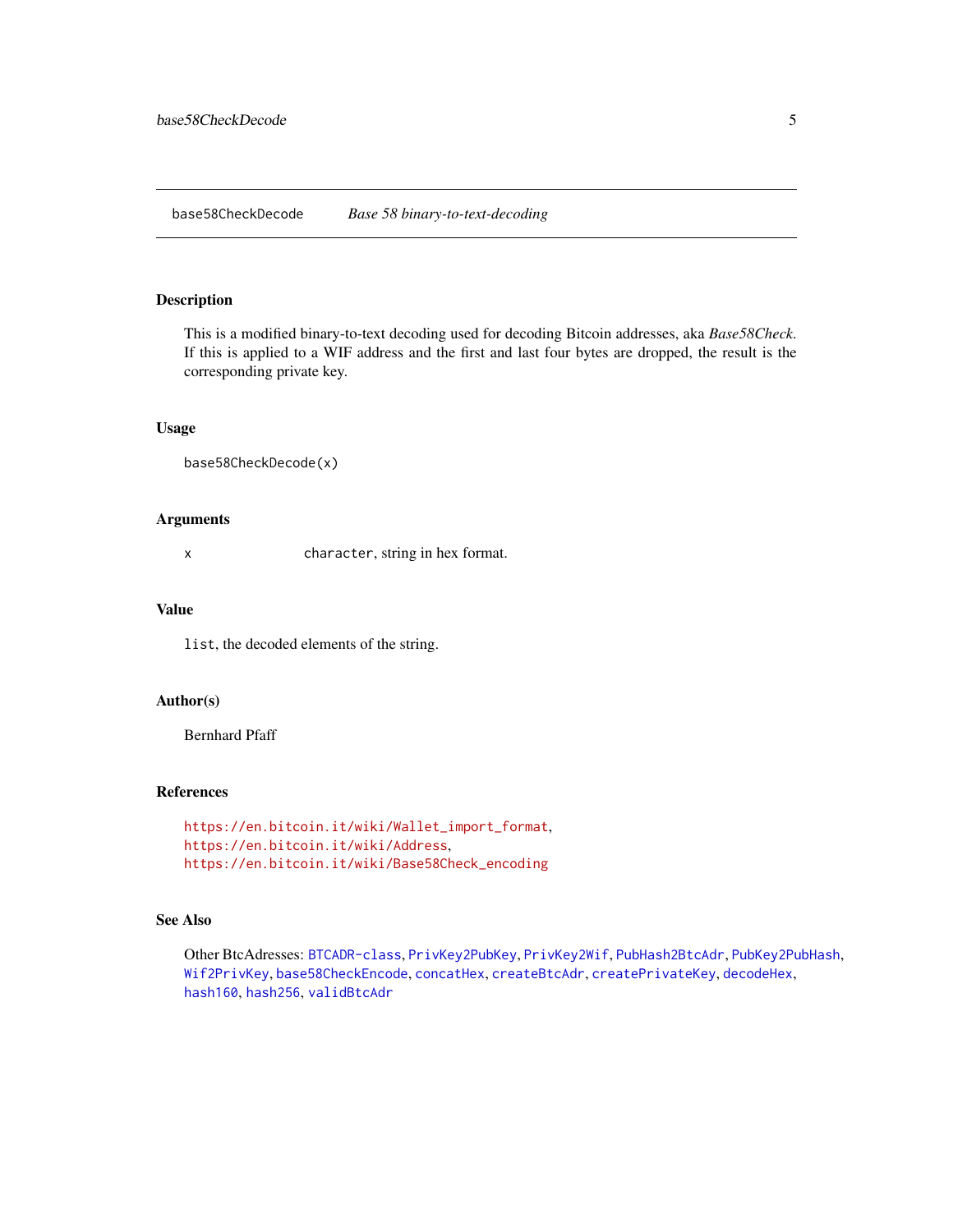## base58CheckDecode *Base 58 binary-to-text-decoding*

### Description

This is a modified binary-to-text decoding used for decoding Bitcoin addresses, aka *Base58Check*. If this is applied to a WIF address and the first and last four bytes are dropped, the result is the corresponding private key.

### Usage

```
base58CheckDecode(x)
```

### Arguments

| | |
|---|---|
| x | `character`, string in hex format. |

### Value

`list`, the decoded elements of the string.

### Author(s)

Bernhard Pfaff

### References

https://en.bitcoin.it/wiki/Wallet_import_format,
https://en.bitcoin.it/wiki/Address,
https://en.bitcoin.it/wiki/Base58Check_encoding

### See Also

Other BtcAdresses: `BTCADR-class`, `PrivKey2PubKey`, `PrivKey2Wif`, `PubHash2BtcAdr`, `PubKey2PubHash`, `Wif2PrivKey`, `base58CheckEncode`, `concatHex`, `createBtcAdr`, `createPrivateKey`, `decodeHex`, `hash160`, `hash256`, `validBtcAdr`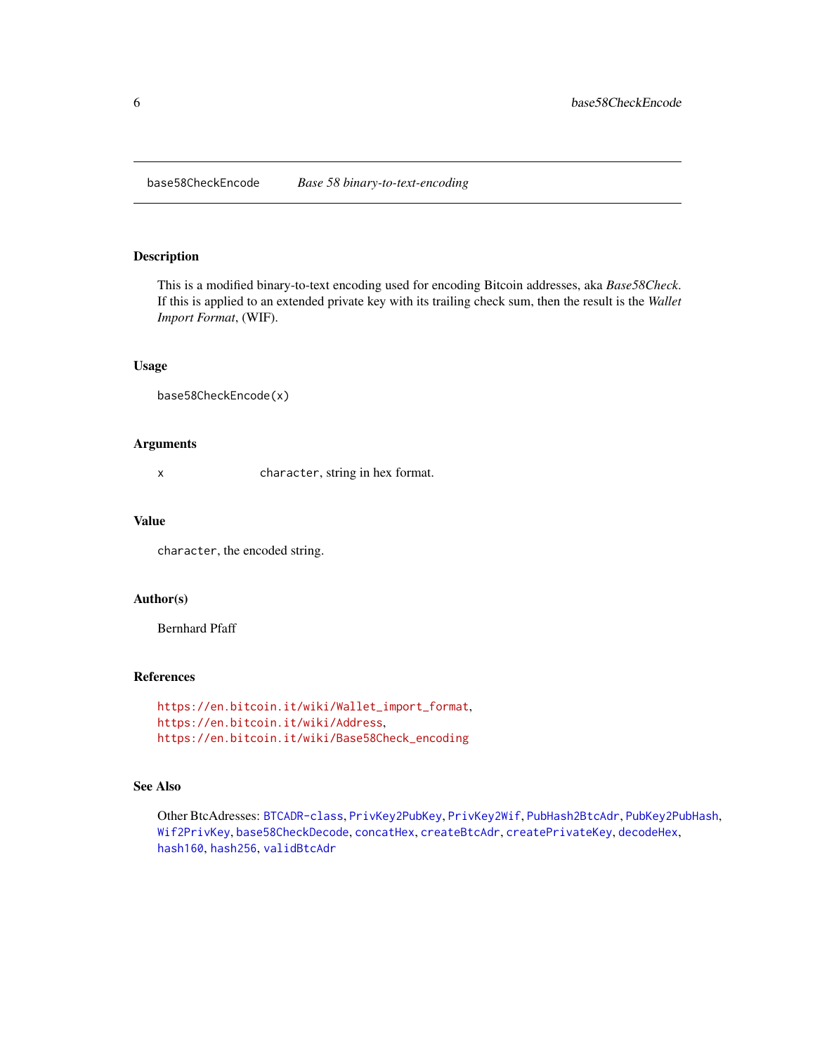# base58CheckEncode — *Base 58 binary-to-text-encoding*

## Description

This is a modified binary-to-text encoding used for encoding Bitcoin addresses, aka *Base58Check*. If this is applied to an extended private key with its trailing check sum, then the result is the *Wallet Import Format*, (WIF).

## Usage

```
base58CheckEncode(x)
```

## Arguments

| | |
|---|---|
| x | `character`, string in hex format. |

## Value

`character`, the encoded string.

## Author(s)

Bernhard Pfaff

## References

https://en.bitcoin.it/wiki/Wallet_import_format,
https://en.bitcoin.it/wiki/Address,
https://en.bitcoin.it/wiki/Base58Check_encoding

## See Also

Other BtcAdresses: `BTCADR-class`, `PrivKey2PubKey`, `PrivKey2Wif`, `PubHash2BtcAdr`, `PubKey2PubHash`, `Wif2PrivKey`, `base58CheckDecode`, `concatHex`, `createBtcAdr`, `createPrivateKey`, `decodeHex`, `hash160`, `hash256`, `validBtcAdr`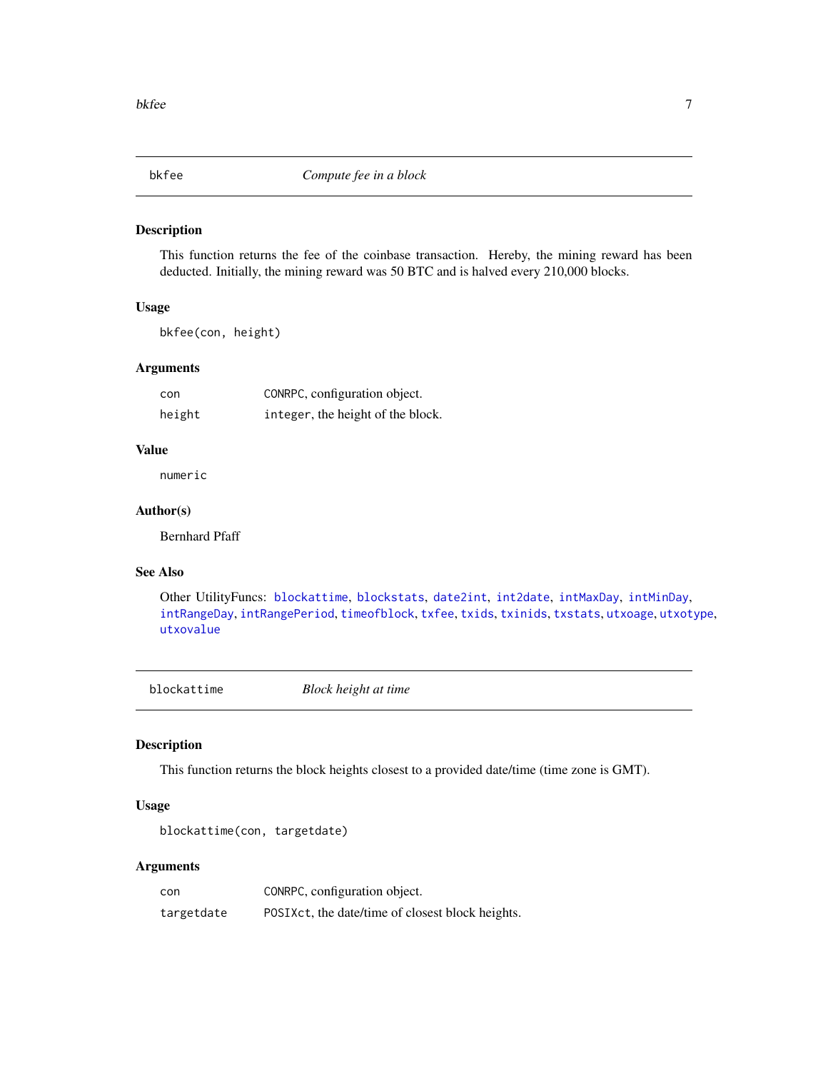## bkfee — *Compute fee in a block*

### Description

This function returns the fee of the coinbase transaction. Hereby, the mining reward has been deducted. Initially, the mining reward was 50 BTC and is halved every 210,000 blocks.

### Usage

```
bkfee(con, height)
```

### Arguments

| | |
|---|---|
| `con` | `CONRPC`, configuration object. |
| `height` | `integer`, the height of the block. |

### Value

`numeric`

### Author(s)

Bernhard Pfaff

### See Also

Other UtilityFuncs: `blockattime`, `blockstats`, `date2int`, `int2date`, `intMaxDay`, `intMinDay`, `intRangeDay`, `intRangePeriod`, `timeofblock`, `txfee`, `txids`, `txinids`, `txstats`, `utxoage`, `utxotype`, `utxovalue`

## blockattime — *Block height at time*

### Description

This function returns the block heights closest to a provided date/time (time zone is GMT).

### Usage

```
blockattime(con, targetdate)
```

### Arguments

| | |
|---|---|
| `con` | `CONRPC`, configuration object. |
| `targetdate` | `POSIXct`, the date/time of closest block heights. |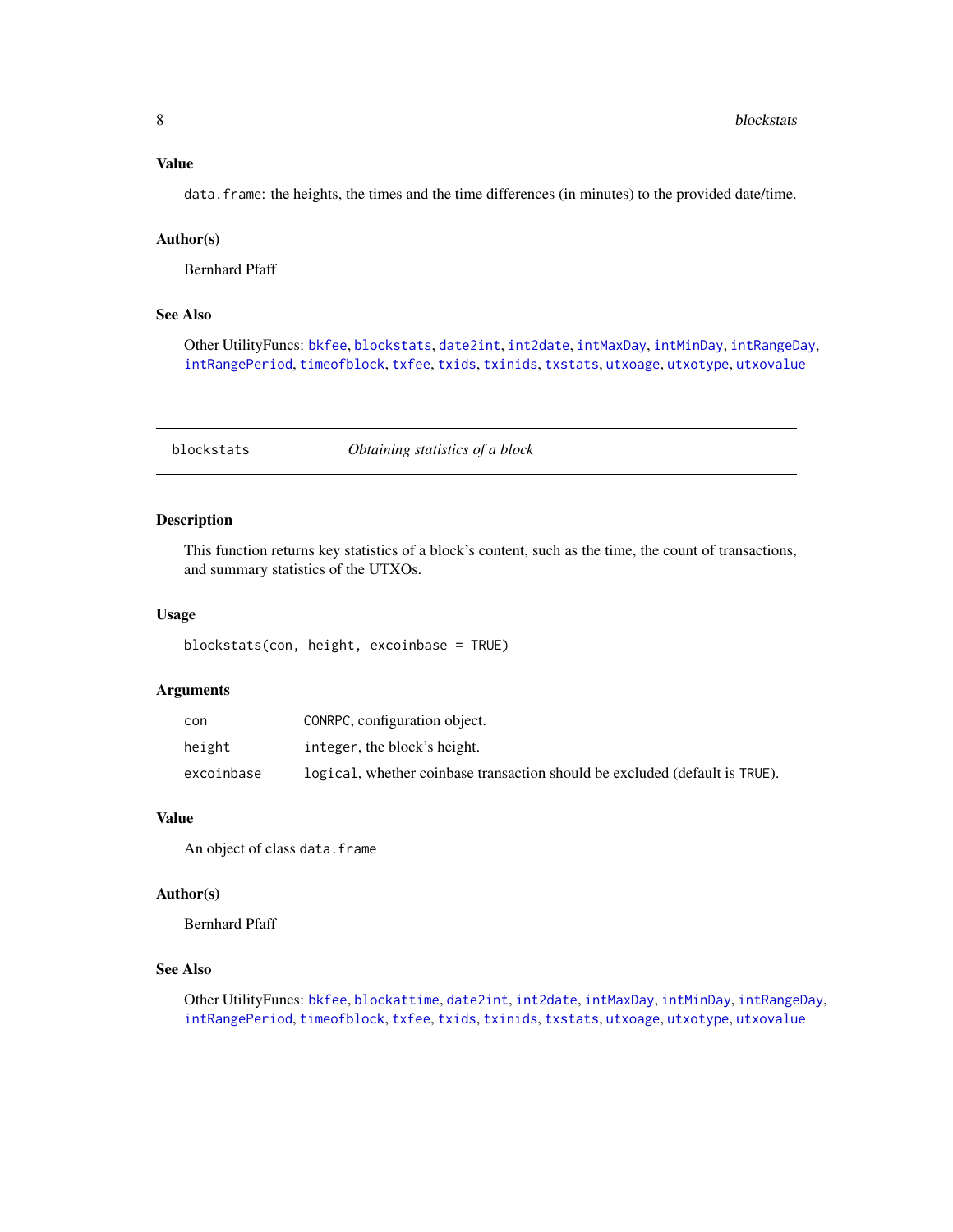## Value

`data.frame`: the heights, the times and the time differences (in minutes) to the provided date/time.

## Author(s)

Bernhard Pfaff

## See Also

Other UtilityFuncs: `bkfee`, `blockstats`, `date2int`, `int2date`, `intMaxDay`, `intMinDay`, `intRangeDay`, `intRangePeriod`, `timeofblock`, `txfee`, `txids`, `txinids`, `txstats`, `utxoage`, `utxotype`, `utxovalue`

---

# blockstats — *Obtaining statistics of a block*

## Description

This function returns key statistics of a block's content, such as the time, the count of transactions, and summary statistics of the UTXOs.

## Usage

```
blockstats(con, height, excoinbase = TRUE)
```

## Arguments

| | |
|---|---|
| `con` | `CONRPC`, configuration object. |
| `height` | `integer`, the block's height. |
| `excoinbase` | `logical`, whether coinbase transaction should be excluded (default is `TRUE`). |

## Value

An object of class `data.frame`

## Author(s)

Bernhard Pfaff

## See Also

Other UtilityFuncs: `bkfee`, `blockattime`, `date2int`, `int2date`, `intMaxDay`, `intMinDay`, `intRangeDay`, `intRangePeriod`, `timeofblock`, `txfee`, `txids`, `txinids`, `txstats`, `utxoage`, `utxotype`, `utxovalue`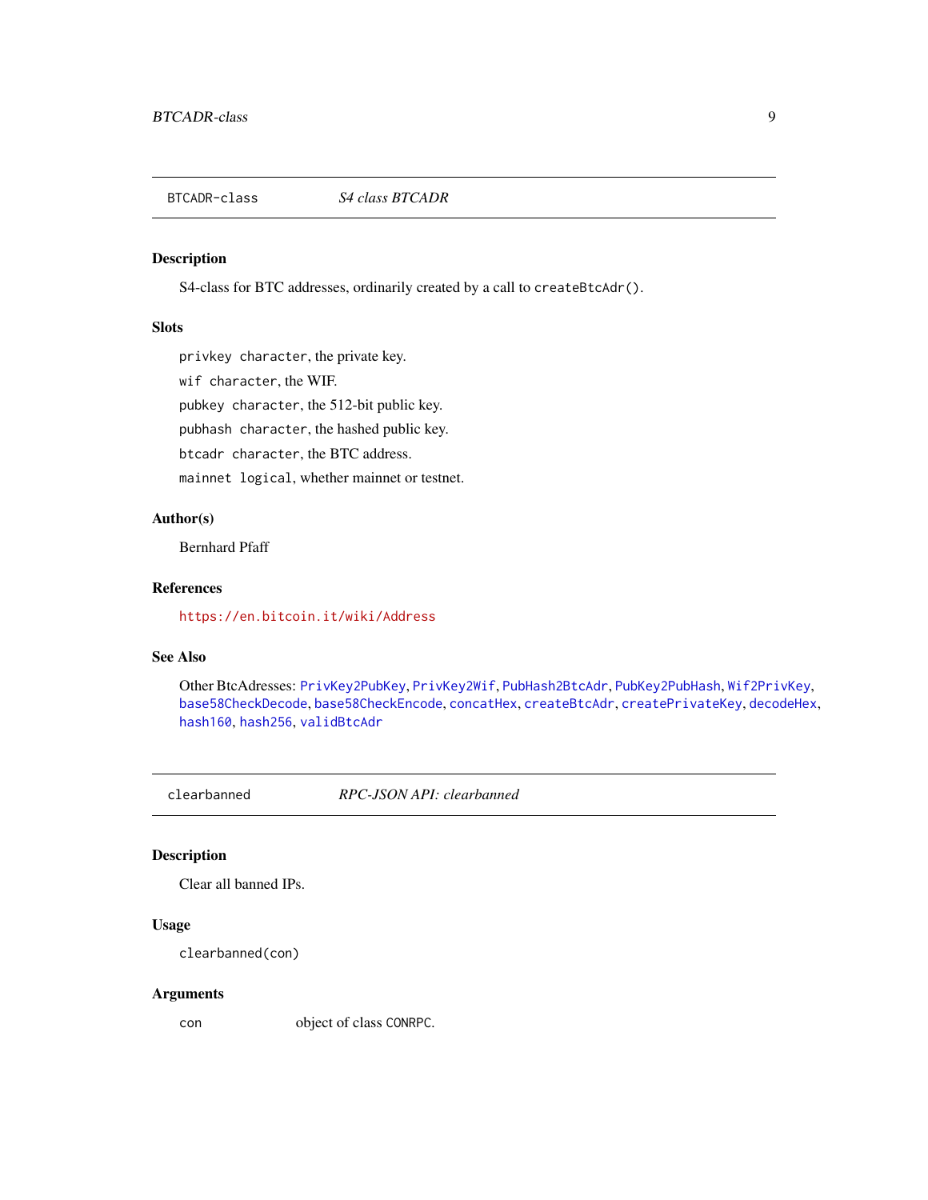## BTCADR-class *S4 class BTCADR*

### Description

S4-class for BTC addresses, ordinarily created by a call to `createBtcAdr()`.

### Slots

`privkey` `character`, the private key.

`wif` `character`, the WIF.

`pubkey` `character`, the 512-bit public key.

`pubhash` `character`, the hashed public key.

`btcadr` `character`, the BTC address.

`mainnet` `logical`, whether mainnet or testnet.

### Author(s)

Bernhard Pfaff

### References

https://en.bitcoin.it/wiki/Address

### See Also

Other BtcAdresses: `PrivKey2PubKey`, `PrivKey2Wif`, `PubHash2BtcAdr`, `PubKey2PubHash`, `Wif2PrivKey`, `base58CheckDecode`, `base58CheckEncode`, `concatHex`, `createBtcAdr`, `createPrivateKey`, `decodeHex`, `hash160`, `hash256`, `validBtcAdr`

## clearbanned *RPC-JSON API: clearbanned*

### Description

Clear all banned IPs.

### Usage

```
clearbanned(con)
```

### Arguments

| | |
|---|---|
| `con` | object of class `CONRPC`. |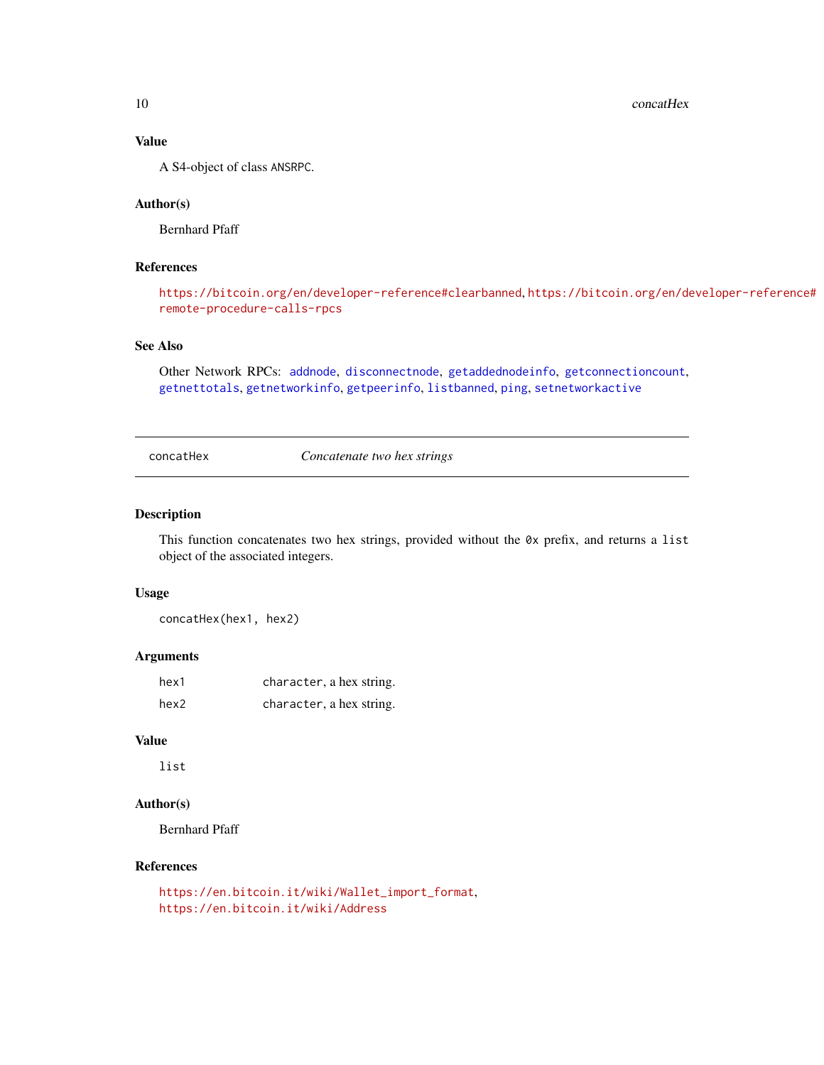### Value

A S4-object of class `ANSRPC`.

### Author(s)

Bernhard Pfaff

### References

https://bitcoin.org/en/developer-reference#clearbanned, https://bitcoin.org/en/developer-reference#remote-procedure-calls-rpcs

### See Also

Other Network RPCs: `addnode`, `disconnectnode`, `getaddednodeinfo`, `getconnectioncount`, `getnettotals`, `getnetworkinfo`, `getpeerinfo`, `listbanned`, `ping`, `setnetworkactive`

---

## concatHex — *Concatenate two hex strings*

---

### Description

This function concatenates two hex strings, provided without the `0x` prefix, and returns a `list` object of the associated integers.

### Usage

```
concatHex(hex1, hex2)
```

### Arguments

| | |
|---|---|
| `hex1` | `character`, a hex string. |
| `hex2` | `character`, a hex string. |

### Value

`list`

### Author(s)

Bernhard Pfaff

### References

https://en.bitcoin.it/wiki/Wallet_import_format,
https://en.bitcoin.it/wiki/Address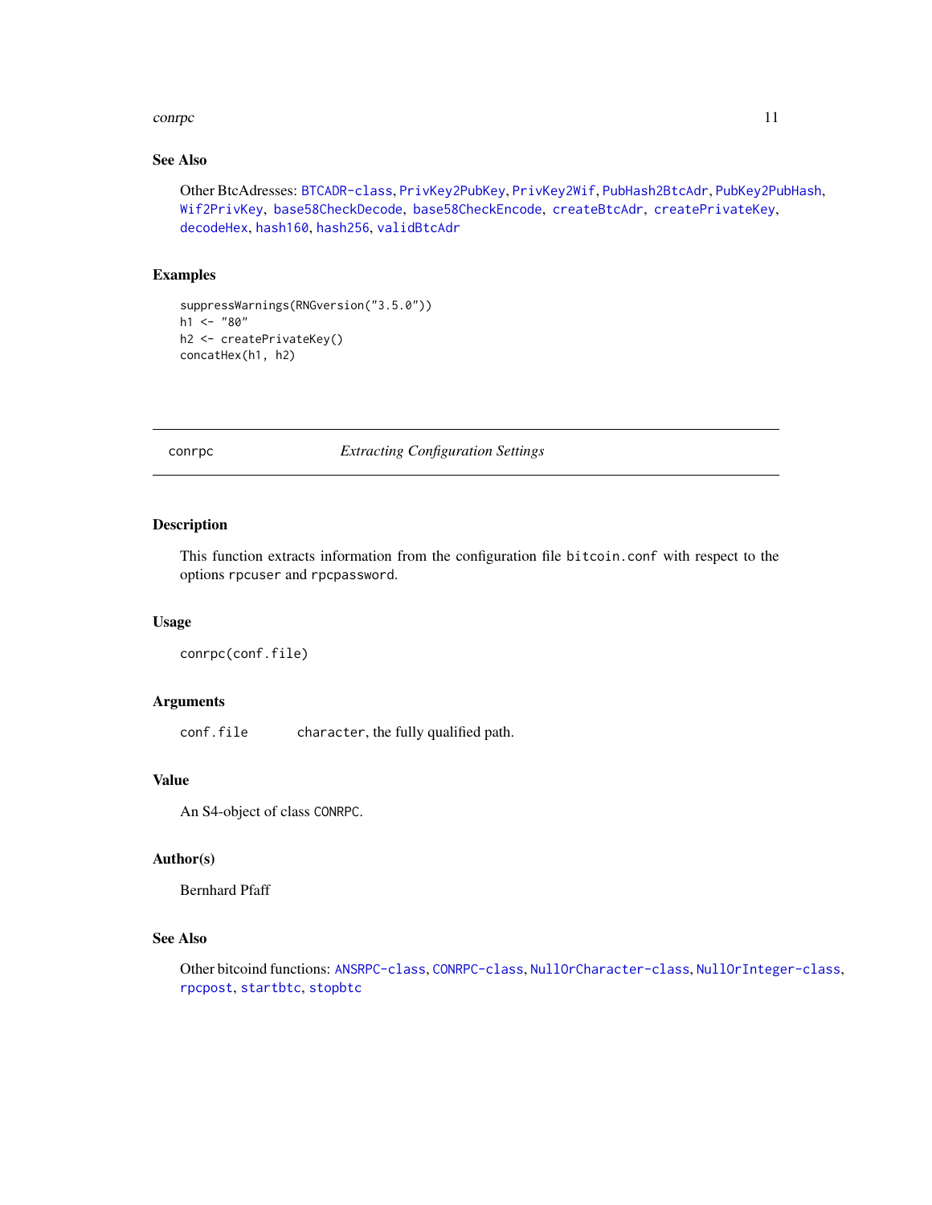### See Also

Other BtcAdresses: `BTCADR-class`, `PrivKey2PubKey`, `PrivKey2Wif`, `PubHash2BtcAdr`, `PubKey2PubHash`, `Wif2PrivKey`, `base58CheckDecode`, `base58CheckEncode`, `createBtcAdr`, `createPrivateKey`, `decodeHex`, `hash160`, `hash256`, `validBtcAdr`

### Examples

```
suppressWarnings(RNGversion("3.5.0"))
h1 <- "80"
h2 <- createPrivateKey()
concatHex(h1, h2)
```

---

## conrpc — *Extracting Configuration Settings*

---

### Description

This function extracts information from the configuration file `bitcoin.conf` with respect to the options `rpcuser` and `rpcpassword`.

### Usage

```
conrpc(conf.file)
```

### Arguments

| | |
|---|---|
| `conf.file` | `character`, the fully qualified path. |

### Value

An S4-object of class `CONRPC`.

### Author(s)

Bernhard Pfaff

### See Also

Other bitcoind functions: `ANSRPC-class`, `CONRPC-class`, `NullOrCharacter-class`, `NullOrInteger-class`, `rpcpost`, `startbtc`, `stopbtc`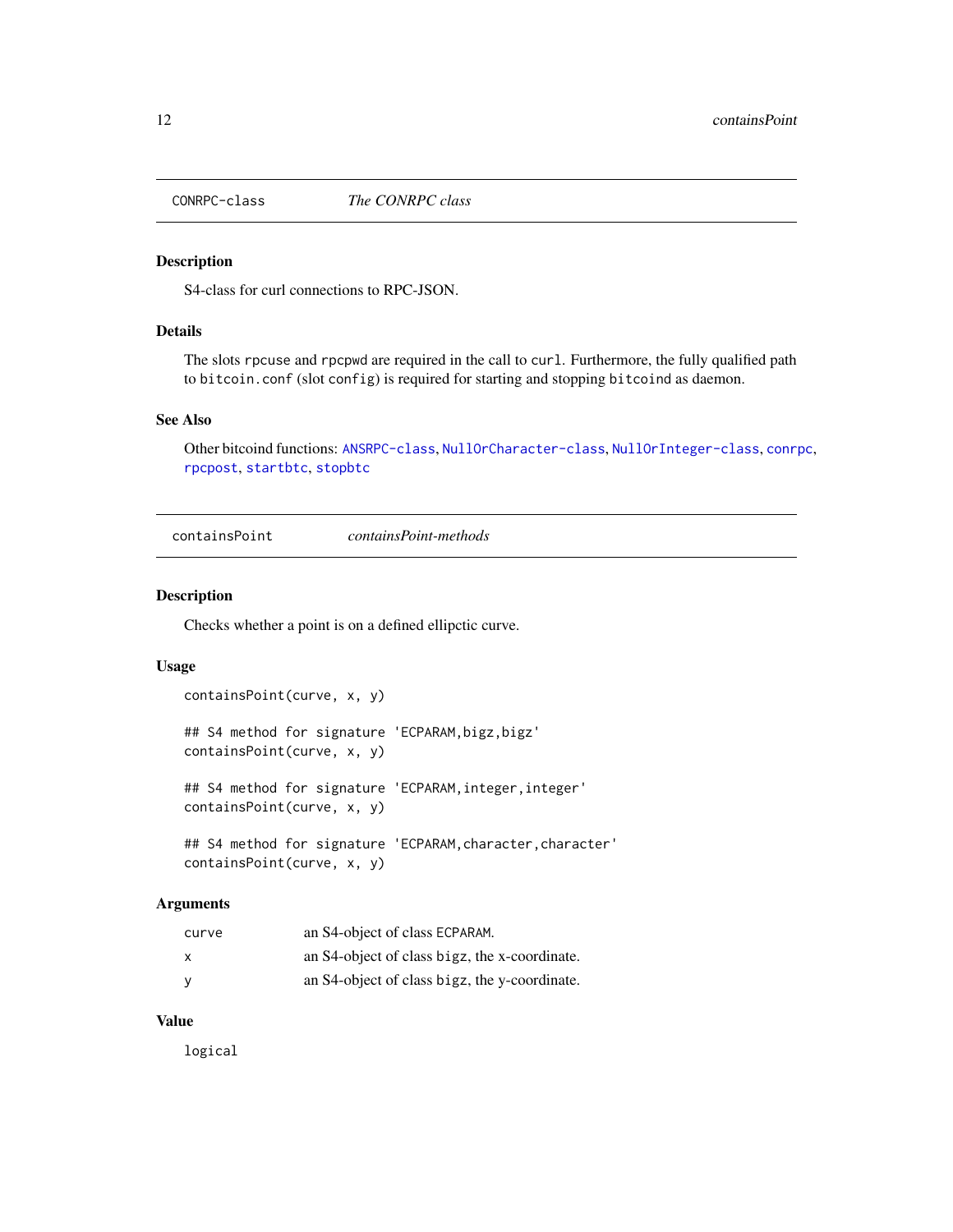## CONRPC-class — *The CONRPC class*

### Description

S4-class for curl connections to RPC-JSON.

### Details

The slots `rpcuse` and `rpcpwd` are required in the call to `curl`. Furthermore, the fully qualified path to `bitcoin.conf` (slot `config`) is required for starting and stopping `bitcoind` as daemon.

### See Also

Other bitcoind functions: `ANSRPC-class`, `NullOrCharacter-class`, `NullOrInteger-class`, `conrpc`, `rpcpost`, `startbtc`, `stopbtc`

## containsPoint — *containsPoint-methods*

### Description

Checks whether a point is on a defined ellipctic curve.

### Usage

```
containsPoint(curve, x, y)

## S4 method for signature 'ECPARAM,bigz,bigz'
containsPoint(curve, x, y)

## S4 method for signature 'ECPARAM,integer,integer'
containsPoint(curve, x, y)

## S4 method for signature 'ECPARAM,character,character'
containsPoint(curve, x, y)
```

### Arguments

| | |
|---|---|
| curve | an S4-object of class ECPARAM. |
| x | an S4-object of class bigz, the x-coordinate. |
| y | an S4-object of class bigz, the y-coordinate. |

### Value

logical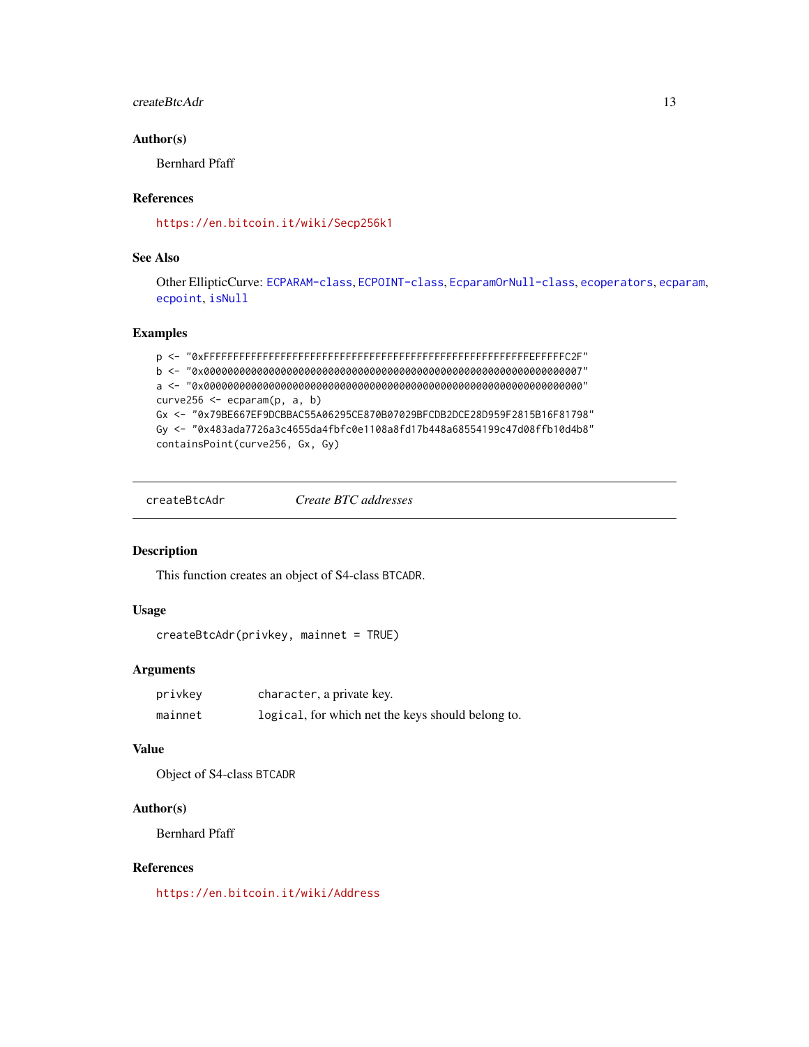### Author(s)

Bernhard Pfaff

### References

https://en.bitcoin.it/wiki/Secp256k1

### See Also

Other EllipticCurve: ECPARAM-class, ECPOINT-class, EcparamOrNull-class, ecoperators, ecparam, ecpoint, isNull

### Examples

```
p <- "0xFFFFFFFFFFFFFFFFFFFFFFFFFFFFFFFFFFFFFFFFFFFFFFFFFFFFFFFEFFFFFC2F"
b <- "0x0000000000000000000000000000000000000000000000000000000000000007"
a <- "0x0000000000000000000000000000000000000000000000000000000000000000"
curve256 <- ecparam(p, a, b)
Gx <- "0x79BE667EF9DCBBAC55A06295CE870B07029BFCDB2DCE28D959F2815B16F81798"
Gy <- "0x483ada7726a3c4655da4fbfc0e1108a8fd17b448a68554199c47d08ffb10d4b8"
containsPoint(curve256, Gx, Gy)
```

---

## createBtcAdr — *Create BTC addresses*

---

### Description

This function creates an object of S4-class BTCADR.

### Usage

```
createBtcAdr(privkey, mainnet = TRUE)
```

### Arguments

| | |
|---|---|
| privkey | character, a private key. |
| mainnet | logical, for which net the keys should belong to. |

### Value

Object of S4-class BTCADR

### Author(s)

Bernhard Pfaff

### References

https://en.bitcoin.it/wiki/Address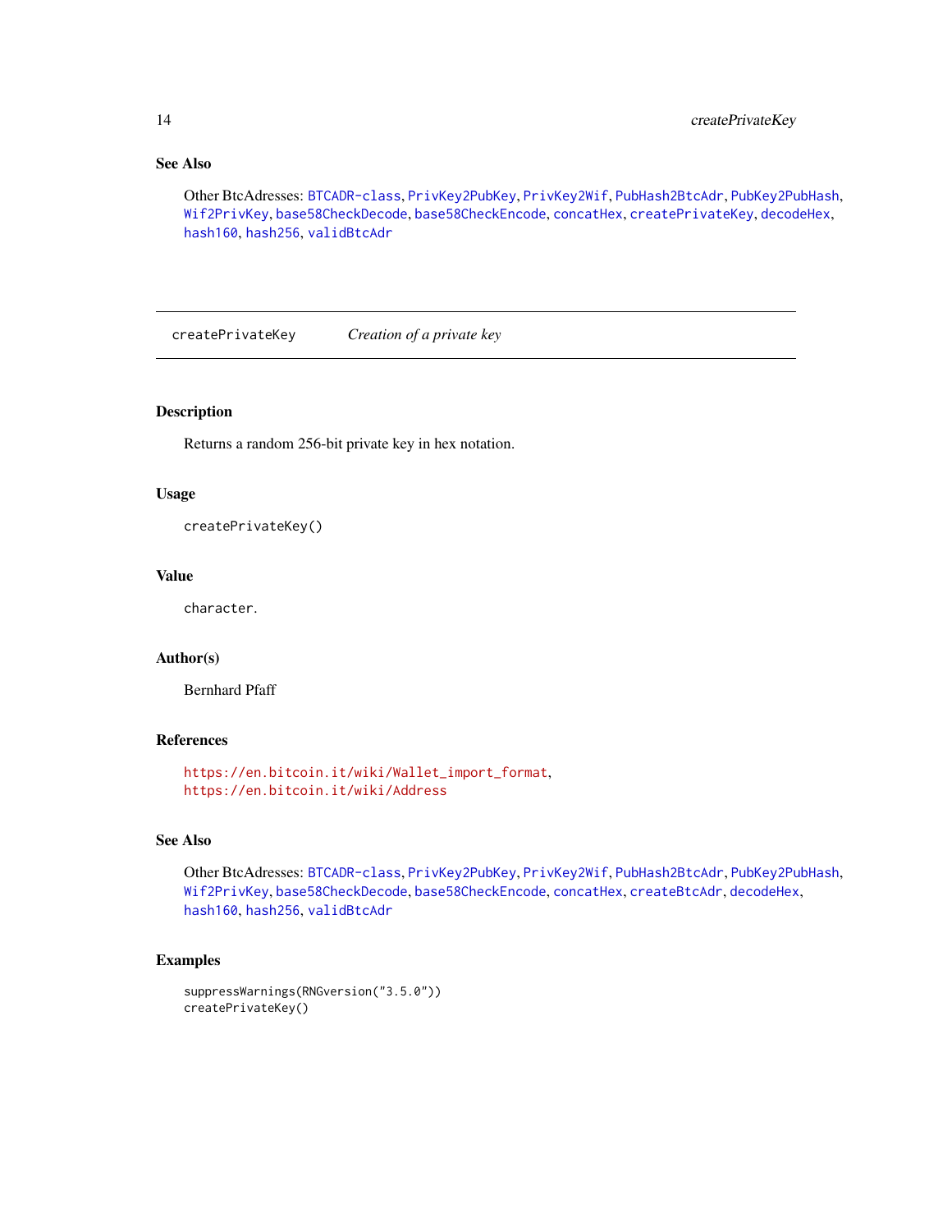### See Also

Other BtcAdresses: BTCADR-class, PrivKey2PubKey, PrivKey2Wif, PubHash2BtcAdr, PubKey2PubHash, Wif2PrivKey, base58CheckDecode, base58CheckEncode, concatHex, createPrivateKey, decodeHex, hash160, hash256, validBtcAdr

---

## createPrivateKey — *Creation of a private key*

---

### Description

Returns a random 256-bit private key in hex notation.

### Usage

```
createPrivateKey()
```

### Value

character.

### Author(s)

Bernhard Pfaff

### References

https://en.bitcoin.it/wiki/Wallet_import_format,
https://en.bitcoin.it/wiki/Address

### See Also

Other BtcAdresses: BTCADR-class, PrivKey2PubKey, PrivKey2Wif, PubHash2BtcAdr, PubKey2PubHash, Wif2PrivKey, base58CheckDecode, base58CheckEncode, concatHex, createBtcAdr, decodeHex, hash160, hash256, validBtcAdr

### Examples

```
suppressWarnings(RNGversion("3.5.0"))
createPrivateKey()
```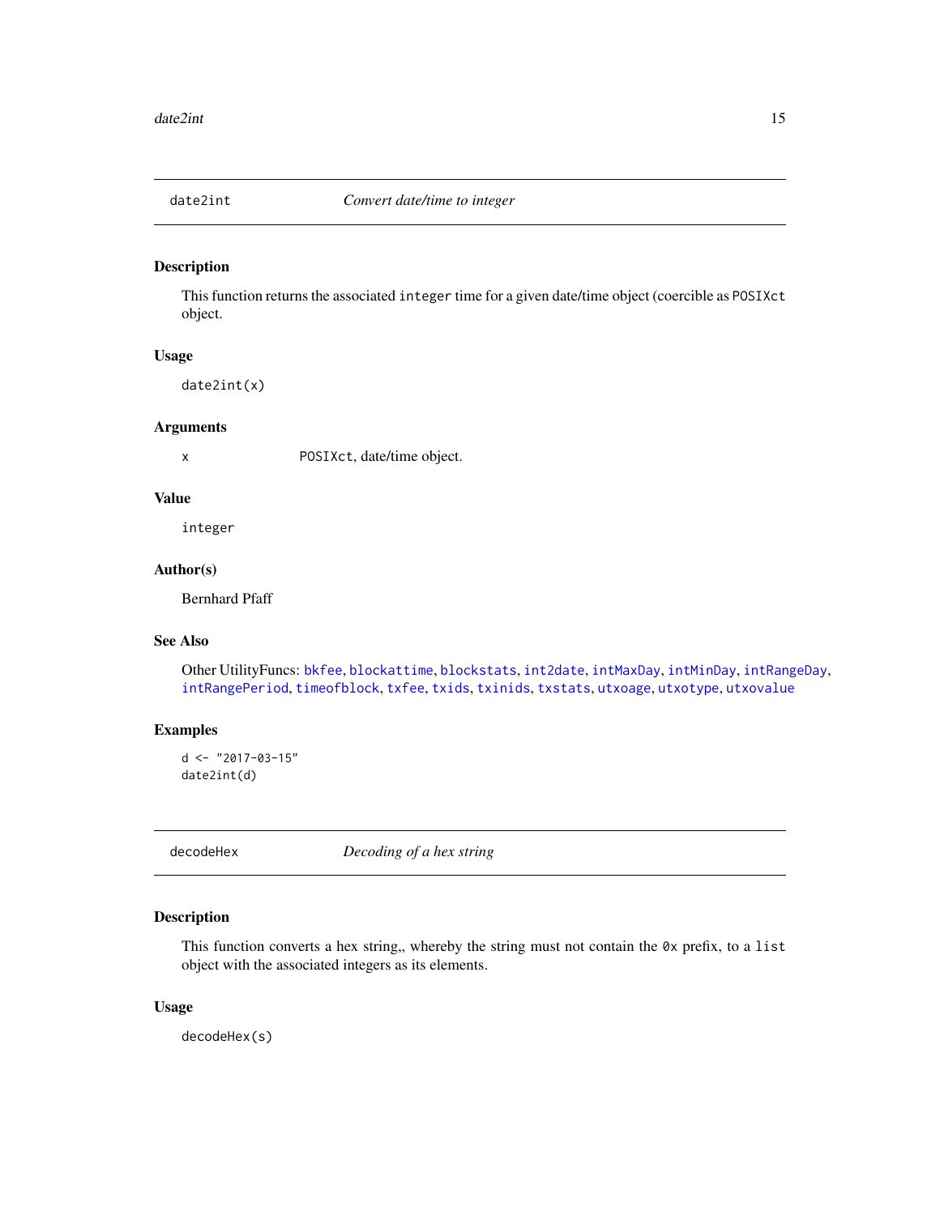## date2int *Convert date/time to integer*

### Description

This function returns the associated `integer` time for a given date/time object (coercible as `POSIXct` object.

### Usage

```
date2int(x)
```

### Arguments

x `POSIXct`, date/time object.

### Value

`integer`

### Author(s)

Bernhard Pfaff

### See Also

Other UtilityFuncs: `bkfee`, `blockattime`, `blockstats`, `int2date`, `intMaxDay`, `intMinDay`, `intRangeDay`, `intRangePeriod`, `timeofblock`, `txfee`, `txids`, `txinids`, `txstats`, `utxoage`, `utxotype`, `utxovalue`

### Examples

```
d <- "2017-03-15"
date2int(d)
```

## decodeHex *Decoding of a hex string*

### Description

This function converts a hex string,, whereby the string must not contain the `0x` prefix, to a `list` object with the associated integers as its elements.

### Usage

```
decodeHex(s)
```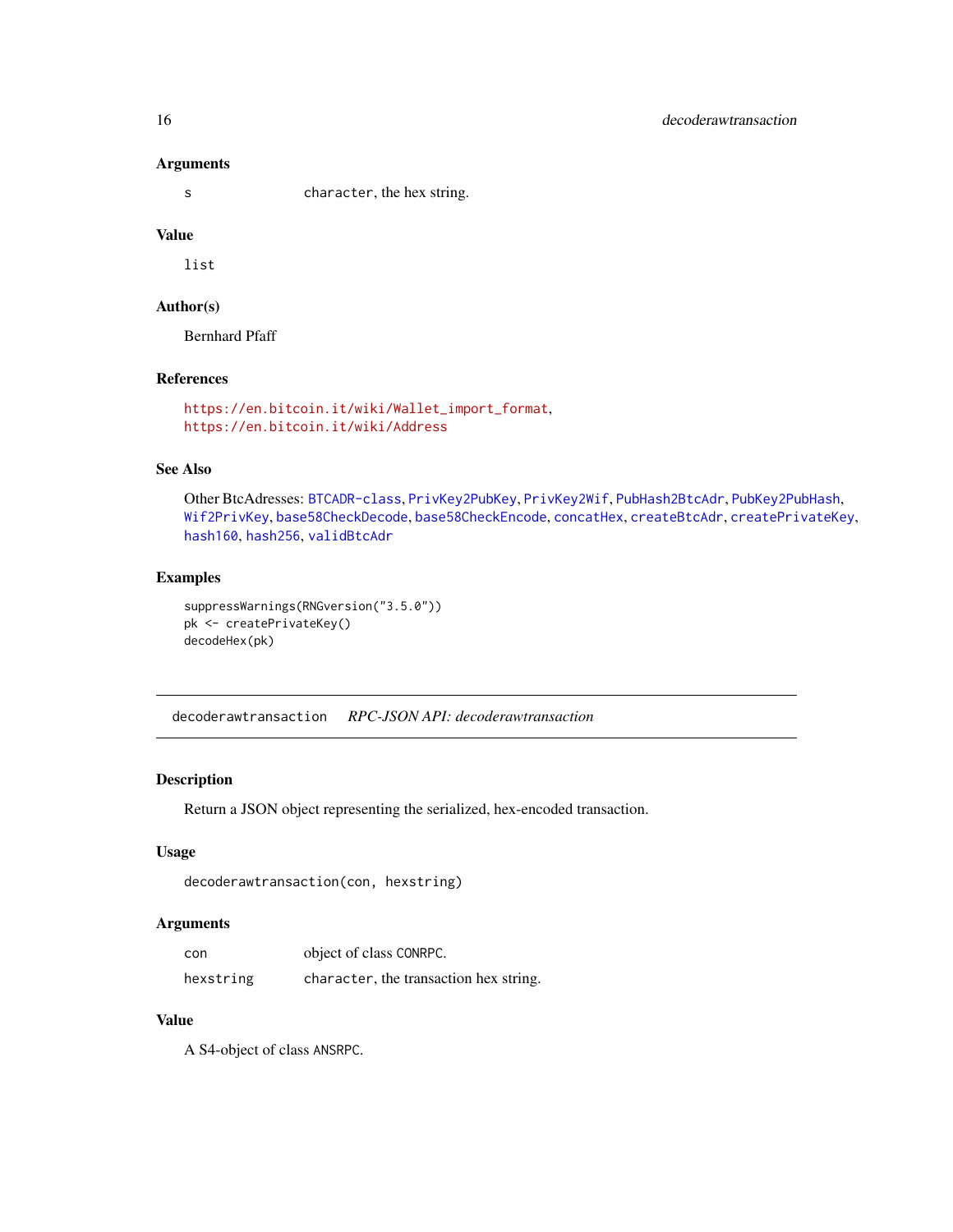### Arguments

| | |
|---|---|
| s | `character`, the hex string. |

### Value

`list`

### Author(s)

Bernhard Pfaff

### References

https://en.bitcoin.it/wiki/Wallet_import_format,
https://en.bitcoin.it/wiki/Address

### See Also

Other BtcAdresses: `BTCADR-class`, `PrivKey2PubKey`, `PrivKey2Wif`, `PubHash2BtcAdr`, `PubKey2PubHash`, `Wif2PrivKey`, `base58CheckDecode`, `base58CheckEncode`, `concatHex`, `createBtcAdr`, `createPrivateKey`, `hash160`, `hash256`, `validBtcAdr`

### Examples

```
suppressWarnings(RNGversion("3.5.0"))
pk <- createPrivateKey()
decodeHex(pk)
```

---

## decoderawtransaction    *RPC-JSON API: decoderawtransaction*

---

### Description

Return a JSON object representing the serialized, hex-encoded transaction.

### Usage

```
decoderawtransaction(con, hexstring)
```

### Arguments

| | |
|---|---|
| con | object of class `CONRPC`. |
| hexstring | `character`, the transaction hex string. |

### Value

A S4-object of class `ANSRPC`.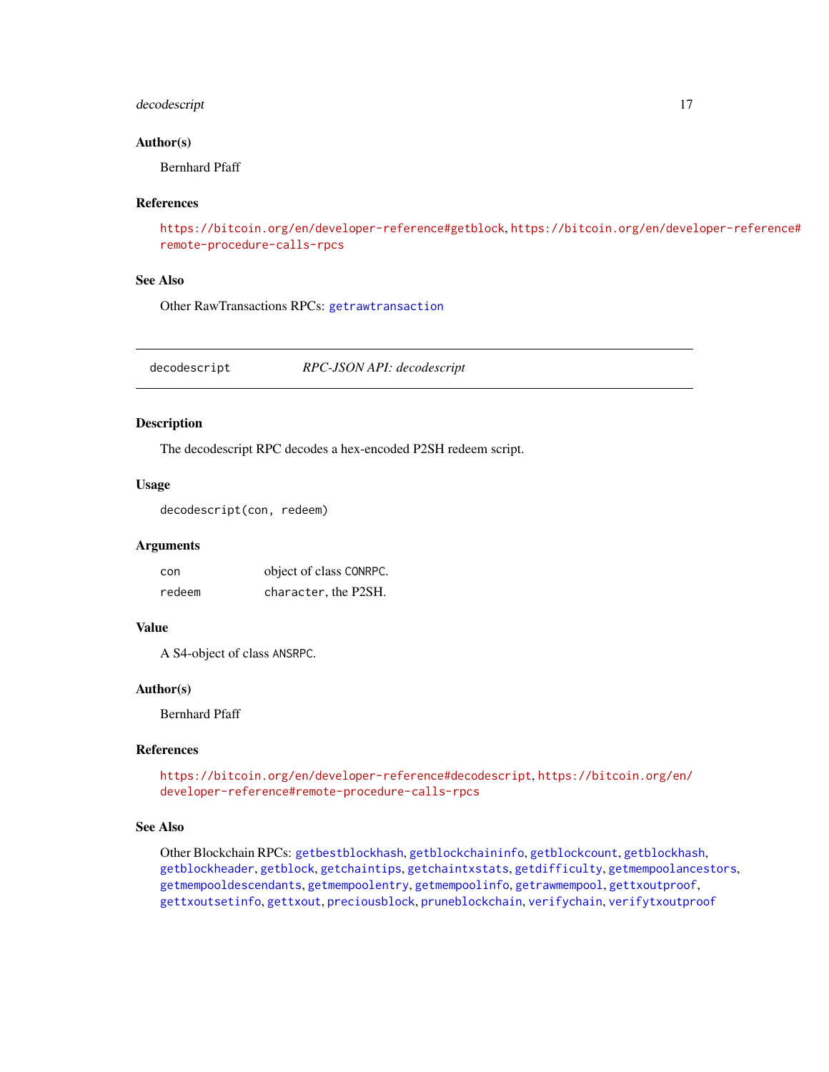### Author(s)

Bernhard Pfaff

### References

https://bitcoin.org/en/developer-reference#getblock, https://bitcoin.org/en/developer-reference#remote-procedure-calls-rpcs

### See Also

Other RawTransactions RPCs: `getrawtransaction`

---

## decodescript — *RPC-JSON API: decodescript*

### Description

The decodescript RPC decodes a hex-encoded P2SH redeem script.

### Usage

```
decodescript(con, redeem)
```

### Arguments

| | |
|---|---|
| `con` | object of class `CONRPC`. |
| `redeem` | `character`, the P2SH. |

### Value

A S4-object of class `ANSRPC`.

### Author(s)

Bernhard Pfaff

### References

https://bitcoin.org/en/developer-reference#decodescript, https://bitcoin.org/en/developer-reference#remote-procedure-calls-rpcs

### See Also

Other Blockchain RPCs: `getbestblockhash`, `getblockchaininfo`, `getblockcount`, `getblockhash`, `getblockheader`, `getblock`, `getchaintips`, `getchaintxstats`, `getdifficulty`, `getmempoolancestors`, `getmempooldescendants`, `getmempoolentry`, `getmempoolinfo`, `getrawmempool`, `gettxoutproof`, `gettxoutsetinfo`, `gettxout`, `preciousblock`, `pruneblockchain`, `verifychain`, `verifytxoutproof`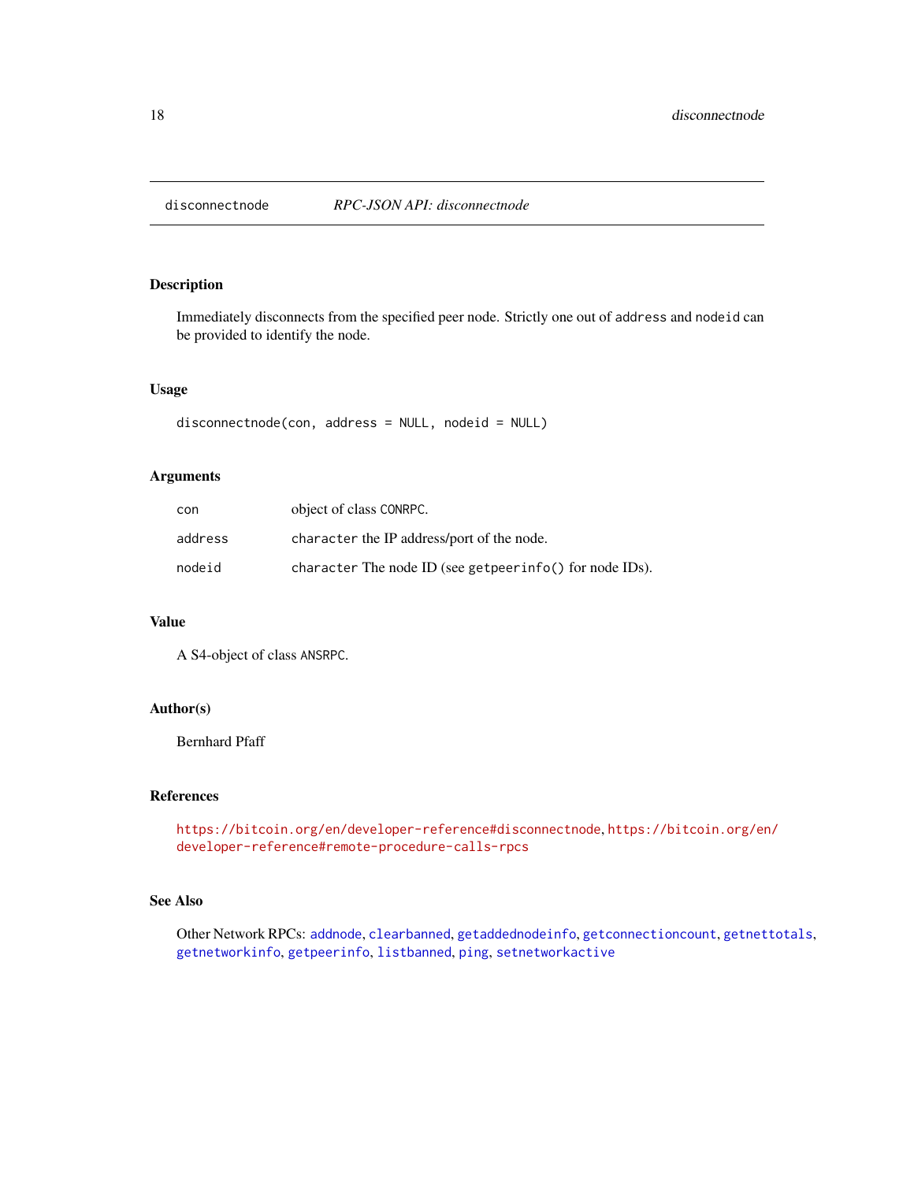## disconnectnode *RPC-JSON API: disconnectnode*

### Description

Immediately disconnects from the specified peer node. Strictly one out of `address` and `nodeid` can be provided to identify the node.

### Usage

```
disconnectnode(con, address = NULL, nodeid = NULL)
```

### Arguments

| | |
|---|---|
| `con` | object of class `CONRPC`. |
| `address` | `character` the IP address/port of the node. |
| `nodeid` | `character` The node ID (see `getpeerinfo()` for node IDs). |

### Value

A S4-object of class `ANSRPC`.

### Author(s)

Bernhard Pfaff

### References

https://bitcoin.org/en/developer-reference#disconnectnode, https://bitcoin.org/en/developer-reference#remote-procedure-calls-rpcs

### See Also

Other Network RPCs: `addnode`, `clearbanned`, `getaddednodeinfo`, `getconnectioncount`, `getnettotals`, `getnetworkinfo`, `getpeerinfo`, `listbanned`, `ping`, `setnetworkactive`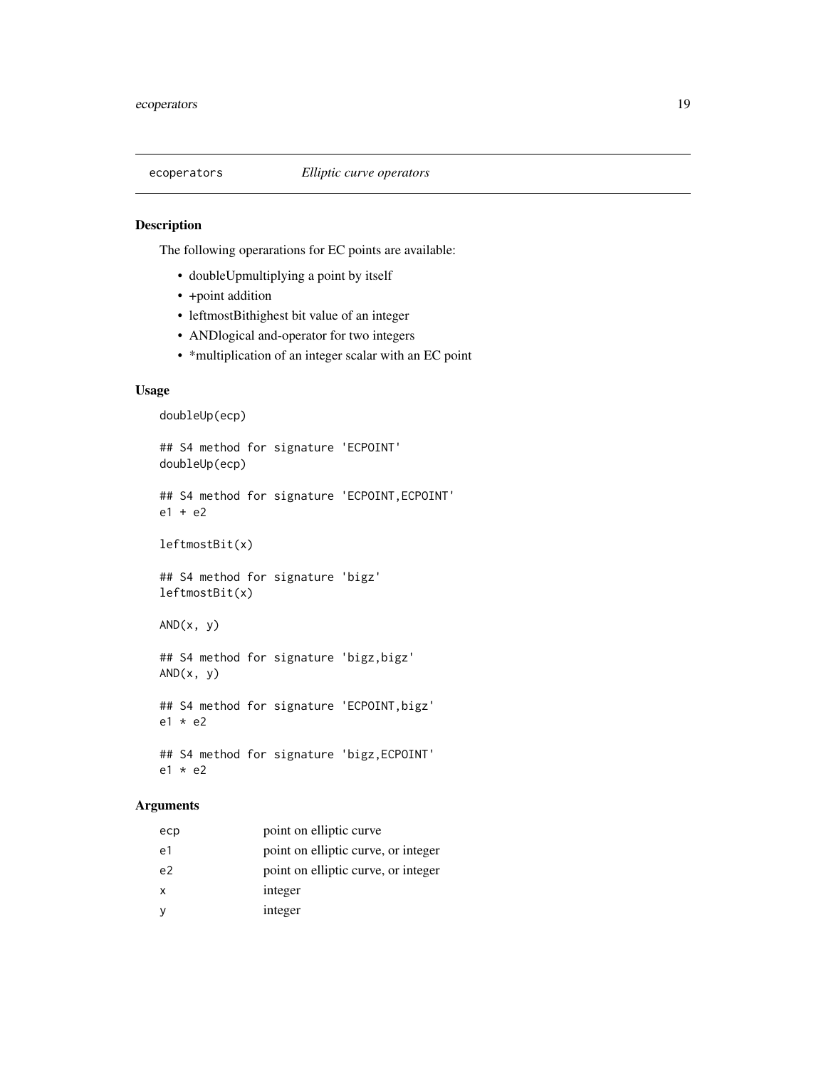ecoperators *Elliptic curve operators*

## Description

The following operarations for EC points are available:

- doubleUpmultiplying a point by itself
- +point addition
- leftmostBithighest bit value of an integer
- ANDlogical and-operator for two integers
- *multiplication of an integer scalar with an EC point

## Usage

```
doubleUp(ecp)

## S4 method for signature 'ECPOINT'
doubleUp(ecp)

## S4 method for signature 'ECPOINT,ECPOINT'
e1 + e2

leftmostBit(x)

## S4 method for signature 'bigz'
leftmostBit(x)

AND(x, y)

## S4 method for signature 'bigz,bigz'
AND(x, y)

## S4 method for signature 'ECPOINT,bigz'
e1 * e2

## S4 method for signature 'bigz,ECPOINT'
e1 * e2
```

## Arguments

| | |
|---|---|
| ecp | point on elliptic curve |
| e1 | point on elliptic curve, or integer |
| e2 | point on elliptic curve, or integer |
| x | integer |
| y | integer |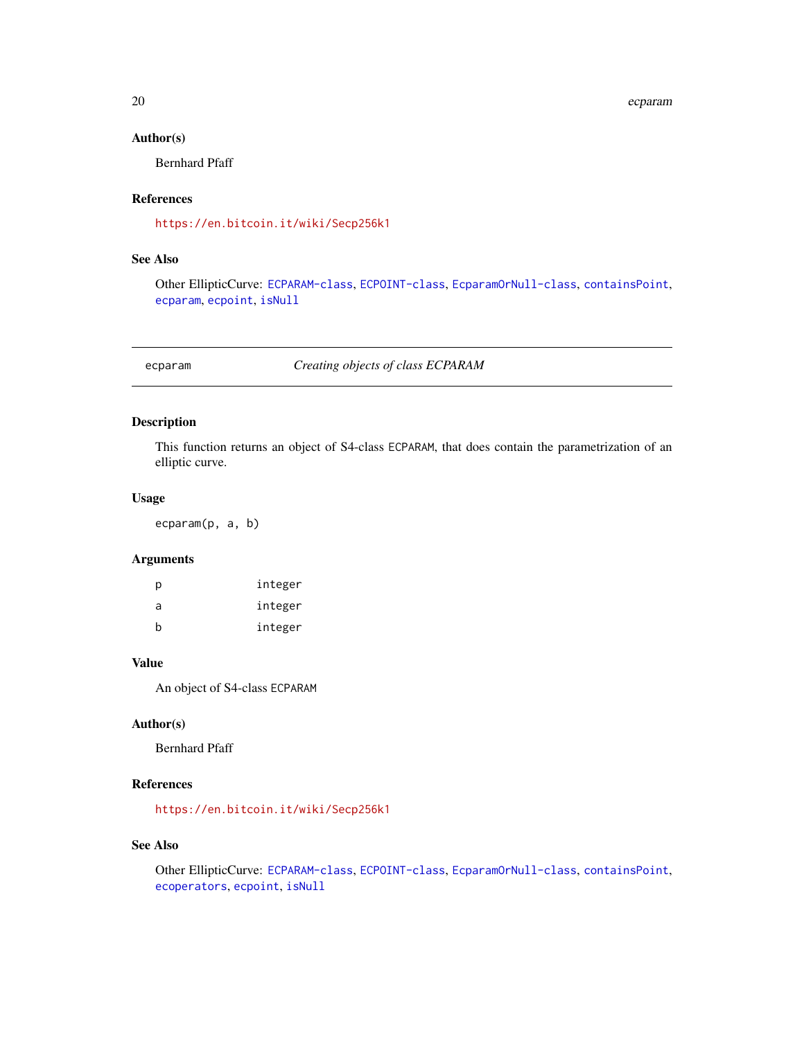### Author(s)

Bernhard Pfaff

### References

https://en.bitcoin.it/wiki/Secp256k1

### See Also

Other EllipticCurve: ECPARAM-class, ECPOINT-class, EcparamOrNull-class, containsPoint, ecparam, ecpoint, isNull

---

## ecparam *Creating objects of class ECPARAM*

---

### Description

This function returns an object of S4-class ECPARAM, that does contain the parametrization of an elliptic curve.

### Usage

```
ecparam(p, a, b)
```

### Arguments

| | |
|---|---|
| p | integer |
| a | integer |
| b | integer |

### Value

An object of S4-class ECPARAM

### Author(s)

Bernhard Pfaff

### References

https://en.bitcoin.it/wiki/Secp256k1

### See Also

Other EllipticCurve: ECPARAM-class, ECPOINT-class, EcparamOrNull-class, containsPoint, ecoperators, ecpoint, isNull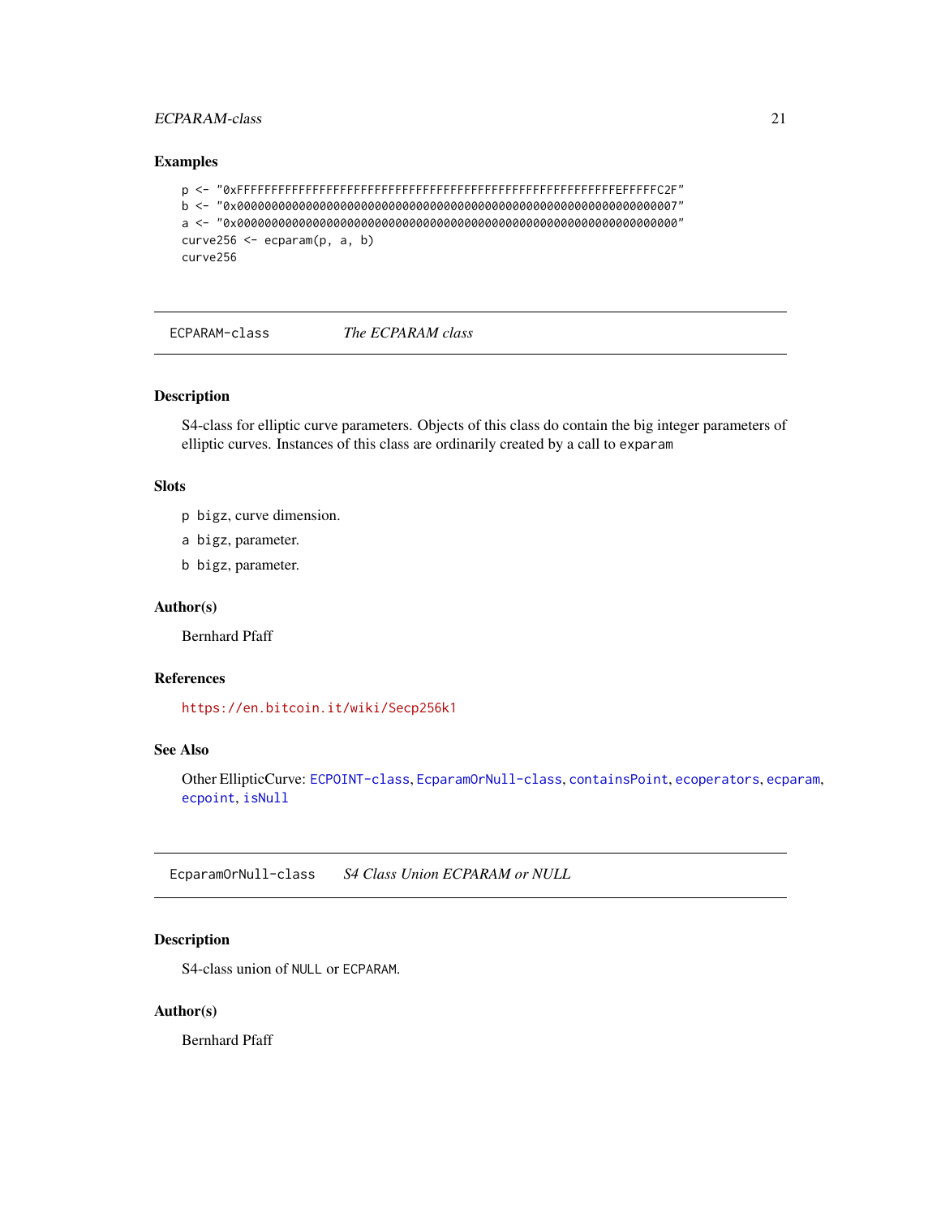## Examples

```
p <- "0xFFFFFFFFFFFFFFFFFFFFFFFFFFFFFFFFFFFFFFFFFFFFFFFFFFFFFFFEFFFFFC2F"
b <- "0x0000000000000000000000000000000000000000000000000000000000000007"
a <- "0x0000000000000000000000000000000000000000000000000000000000000000"
curve256 <- ecparam(p, a, b)
curve256
```

---

# ECPARAM-class    *The ECPARAM class*

---

## Description

S4-class for elliptic curve parameters. Objects of this class do contain the big integer parameters of elliptic curves. Instances of this class are ordinarily created by a call to `exparam`

## Slots

`p` bigz, curve dimension.

`a` bigz, parameter.

`b` bigz, parameter.

## Author(s)

Bernhard Pfaff

## References

https://en.bitcoin.it/wiki/Secp256k1

## See Also

Other EllipticCurve: `ECPOINT-class`, `EcparamOrNull-class`, `containsPoint`, `ecoperators`, `ecparam`, `ecpoint`, `isNull`

---

# EcparamOrNull-class    *S4 Class Union ECPARAM or NULL*

---

## Description

S4-class union of `NULL` or `ECPARAM`.

## Author(s)

Bernhard Pfaff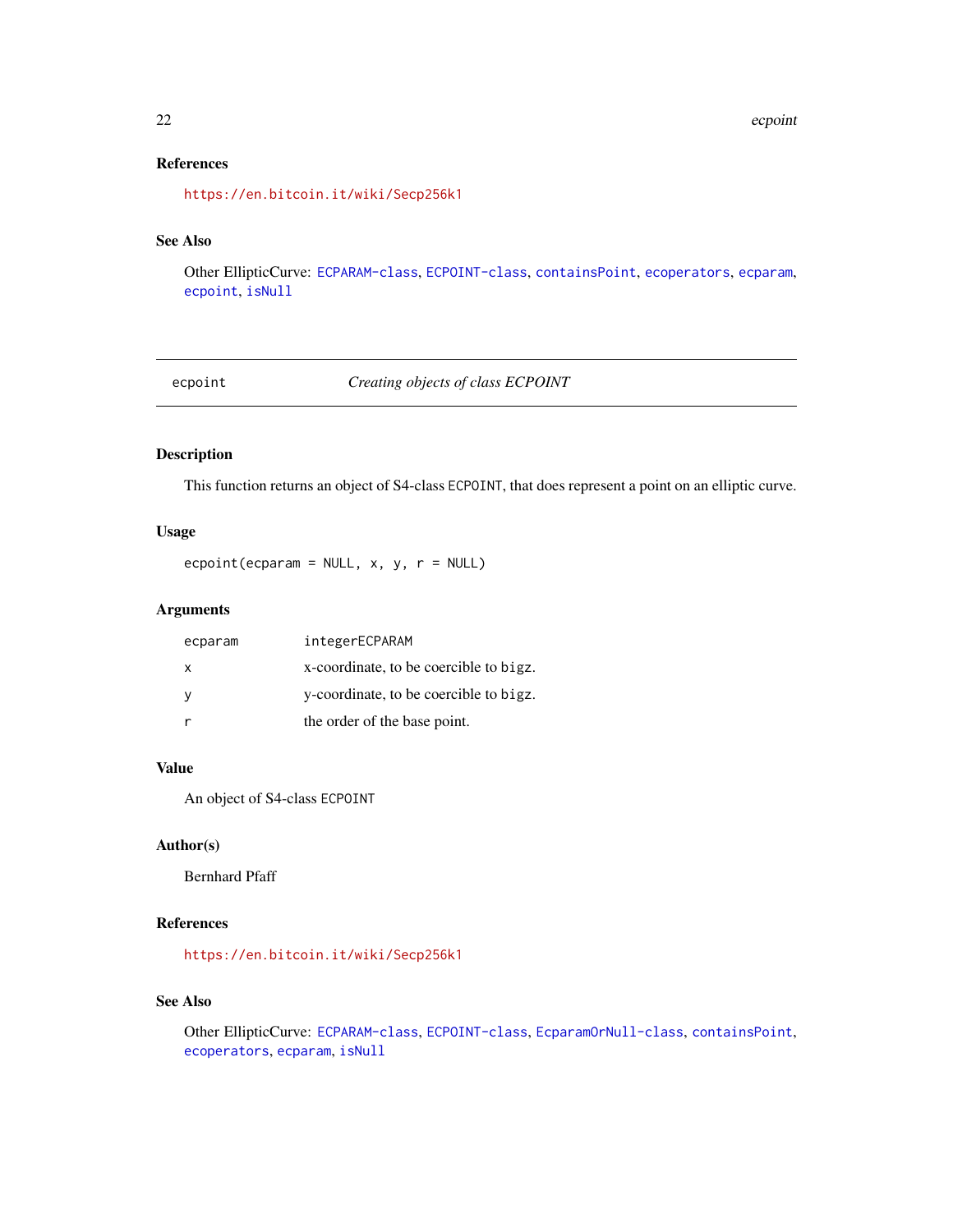## References

https://en.bitcoin.it/wiki/Secp256k1

## See Also

Other EllipticCurve: `ECPARAM-class`, `ECPOINT-class`, `containsPoint`, `ecoperators`, `ecparam`, `ecpoint`, `isNull`

---

# ecpoint — *Creating objects of class ECPOINT*

## Description

This function returns an object of S4-class `ECPOINT`, that does represent a point on an elliptic curve.

## Usage

```
ecpoint(ecparam = NULL, x, y, r = NULL)
```

## Arguments

| | |
|---|---|
| `ecparam` | `integerECPARAM` |
| `x` | x-coordinate, to be coercible to `bigz`. |
| `y` | y-coordinate, to be coercible to `bigz`. |
| `r` | the order of the base point. |

## Value

An object of S4-class `ECPOINT`

## Author(s)

Bernhard Pfaff

## References

https://en.bitcoin.it/wiki/Secp256k1

## See Also

Other EllipticCurve: `ECPARAM-class`, `ECPOINT-class`, `EcparamOrNull-class`, `containsPoint`, `ecoperators`, `ecparam`, `isNull`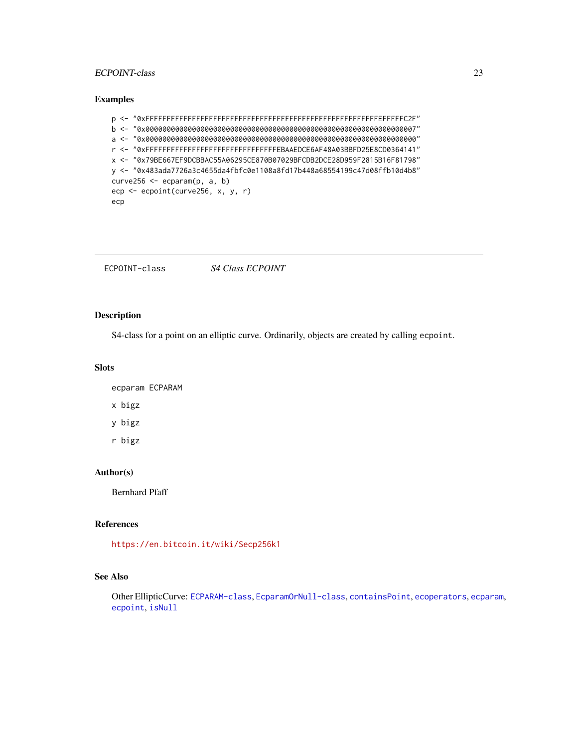## Examples

```
p <- "0xFFFFFFFFFFFFFFFFFFFFFFFFFFFFFFFFFFFFFFFFFFFFFFFFFFFFFFFEFFFFFC2F"
b <- "0x0000000000000000000000000000000000000000000000000000000000000007"
a <- "0x0000000000000000000000000000000000000000000000000000000000000000"
r <- "0xFFFFFFFFFFFFFFFFFFFFFFFFFFFFFFFEBAAEDCE6AF48A03BBFD25E8CD0364141"
x <- "0x79BE667EF9DCBBAC55A06295CE870B07029BFCDB2DCE28D959F2815B16F81798"
y <- "0x483ada7726a3c4655da4fbfc0e1108a8fd17b448a68554199c47d08ffb10d4b8"
curve256 <- ecparam(p, a, b)
ecp <- ecpoint(curve256, x, y, r)
ecp
```

---

# ECPOINT-class    *S4 Class ECPOINT*

## Description

S4-class for a point on an elliptic curve. Ordinarily, objects are created by calling `ecpoint`.

## Slots

`ecparam` ECPARAM

`x` bigz

`y` bigz

`r` bigz

## Author(s)

Bernhard Pfaff

## References

https://en.bitcoin.it/wiki/Secp256k1

## See Also

Other EllipticCurve: `ECPARAM-class`, `EcparamOrNull-class`, `containsPoint`, `ecoperators`, `ecparam`, `ecpoint`, `isNull`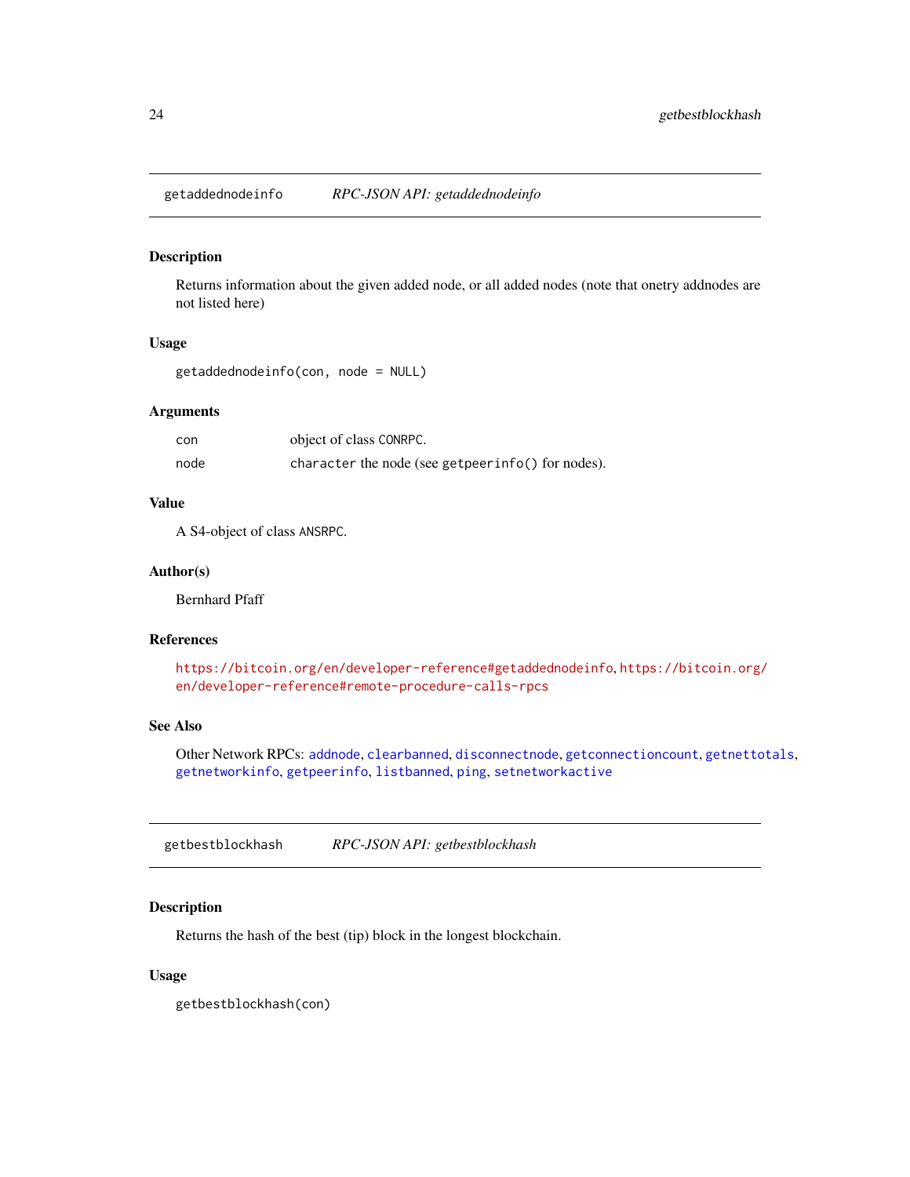## getaddednodeinfo — *RPC-JSON API: getaddednodeinfo*

### Description

Returns information about the given added node, or all added nodes (note that onetry addnodes are not listed here)

### Usage

```
getaddednodeinfo(con, node = NULL)
```

### Arguments

| | |
|---|---|
| con | object of class `CONRPC`. |
| node | `character` the node (see `getpeerinfo()` for nodes). |

### Value

A S4-object of class `ANSRPC`.

### Author(s)

Bernhard Pfaff

### References

https://bitcoin.org/en/developer-reference#getaddednodeinfo, https://bitcoin.org/en/developer-reference#remote-procedure-calls-rpcs

### See Also

Other Network RPCs: `addnode`, `clearbanned`, `disconnectnode`, `getconnectioncount`, `getnettotals`, `getnetworkinfo`, `getpeerinfo`, `listbanned`, `ping`, `setnetworkactive`

## getbestblockhash — *RPC-JSON API: getbestblockhash*

### Description

Returns the hash of the best (tip) block in the longest blockchain.

### Usage

```
getbestblockhash(con)
```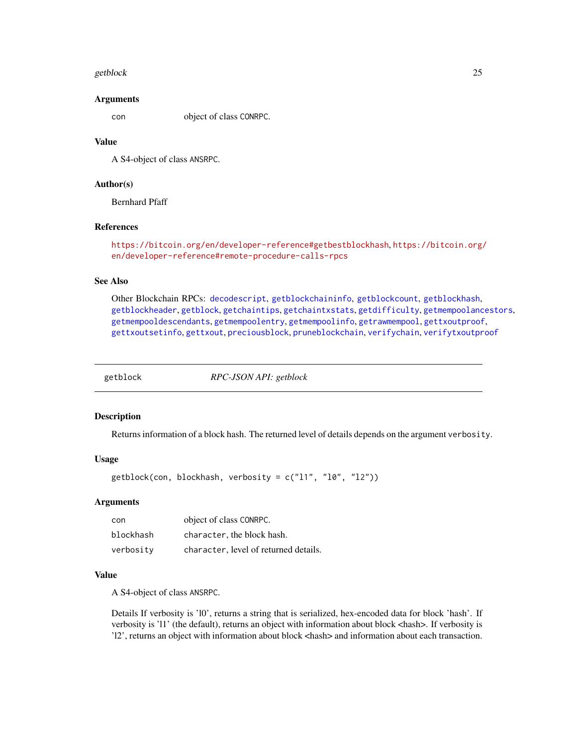### Arguments

| | |
|---|---|
| `con` | object of class `CONRPC`. |

### Value

A S4-object of class `ANSRPC`.

### Author(s)

Bernhard Pfaff

### References

https://bitcoin.org/en/developer-reference#getbestblockhash, https://bitcoin.org/en/developer-reference#remote-procedure-calls-rpcs

### See Also

Other Blockchain RPCs: `decodescript`, `getblockchaininfo`, `getblockcount`, `getblockhash`, `getblockheader`, `getblock`, `getchaintips`, `getchaintxstats`, `getdifficulty`, `getmempoolancestors`, `getmempooldescendants`, `getmempoolentry`, `getmempoolinfo`, `getrawmempool`, `gettxoutproof`, `gettxoutsetinfo`, `gettxout`, `preciousblock`, `pruneblockchain`, `verifychain`, `verifytxoutproof`

---

## getblock — *RPC-JSON API: getblock*

---

### Description

Returns information of a block hash. The returned level of details depends on the argument `verbosity`.

### Usage

```
getblock(con, blockhash, verbosity = c("l1", "l0", "l2"))
```

### Arguments

| | |
|---|---|
| `con` | object of class `CONRPC`. |
| `blockhash` | `character`, the block hash. |
| `verbosity` | `character`, level of returned details. |

### Value

A S4-object of class `ANSRPC`.

Details If verbosity is 'l0', returns a string that is serialized, hex-encoded data for block 'hash'. If verbosity is 'l1' (the default), returns an object with information about block <hash>. If verbosity is 'l2', returns an object with information about block <hash> and information about each transaction.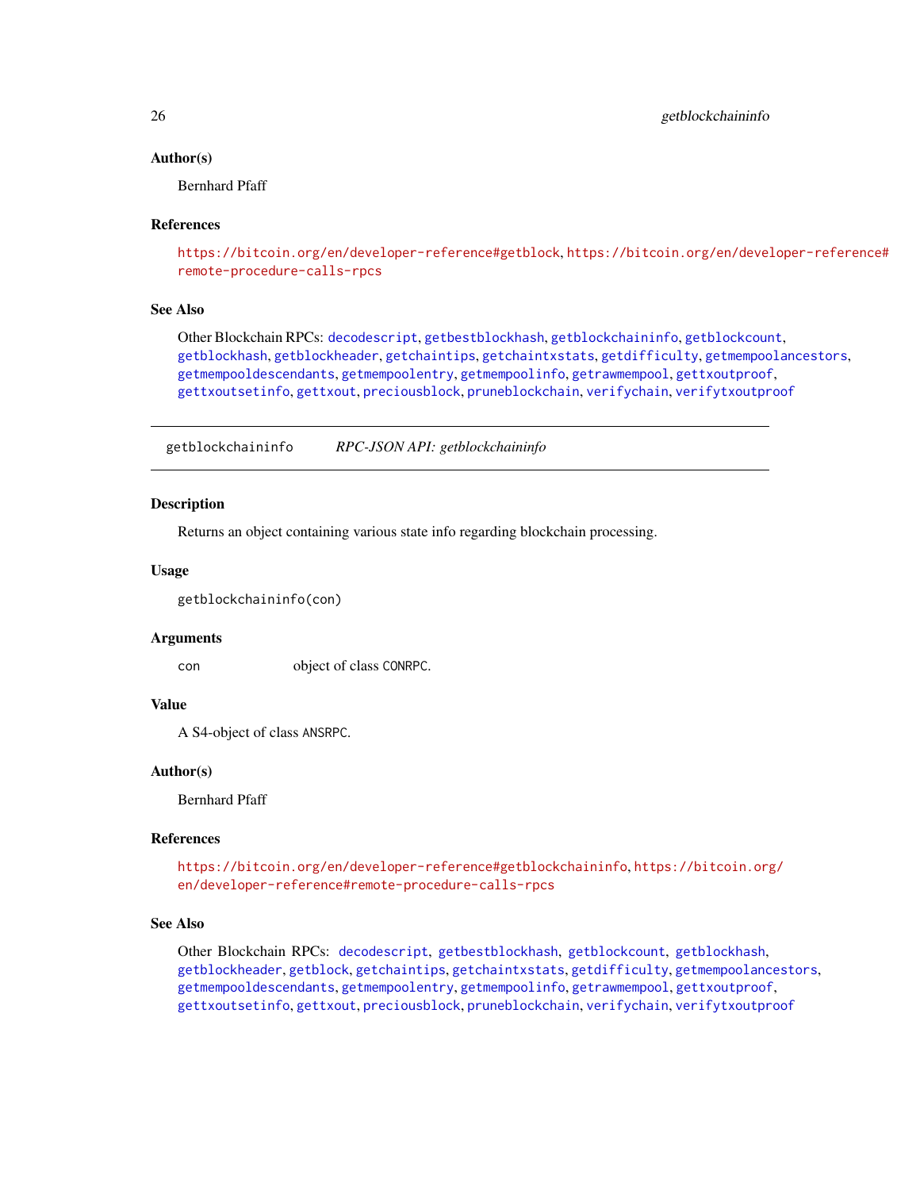### Author(s)

Bernhard Pfaff

### References

https://bitcoin.org/en/developer-reference#getblock, https://bitcoin.org/en/developer-reference#remote-procedure-calls-rpcs

### See Also

Other Blockchain RPCs: decodescript, getbestblockhash, getblockchaininfo, getblockcount, getblockhash, getblockheader, getchaintips, getchaintxstats, getdifficulty, getmempoolancestors, getmempooldescendants, getmempoolentry, getmempoolinfo, getrawmempool, gettxoutproof, gettxoutsetinfo, gettxout, preciousblock, pruneblockchain, verifychain, verifytxoutproof

---

## getblockchaininfo — *RPC-JSON API: getblockchaininfo*

---

### Description

Returns an object containing various state info regarding blockchain processing.

### Usage

```
getblockchaininfo(con)
```

### Arguments

| | |
|---|---|
| con | object of class CONRPC. |

### Value

A S4-object of class ANSRPC.

### Author(s)

Bernhard Pfaff

### References

https://bitcoin.org/en/developer-reference#getblockchaininfo, https://bitcoin.org/en/developer-reference#remote-procedure-calls-rpcs

### See Also

Other Blockchain RPCs: decodescript, getbestblockhash, getblockcount, getblockhash, getblockheader, getblock, getchaintips, getchaintxstats, getdifficulty, getmempoolancestors, getmempooldescendants, getmempoolentry, getmempoolinfo, getrawmempool, gettxoutproof, gettxoutsetinfo, gettxout, preciousblock, pruneblockchain, verifychain, verifytxoutproof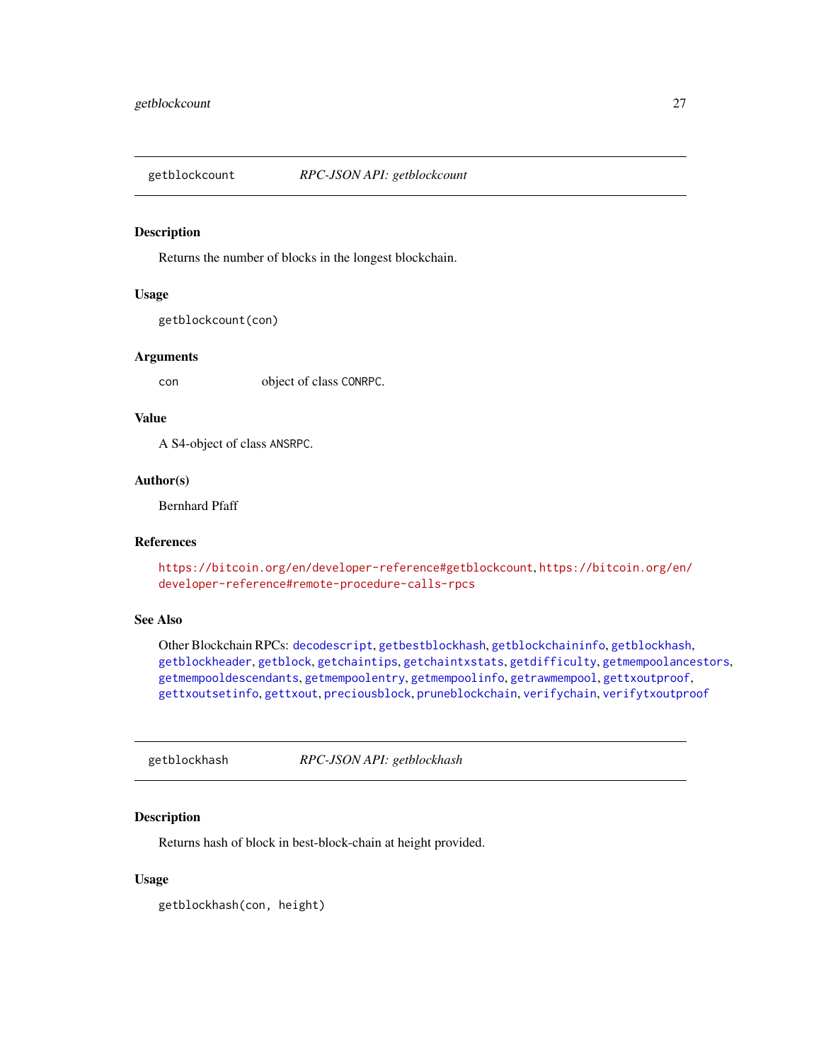## getblockcount &nbsp;&nbsp;&nbsp; *RPC-JSON API: getblockcount*

### Description

Returns the number of blocks in the longest blockchain.

### Usage

```
getblockcount(con)
```

### Arguments

| | |
|---|---|
| `con` | object of class `CONRPC`. |

### Value

A S4-object of class `ANSRPC`.

### Author(s)

Bernhard Pfaff

### References

https://bitcoin.org/en/developer-reference#getblockcount, https://bitcoin.org/en/developer-reference#remote-procedure-calls-rpcs

### See Also

Other Blockchain RPCs: `decodescript`, `getbestblockhash`, `getblockchaininfo`, `getblockhash`, `getblockheader`, `getblock`, `getchaintips`, `getchaintxstats`, `getdifficulty`, `getmempoolancestors`, `getmempooldescendants`, `getmempoolentry`, `getmempoolinfo`, `getrawmempool`, `gettxoutproof`, `gettxoutsetinfo`, `gettxout`, `preciousblock`, `pruneblockchain`, `verifychain`, `verifytxoutproof`

## getblockhash &nbsp;&nbsp;&nbsp; *RPC-JSON API: getblockhash*

### Description

Returns hash of block in best-block-chain at height provided.

### Usage

```
getblockhash(con, height)
```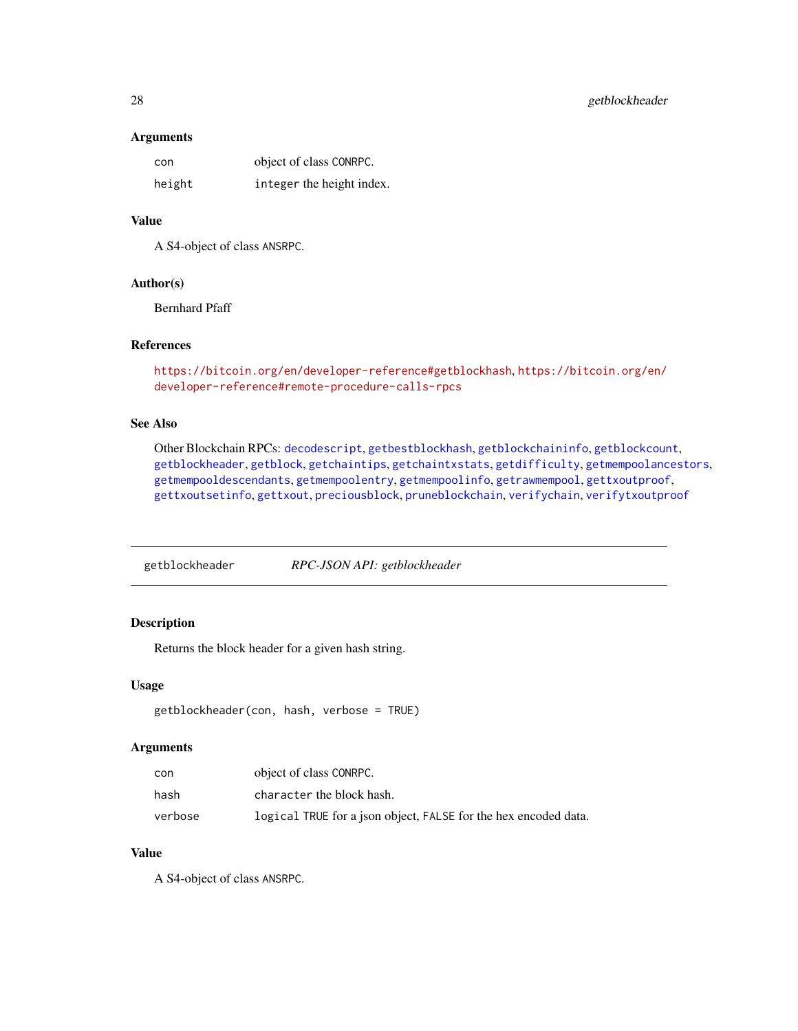### Arguments

| | |
|---|---|
| `con` | object of class `CONRPC`. |
| `height` | `integer` the height index. |

### Value

A S4-object of class `ANSRPC`.

### Author(s)

Bernhard Pfaff

### References

https://bitcoin.org/en/developer-reference#getblockhash, https://bitcoin.org/en/developer-reference#remote-procedure-calls-rpcs

### See Also

Other Blockchain RPCs: `decodescript`, `getbestblockhash`, `getblockchaininfo`, `getblockcount`, `getblockheader`, `getblock`, `getchaintips`, `getchaintxstats`, `getdifficulty`, `getmempoolancestors`, `getmempooldescendants`, `getmempoolentry`, `getmempoolinfo`, `getrawmempool`, `gettxoutproof`, `gettxoutsetinfo`, `gettxout`, `preciousblock`, `pruneblockchain`, `verifychain`, `verifytxoutproof`

---

## getblockheader — *RPC-JSON API: getblockheader*

---

### Description

Returns the block header for a given hash string.

### Usage

```
getblockheader(con, hash, verbose = TRUE)
```

### Arguments

| | |
|---|---|
| `con` | object of class `CONRPC`. |
| `hash` | `character` the block hash. |
| `verbose` | `logical` `TRUE` for a json object, `FALSE` for the hex encoded data. |

### Value

A S4-object of class `ANSRPC`.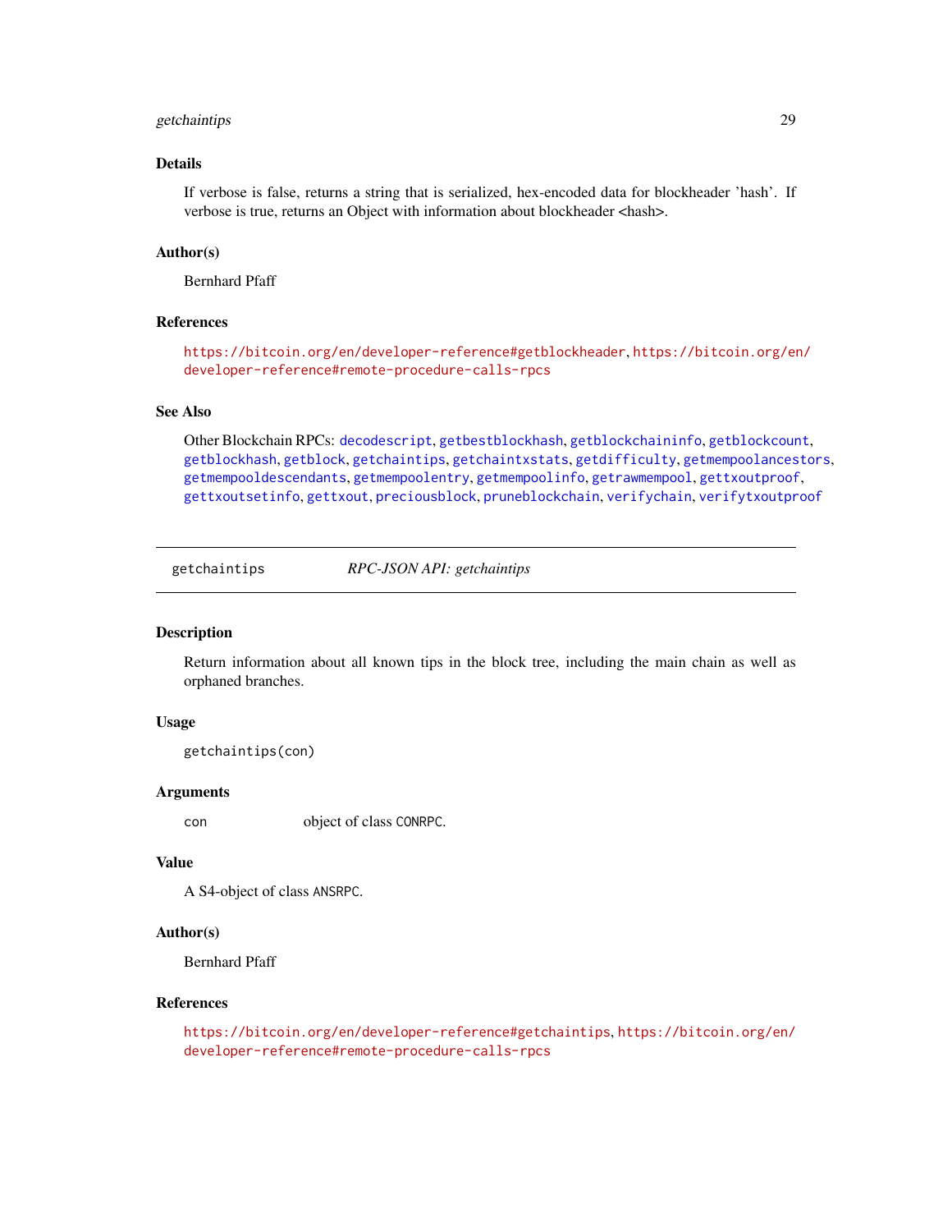### Details

If verbose is false, returns a string that is serialized, hex-encoded data for blockheader 'hash'. If verbose is true, returns an Object with information about blockheader <hash>.

### Author(s)

Bernhard Pfaff

### References

https://bitcoin.org/en/developer-reference#getblockheader, https://bitcoin.org/en/developer-reference#remote-procedure-calls-rpcs

### See Also

Other Blockchain RPCs: decodescript, getbestblockhash, getblockchaininfo, getblockcount, getblockhash, getblock, getchaintips, getchaintxstats, getdifficulty, getmempoolancestors, getmempooldescendants, getmempoolentry, getmempoolinfo, getrawmempool, gettxoutproof, gettxoutsetinfo, gettxout, preciousblock, pruneblockchain, verifychain, verifytxoutproof

---

## getchaintips — *RPC-JSON API: getchaintips*

### Description

Return information about all known tips in the block tree, including the main chain as well as orphaned branches.

### Usage

```
getchaintips(con)
```

### Arguments

| | |
|---|---|
| con | object of class CONRPC. |

### Value

A S4-object of class ANSRPC.

### Author(s)

Bernhard Pfaff

### References

https://bitcoin.org/en/developer-reference#getchaintips, https://bitcoin.org/en/developer-reference#remote-procedure-calls-rpcs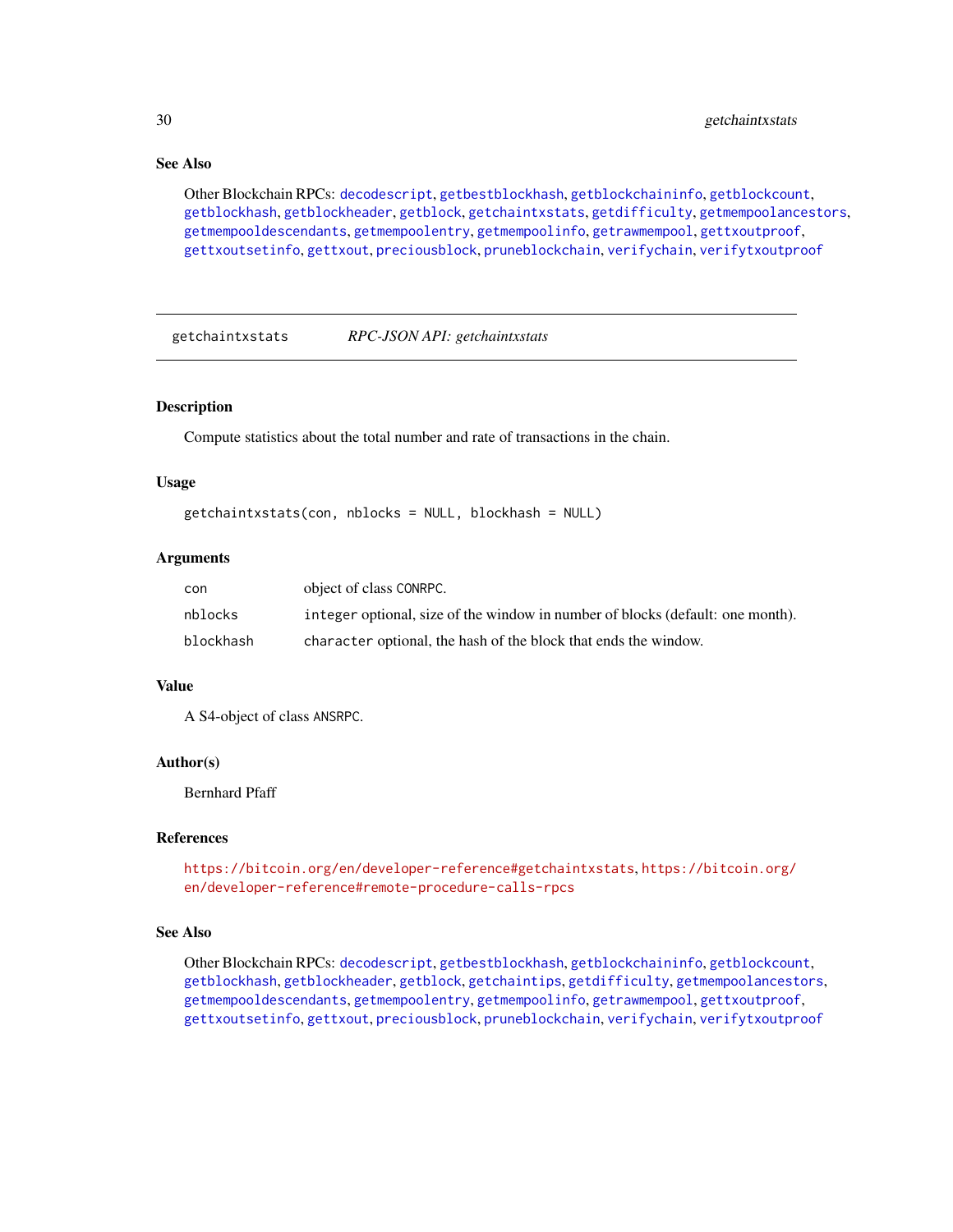### See Also

Other Blockchain RPCs: decodescript, getbestblockhash, getblockchaininfo, getblockcount, getblockhash, getblockheader, getblock, getchaintxstats, getdifficulty, getmempoolancestors, getmempooldescendants, getmempoolentry, getmempoolinfo, getrawmempool, gettxoutproof, gettxoutsetinfo, gettxout, preciousblock, pruneblockchain, verifychain, verifytxoutproof

---

## getchaintxstats — *RPC-JSON API: getchaintxstats*

---

### Description

Compute statistics about the total number and rate of transactions in the chain.

### Usage

```
getchaintxstats(con, nblocks = NULL, blockhash = NULL)
```

### Arguments

| | |
|---|---|
| `con` | object of class `CONRPC`. |
| `nblocks` | `integer` optional, size of the window in number of blocks (default: one month). |
| `blockhash` | `character` optional, the hash of the block that ends the window. |

### Value

A S4-object of class `ANSRPC`.

### Author(s)

Bernhard Pfaff

### References

https://bitcoin.org/en/developer-reference#getchaintxstats, https://bitcoin.org/en/developer-reference#remote-procedure-calls-rpcs

### See Also

Other Blockchain RPCs: decodescript, getbestblockhash, getblockchaininfo, getblockcount, getblockhash, getblockheader, getblock, getchaintips, getdifficulty, getmempoolancestors, getmempooldescendants, getmempoolentry, getmempoolinfo, getrawmempool, gettxoutproof, gettxoutsetinfo, gettxout, preciousblock, pruneblockchain, verifychain, verifytxoutproof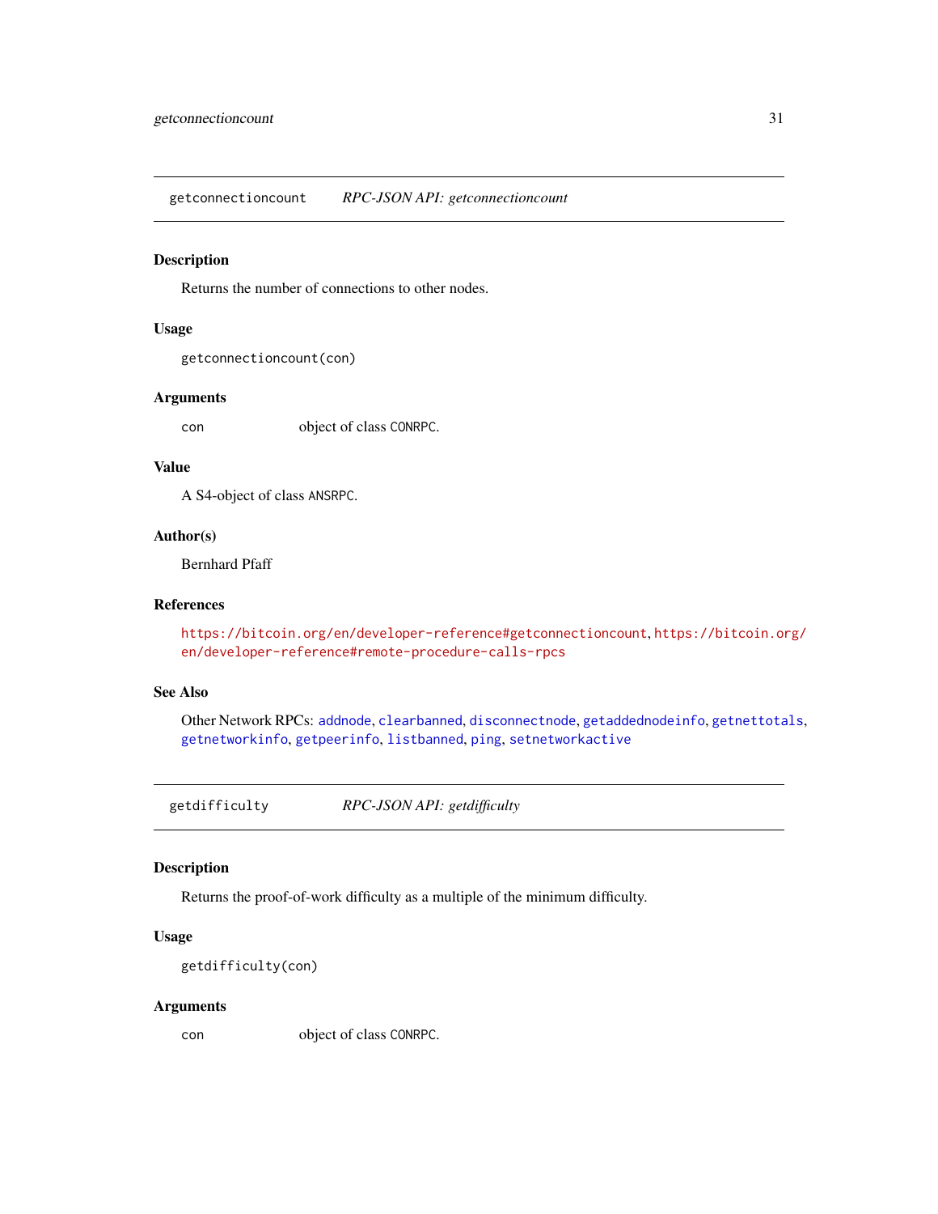## getconnectioncount — *RPC-JSON API: getconnectioncount*

### Description

Returns the number of connections to other nodes.

### Usage

```
getconnectioncount(con)
```

### Arguments

| | |
|---|---|
| con | object of class CONRPC. |

### Value

A S4-object of class ANSRPC.

### Author(s)

Bernhard Pfaff

### References

https://bitcoin.org/en/developer-reference#getconnectioncount, https://bitcoin.org/en/developer-reference#remote-procedure-calls-rpcs

### See Also

Other Network RPCs: addnode, clearbanned, disconnectnode, getaddednodeinfo, getnettotals, getnetworkinfo, getpeerinfo, listbanned, ping, setnetworkactive

## getdifficulty — *RPC-JSON API: getdifficulty*

### Description

Returns the proof-of-work difficulty as a multiple of the minimum difficulty.

### Usage

```
getdifficulty(con)
```

### Arguments

| | |
|---|---|
| con | object of class CONRPC. |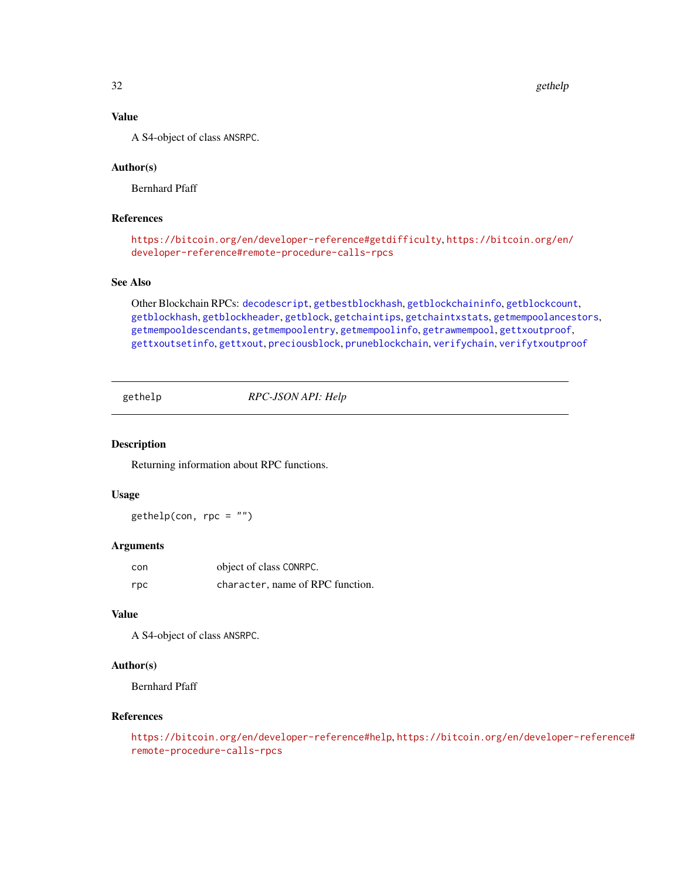### Value

A S4-object of class ANSRPC.

### Author(s)

Bernhard Pfaff

### References

https://bitcoin.org/en/developer-reference#getdifficulty, https://bitcoin.org/en/developer-reference#remote-procedure-calls-rpcs

### See Also

Other Blockchain RPCs: decodescript, getbestblockhash, getblockchaininfo, getblockcount, getblockhash, getblockheader, getblock, getchaintips, getchaintxstats, getmempoolancestors, getmempooldescendants, getmempoolentry, getmempoolinfo, getrawmempool, gettxoutproof, gettxoutsetinfo, gettxout, preciousblock, pruneblockchain, verifychain, verifytxoutproof

---

## gethelp — *RPC-JSON API: Help*

### Description

Returning information about RPC functions.

### Usage

```
gethelp(con, rpc = "")
```

### Arguments

| | |
|---|---|
| con | object of class CONRPC. |
| rpc | character, name of RPC function. |

### Value

A S4-object of class ANSRPC.

### Author(s)

Bernhard Pfaff

### References

https://bitcoin.org/en/developer-reference#help, https://bitcoin.org/en/developer-reference#remote-procedure-calls-rpcs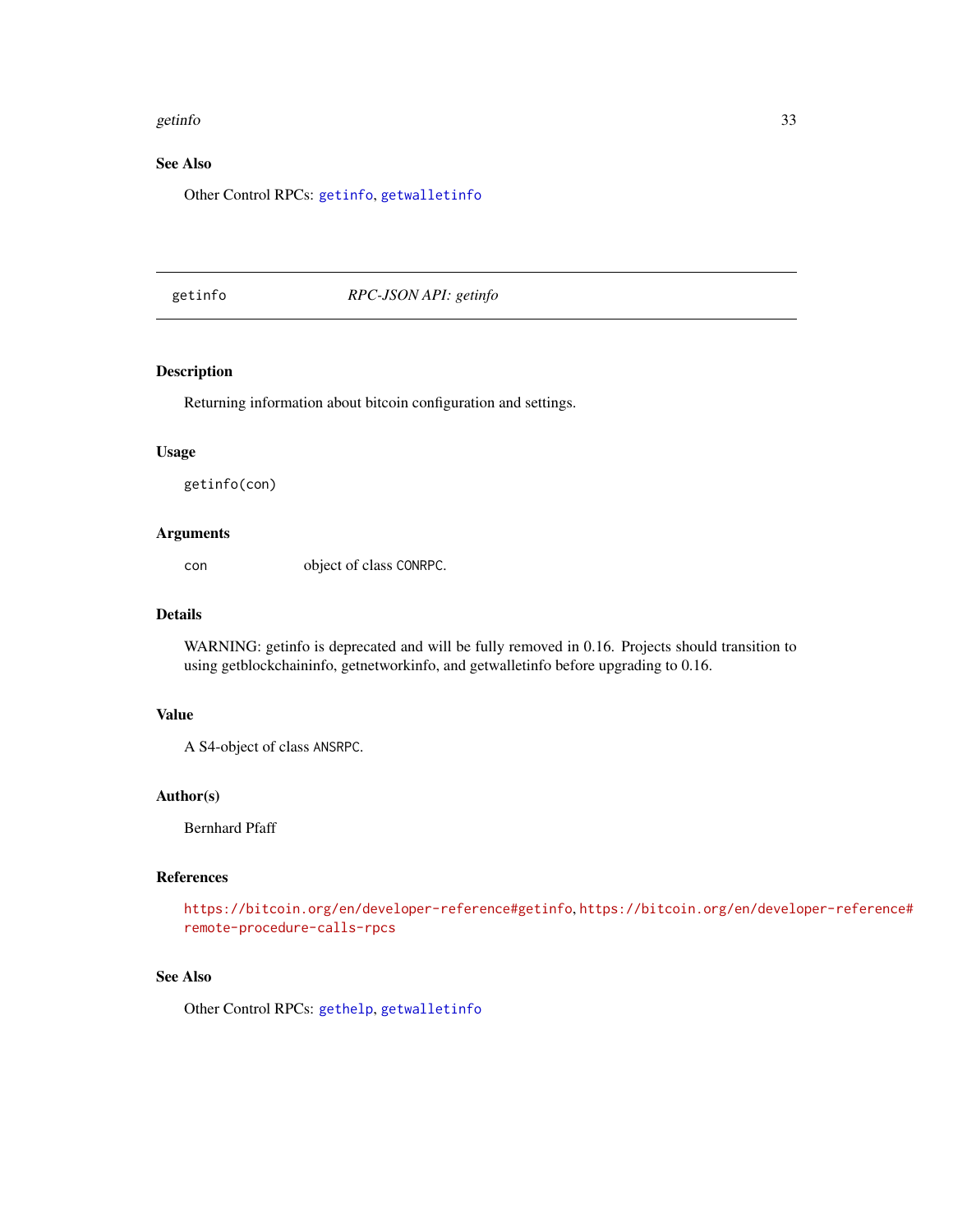## See Also

Other Control RPCs: getinfo, getwalletinfo

---

getinfo *RPC-JSON API: getinfo*

---

## Description

Returning information about bitcoin configuration and settings.

## Usage

```
getinfo(con)
```

## Arguments

| | |
|---|---|
| con | object of class CONRPC. |

## Details

WARNING: getinfo is deprecated and will be fully removed in 0.16. Projects should transition to using getblockchaininfo, getnetworkinfo, and getwalletinfo before upgrading to 0.16.

## Value

A S4-object of class ANSRPC.

## Author(s)

Bernhard Pfaff

## References

https://bitcoin.org/en/developer-reference#getinfo, https://bitcoin.org/en/developer-reference#remote-procedure-calls-rpcs

## See Also

Other Control RPCs: gethelp, getwalletinfo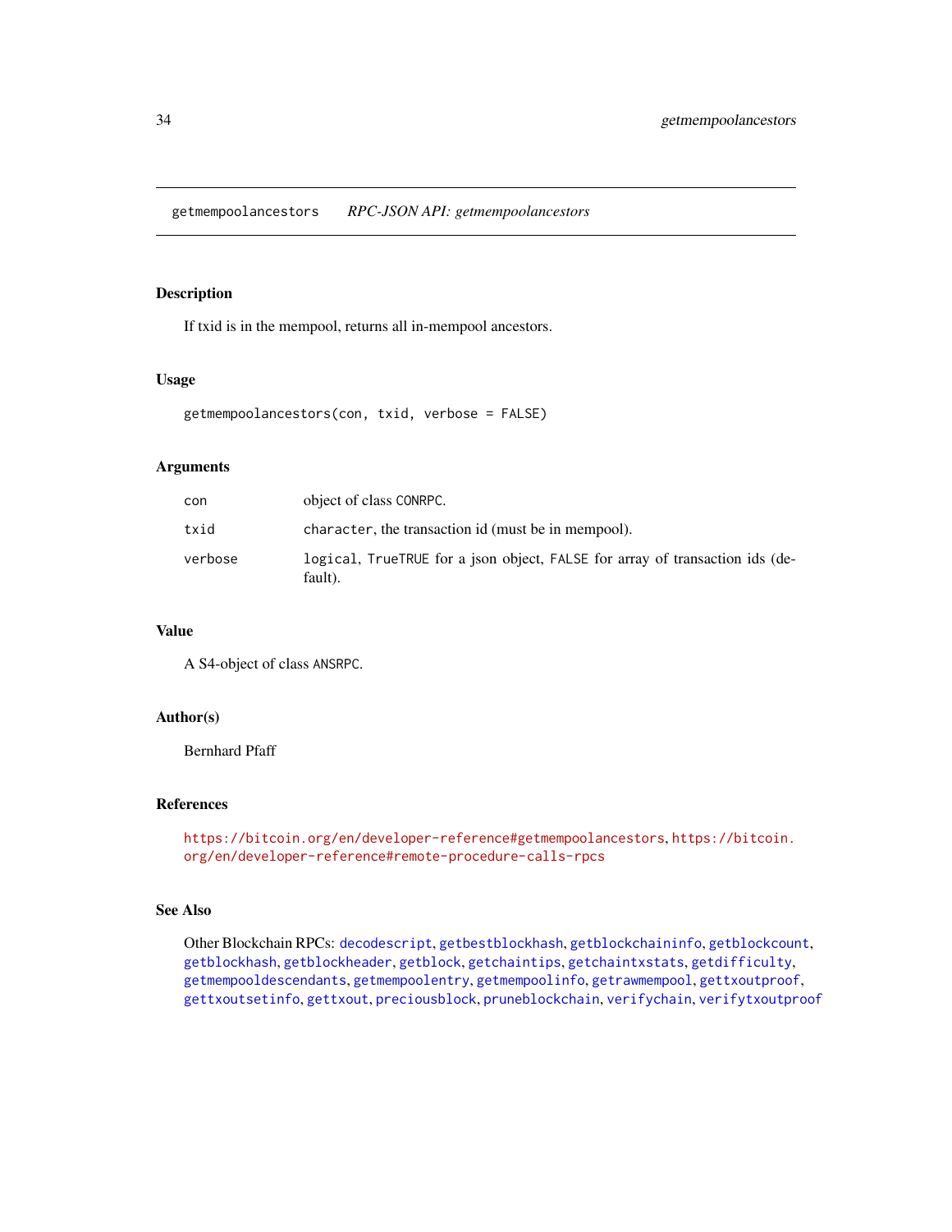getmempoolancestors *RPC-JSON API: getmempoolancestors*

## Description

If txid is in the mempool, returns all in-mempool ancestors.

## Usage

```
getmempoolancestors(con, txid, verbose = FALSE)
```

## Arguments

| | |
|---|---|
| `con` | object of class `CONRPC`. |
| `txid` | `character`, the transaction id (must be in mempool). |
| `verbose` | `logical`, `TrueTRUE` for a json object, `FALSE` for array of transaction ids (default). |

## Value

A S4-object of class `ANSRPC`.

## Author(s)

Bernhard Pfaff

## References

https://bitcoin.org/en/developer-reference#getmempoolancestors, https://bitcoin.org/en/developer-reference#remote-procedure-calls-rpcs

## See Also

Other Blockchain RPCs: `decodescript`, `getbestblockhash`, `getblockchaininfo`, `getblockcount`, `getblockhash`, `getblockheader`, `getblock`, `getchaintips`, `getchaintxstats`, `getdifficulty`, `getmempooldescendants`, `getmempoolentry`, `getmempoolinfo`, `getrawmempool`, `gettxoutproof`, `gettxoutsetinfo`, `gettxout`, `preciousblock`, `pruneblockchain`, `verifychain`, `verifytxoutproof`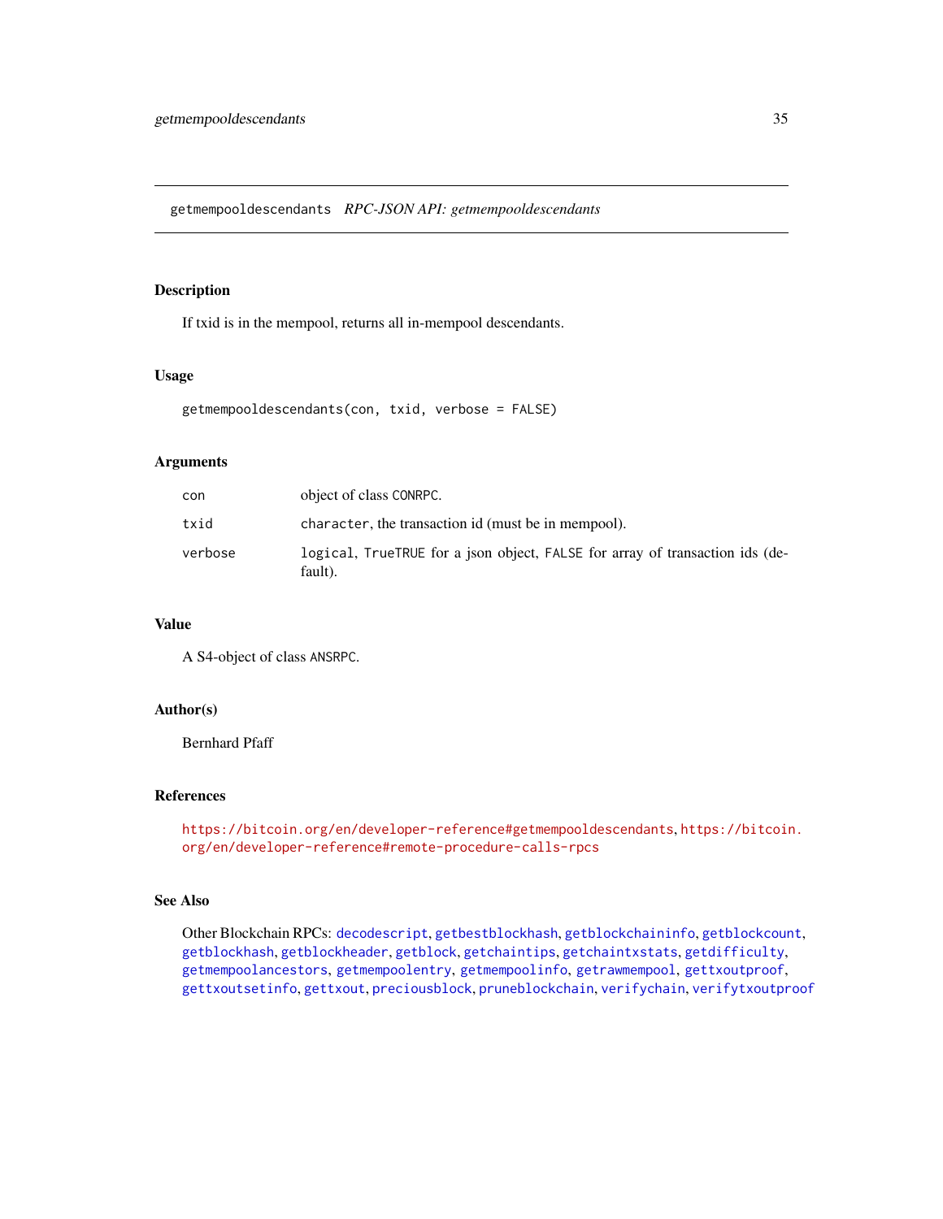## getmempooldescendants *RPC-JSON API: getmempooldescendants*

### Description

If txid is in the mempool, returns all in-mempool descendants.

### Usage

```
getmempooldescendants(con, txid, verbose = FALSE)
```

### Arguments

| | |
|---|---|
| con | object of class CONRPC. |
| txid | character, the transaction id (must be in mempool). |
| verbose | logical, TrueTRUE for a json object, FALSE for array of transaction ids (default). |

### Value

A S4-object of class ANSRPC.

### Author(s)

Bernhard Pfaff

### References

https://bitcoin.org/en/developer-reference#getmempooldescendants, https://bitcoin.org/en/developer-reference#remote-procedure-calls-rpcs

### See Also

Other Blockchain RPCs: decodescript, getbestblockhash, getblockchaininfo, getblockcount, getblockhash, getblockheader, getblock, getchaintips, getchaintxstats, getdifficulty, getmempoolancestors, getmempoolentry, getmempoolinfo, getrawmempool, gettxoutproof, gettxoutsetinfo, gettxout, preciousblock, pruneblockchain, verifychain, verifytxoutproof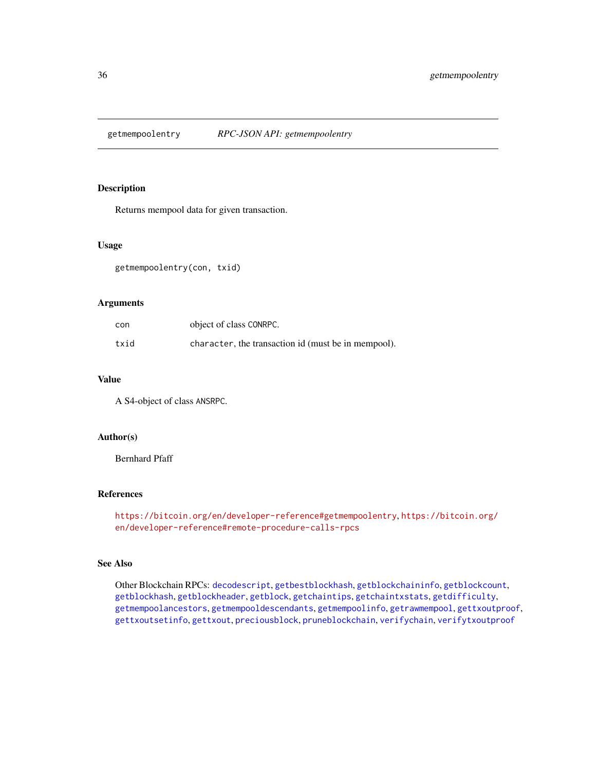# getmempoolentry — *RPC-JSON API: getmempoolentry*

## Description

Returns mempool data for given transaction.

## Usage

```
getmempoolentry(con, txid)
```

## Arguments

| | |
|---|---|
| `con` | object of class `CONRPC`. |
| `txid` | `character`, the transaction id (must be in mempool). |

## Value

A S4-object of class `ANSRPC`.

## Author(s)

Bernhard Pfaff

## References

https://bitcoin.org/en/developer-reference#getmempoolentry, https://bitcoin.org/en/developer-reference#remote-procedure-calls-rpcs

## See Also

Other Blockchain RPCs: `decodescript`, `getbestblockhash`, `getblockchaininfo`, `getblockcount`, `getblockhash`, `getblockheader`, `getblock`, `getchaintips`, `getchaintxstats`, `getdifficulty`, `getmempoolancestors`, `getmempooldescendants`, `getmempoolinfo`, `getrawmempool`, `gettxoutproof`, `gettxoutsetinfo`, `gettxout`, `preciousblock`, `pruneblockchain`, `verifychain`, `verifytxoutproof`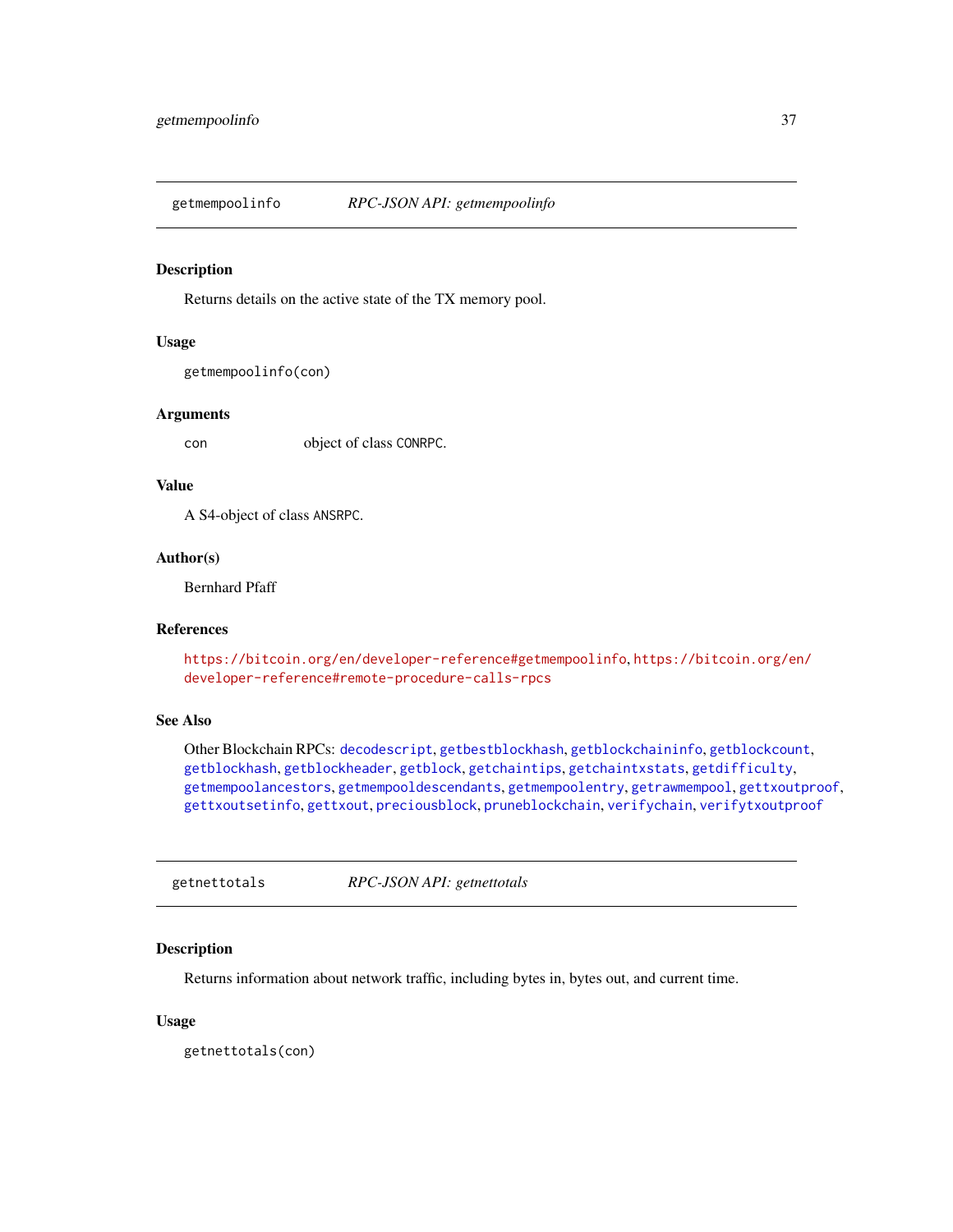## getmempoolinfo *RPC-JSON API: getmempoolinfo*

### Description

Returns details on the active state of the TX memory pool.

### Usage

```
getmempoolinfo(con)
```

### Arguments

| | |
|---|---|
| con | object of class CONRPC. |

### Value

A S4-object of class ANSRPC.

### Author(s)

Bernhard Pfaff

### References

https://bitcoin.org/en/developer-reference#getmempoolinfo, https://bitcoin.org/en/developer-reference#remote-procedure-calls-rpcs

### See Also

Other Blockchain RPCs: decodescript, getbestblockhash, getblockchaininfo, getblockcount, getblockhash, getblockheader, getblock, getchaintips, getchaintxstats, getdifficulty, getmempoolancestors, getmempooldescendants, getmempoolentry, getrawmempool, gettxoutproof, gettxoutsetinfo, gettxout, preciousblock, pruneblockchain, verifychain, verifytxoutproof

## getnettotals *RPC-JSON API: getnettotals*

### Description

Returns information about network traffic, including bytes in, bytes out, and current time.

### Usage

```
getnettotals(con)
```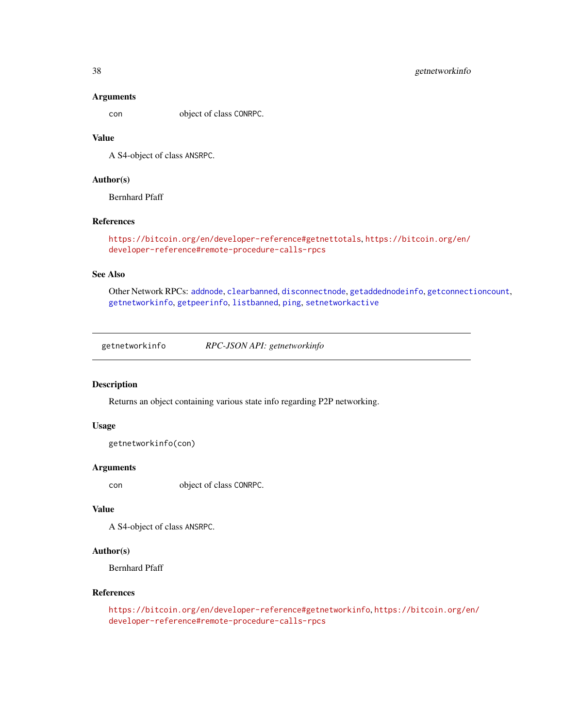### Arguments

`con` object of class `CONRPC`.

### Value

A S4-object of class `ANSRPC`.

### Author(s)

Bernhard Pfaff

### References

https://bitcoin.org/en/developer-reference#getnettotals, https://bitcoin.org/en/developer-reference#remote-procedure-calls-rpcs

### See Also

Other Network RPCs: `addnode`, `clearbanned`, `disconnectnode`, `getaddednodeinfo`, `getconnectioncount`, `getnetworkinfo`, `getpeerinfo`, `listbanned`, `ping`, `setnetworkactive`

---

## getnetworkinfo *RPC-JSON API: getnetworkinfo*

---

### Description

Returns an object containing various state info regarding P2P networking.

### Usage

```
getnetworkinfo(con)
```

### Arguments

`con` object of class `CONRPC`.

### Value

A S4-object of class `ANSRPC`.

### Author(s)

Bernhard Pfaff

### References

https://bitcoin.org/en/developer-reference#getnetworkinfo, https://bitcoin.org/en/developer-reference#remote-procedure-calls-rpcs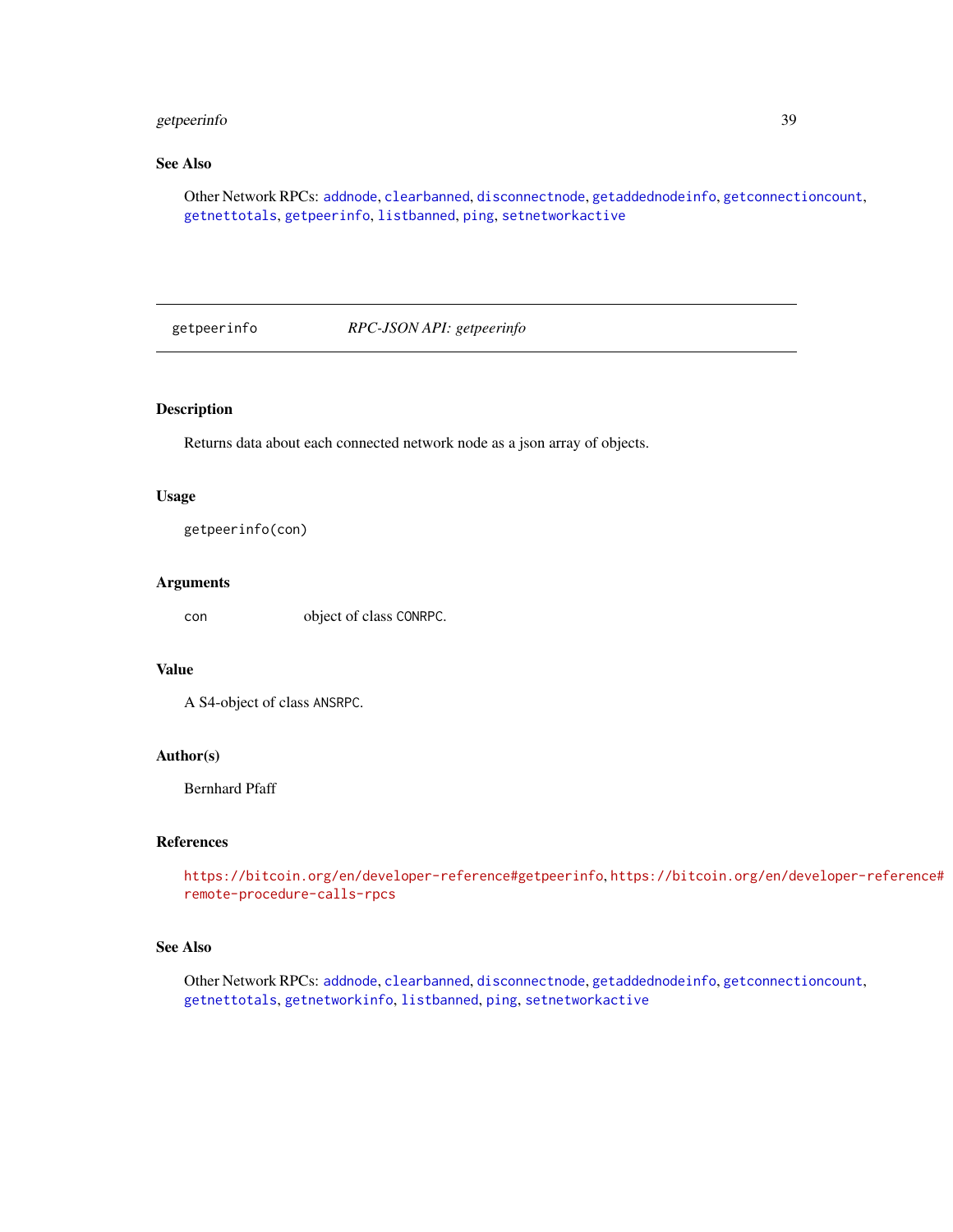## See Also

Other Network RPCs: addnode, clearbanned, disconnectnode, getaddednodeinfo, getconnectioncount, getnettotals, getpeerinfo, listbanned, ping, setnetworkactive

---

getpeerinfo *RPC-JSON API: getpeerinfo*

---

## Description

Returns data about each connected network node as a json array of objects.

## Usage

```
getpeerinfo(con)
```

## Arguments

| | |
|---|---|
| con | object of class CONRPC. |

## Value

A S4-object of class ANSRPC.

## Author(s)

Bernhard Pfaff

## References

https://bitcoin.org/en/developer-reference#getpeerinfo, https://bitcoin.org/en/developer-reference#remote-procedure-calls-rpcs

## See Also

Other Network RPCs: addnode, clearbanned, disconnectnode, getaddednodeinfo, getconnectioncount, getnettotals, getnetworkinfo, listbanned, ping, setnetworkactive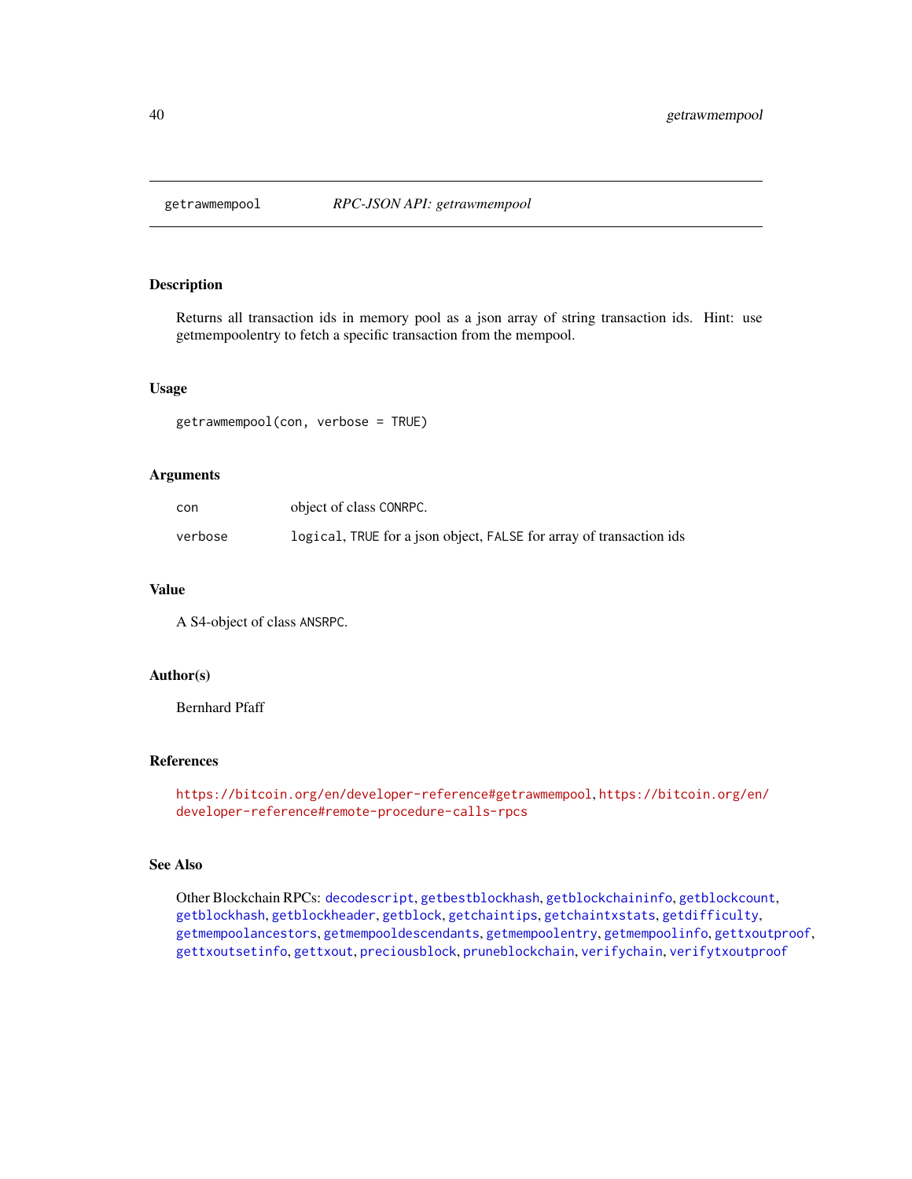## getrawmempool — *RPC-JSON API: getrawmempool*

### Description

Returns all transaction ids in memory pool as a json array of string transaction ids. Hint: use getmempoolentry to fetch a specific transaction from the mempool.

### Usage

```
getrawmempool(con, verbose = TRUE)
```

### Arguments

| | |
|---|---|
| `con` | object of class `CONRPC`. |
| `verbose` | `logical`, `TRUE` for a json object, `FALSE` for array of transaction ids |

### Value

A S4-object of class `ANSRPC`.

### Author(s)

Bernhard Pfaff

### References

https://bitcoin.org/en/developer-reference#getrawmempool, https://bitcoin.org/en/developer-reference#remote-procedure-calls-rpcs

### See Also

Other Blockchain RPCs: `decodescript`, `getbestblockhash`, `getblockchaininfo`, `getblockcount`, `getblockhash`, `getblockheader`, `getblock`, `getchaintips`, `getchaintxstats`, `getdifficulty`, `getmempoolancestors`, `getmempooldescendants`, `getmempoolentry`, `getmempoolinfo`, `gettxoutproof`, `gettxoutsetinfo`, `gettxout`, `preciousblock`, `pruneblockchain`, `verifychain`, `verifytxoutproof`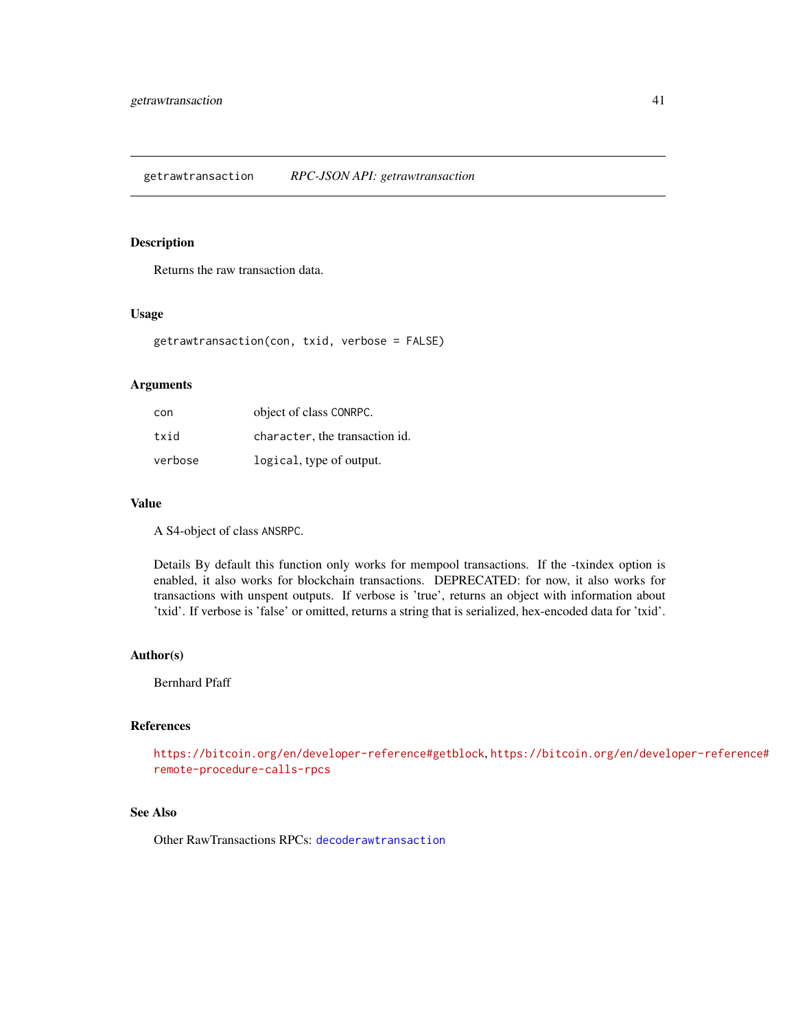## getrawtransaction    *RPC-JSON API: getrawtransaction*

### Description

Returns the raw transaction data.

### Usage

```
getrawtransaction(con, txid, verbose = FALSE)
```

### Arguments

| | |
|---|---|
| `con` | object of class `CONRPC`. |
| `txid` | `character`, the transaction id. |
| `verbose` | `logical`, type of output. |

### Value

A S4-object of class `ANSRPC`.

Details By default this function only works for mempool transactions. If the -txindex option is enabled, it also works for blockchain transactions. DEPRECATED: for now, it also works for transactions with unspent outputs. If verbose is 'true', returns an object with information about 'txid'. If verbose is 'false' or omitted, returns a string that is serialized, hex-encoded data for 'txid'.

### Author(s)

Bernhard Pfaff

### References

https://bitcoin.org/en/developer-reference#getblock, https://bitcoin.org/en/developer-reference#remote-procedure-calls-rpcs

### See Also

Other RawTransactions RPCs: `decoderawtransaction`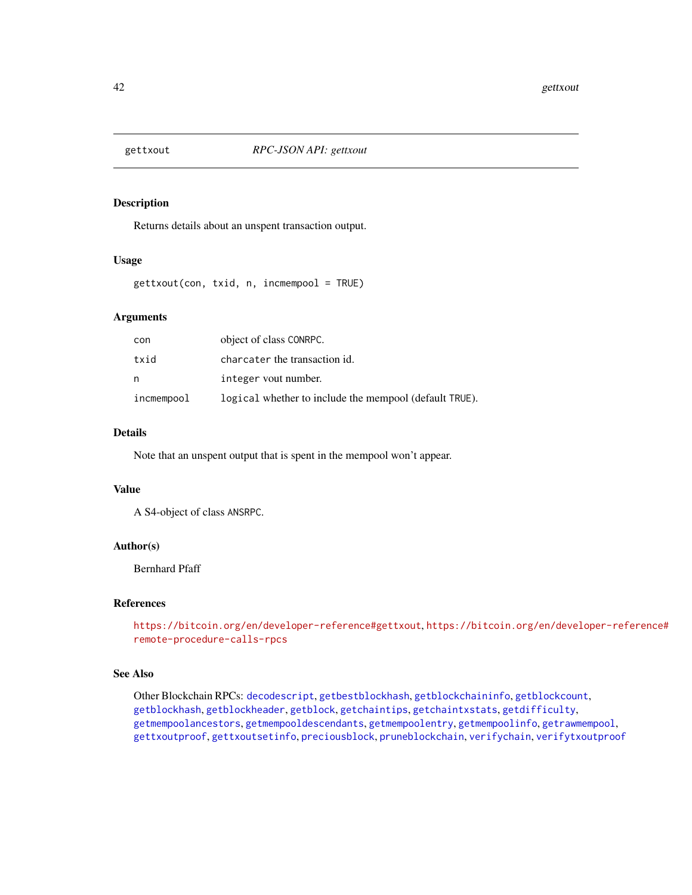# gettxout — *RPC-JSON API: gettxout*

## Description

Returns details about an unspent transaction output.

## Usage

```
gettxout(con, txid, n, incmempool = TRUE)
```

## Arguments

| | |
|---|---|
| con | object of class CONRPC. |
| txid | charcater the transaction id. |
| n | integer vout number. |
| incmempool | logical whether to include the mempool (default TRUE). |

## Details

Note that an unspent output that is spent in the mempool won't appear.

## Value

A S4-object of class ANSRPC.

## Author(s)

Bernhard Pfaff

## References

https://bitcoin.org/en/developer-reference#gettxout, https://bitcoin.org/en/developer-reference#remote-procedure-calls-rpcs

## See Also

Other Blockchain RPCs: decodescript, getbestblockhash, getblockchaininfo, getblockcount, getblockhash, getblockheader, getblock, getchaintips, getchaintxstats, getdifficulty, getmempoolancestors, getmempooldescendants, getmempoolentry, getmempoolinfo, getrawmempool, gettxoutproof, gettxoutsetinfo, preciousblock, pruneblockchain, verifychain, verifytxoutproof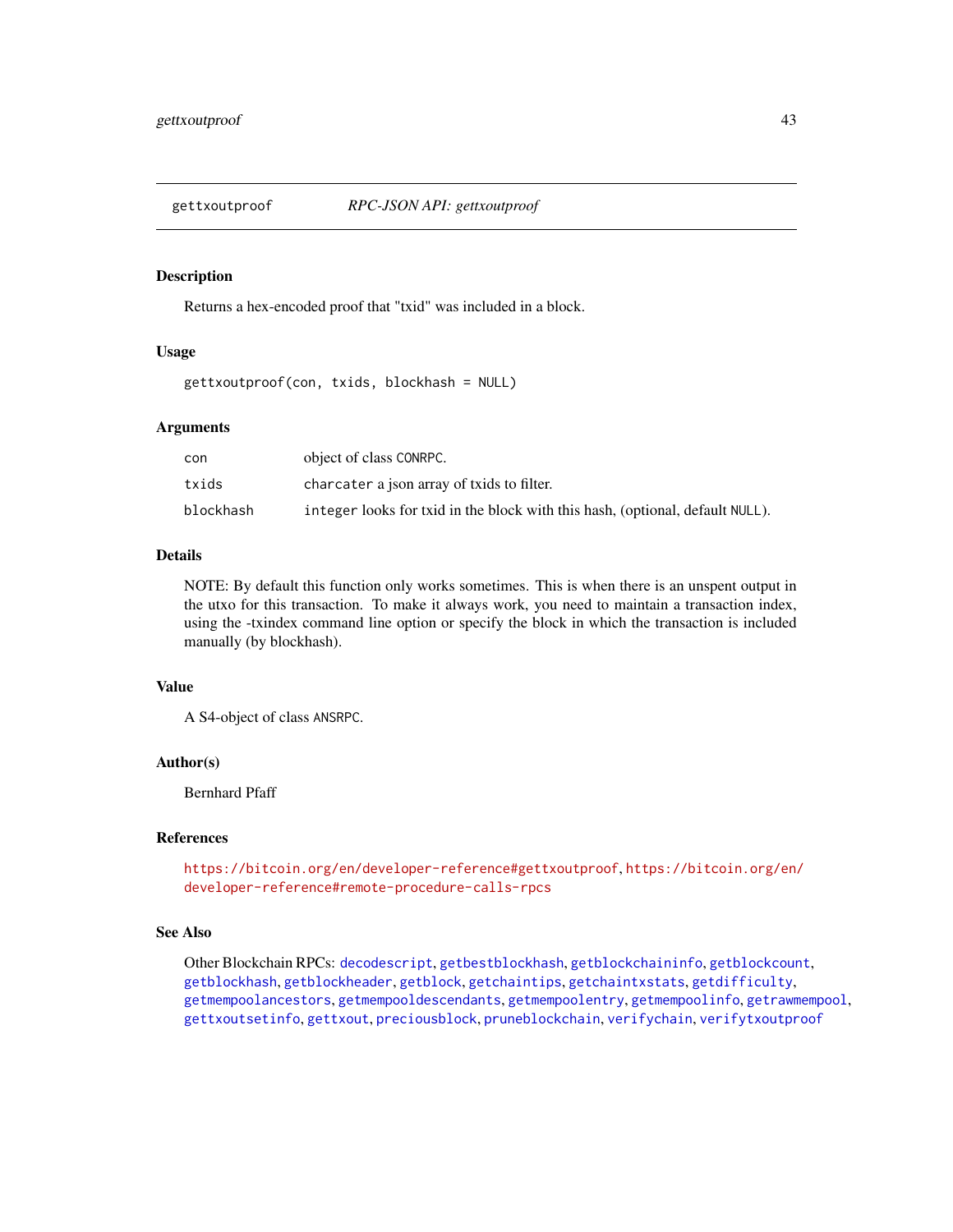# gettxoutproof — *RPC-JSON API: gettxoutproof*

## Description

Returns a hex-encoded proof that "txid" was included in a block.

## Usage

```
gettxoutproof(con, txids, blockhash = NULL)
```

## Arguments

| | |
|---|---|
| con | object of class `CONRPC`. |
| txids | `charcater` a json array of txids to filter. |
| blockhash | `integer` looks for txid in the block with this hash, (optional, default `NULL`). |

## Details

NOTE: By default this function only works sometimes. This is when there is an unspent output in the utxo for this transaction. To make it always work, you need to maintain a transaction index, using the -txindex command line option or specify the block in which the transaction is included manually (by blockhash).

## Value

A S4-object of class `ANSRPC`.

## Author(s)

Bernhard Pfaff

## References

https://bitcoin.org/en/developer-reference#gettxoutproof, https://bitcoin.org/en/developer-reference#remote-procedure-calls-rpcs

## See Also

Other Blockchain RPCs: `decodescript`, `getbestblockhash`, `getblockchaininfo`, `getblockcount`, `getblockhash`, `getblockheader`, `getblock`, `getchaintips`, `getchaintxstats`, `getdifficulty`, `getmempoolancestors`, `getmempooldescendants`, `getmempoolentry`, `getmempoolinfo`, `getrawmempool`, `gettxoutsetinfo`, `gettxout`, `preciousblock`, `pruneblockchain`, `verifychain`, `verifytxoutproof`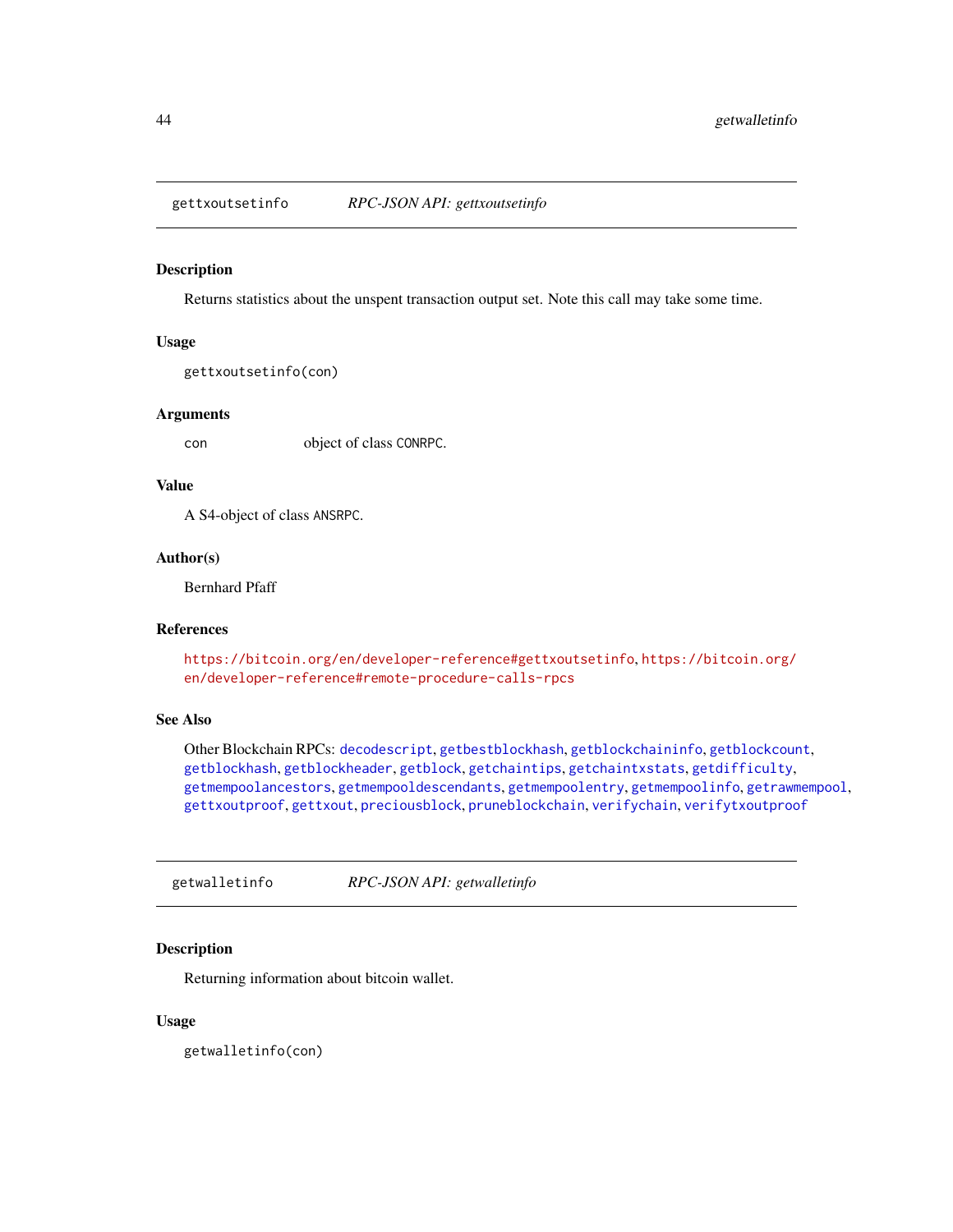## gettxoutsetinfo    *RPC-JSON API: gettxoutsetinfo*

### Description

Returns statistics about the unspent transaction output set. Note this call may take some time.

### Usage

```
gettxoutsetinfo(con)
```

### Arguments

| | |
|---|---|
| `con` | object of class `CONRPC`. |

### Value

A S4-object of class `ANSRPC`.

### Author(s)

Bernhard Pfaff

### References

https://bitcoin.org/en/developer-reference#gettxoutsetinfo, https://bitcoin.org/en/developer-reference#remote-procedure-calls-rpcs

### See Also

Other Blockchain RPCs: `decodescript`, `getbestblockhash`, `getblockchaininfo`, `getblockcount`, `getblockhash`, `getblockheader`, `getblock`, `getchaintips`, `getchaintxstats`, `getdifficulty`, `getmempoolancestors`, `getmempooldescendants`, `getmempoolentry`, `getmempoolinfo`, `getrawmempool`, `gettxoutproof`, `gettxout`, `preciousblock`, `pruneblockchain`, `verifychain`, `verifytxoutproof`

---

## getwalletinfo    *RPC-JSON API: getwalletinfo*

### Description

Returning information about bitcoin wallet.

### Usage

```
getwalletinfo(con)
```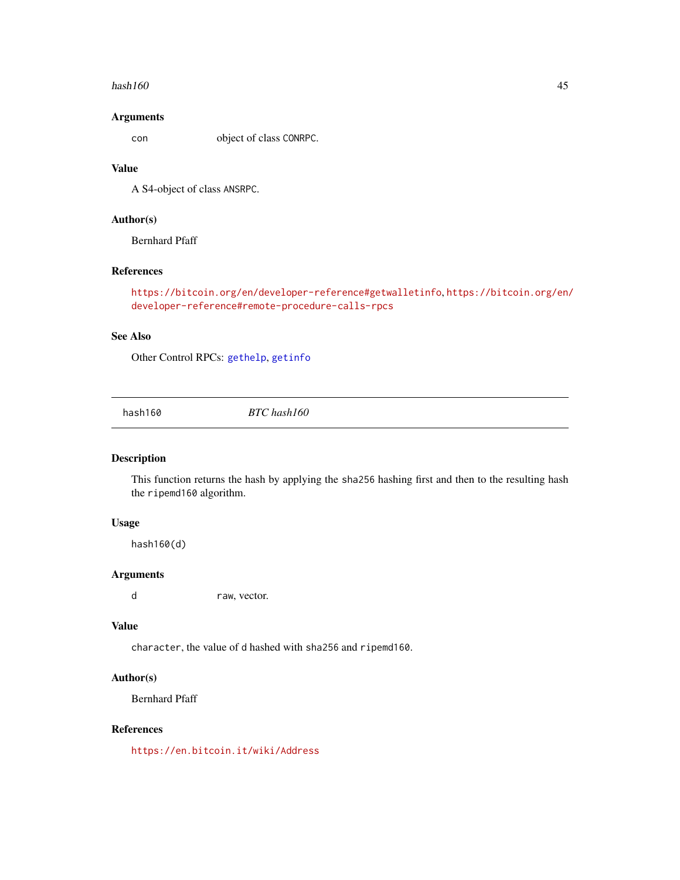### Arguments

con object of class CONRPC.

### Value

A S4-object of class ANSRPC.

### Author(s)

Bernhard Pfaff

### References

https://bitcoin.org/en/developer-reference#getwalletinfo, https://bitcoin.org/en/developer-reference#remote-procedure-calls-rpcs

### See Also

Other Control RPCs: gethelp, getinfo

---

## hash160 — *BTC hash160*

### Description

This function returns the hash by applying the sha256 hashing first and then to the resulting hash the ripemd160 algorithm.

### Usage

```
hash160(d)
```

### Arguments

d raw, vector.

### Value

character, the value of d hashed with sha256 and ripemd160.

### Author(s)

Bernhard Pfaff

### References

https://en.bitcoin.it/wiki/Address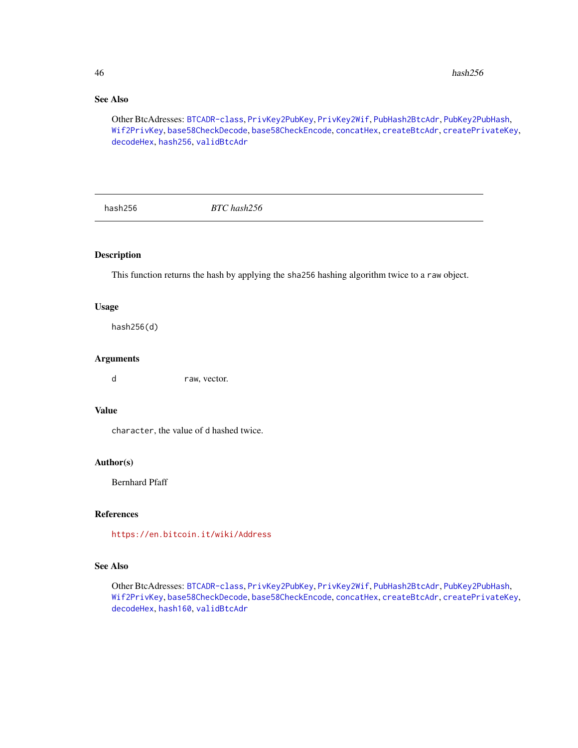### See Also

Other BtcAdresses: BTCADR-class, PrivKey2PubKey, PrivKey2Wif, PubHash2BtcAdr, PubKey2PubHash, Wif2PrivKey, base58CheckDecode, base58CheckEncode, concatHex, createBtcAdr, createPrivateKey, decodeHex, hash256, validBtcAdr

---

## hash256 — *BTC hash256*

---

### Description

This function returns the hash by applying the `sha256` hashing algorithm twice to a `raw` object.

### Usage

```
hash256(d)
```

### Arguments

| | |
|---|---|
| `d` | `raw`, vector. |

### Value

`character`, the value of `d` hashed twice.

### Author(s)

Bernhard Pfaff

### References

https://en.bitcoin.it/wiki/Address

### See Also

Other BtcAdresses: BTCADR-class, PrivKey2PubKey, PrivKey2Wif, PubHash2BtcAdr, PubKey2PubHash, Wif2PrivKey, base58CheckDecode, base58CheckEncode, concatHex, createBtcAdr, createPrivateKey, decodeHex, hash160, validBtcAdr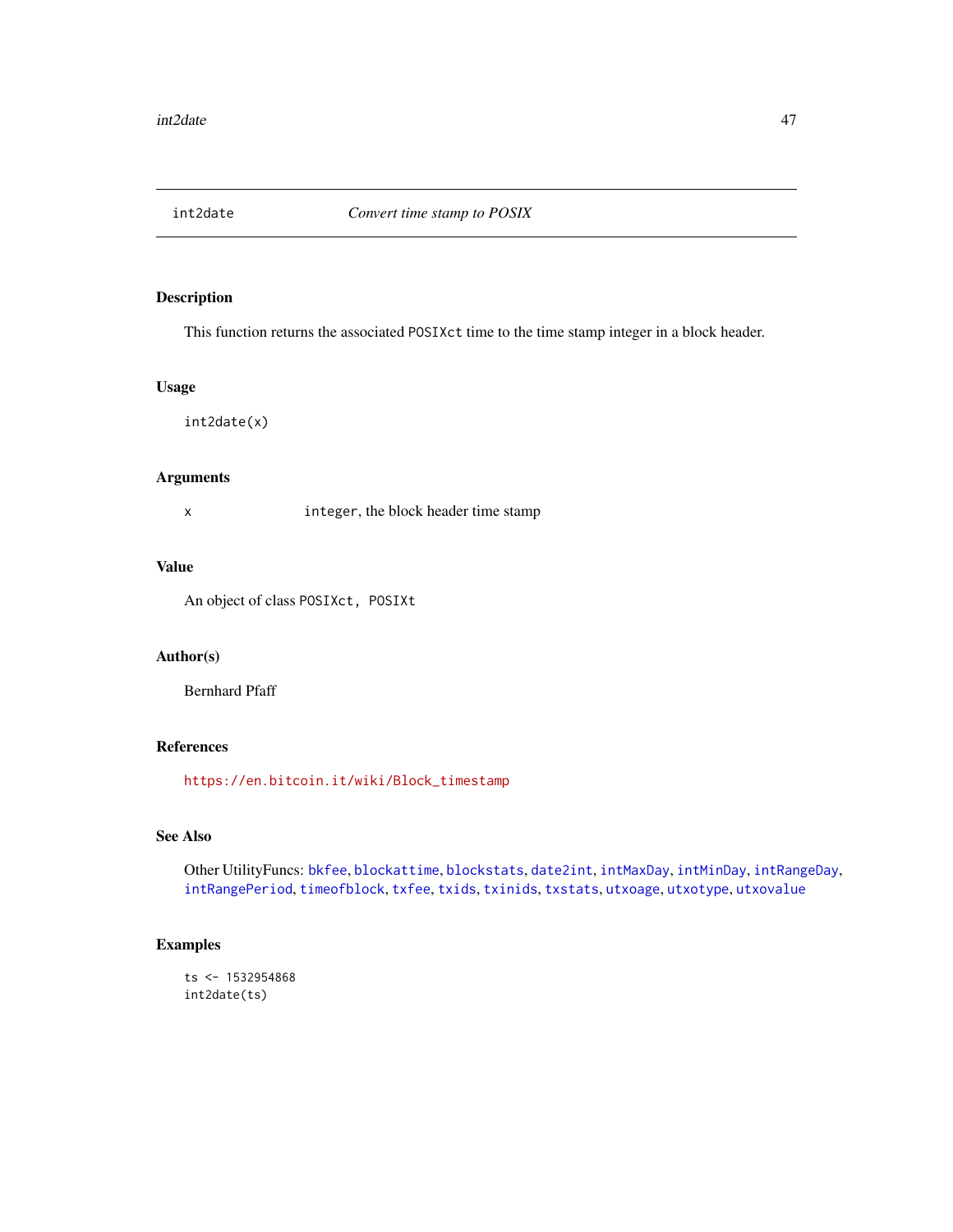## int2date — *Convert time stamp to POSIX*

### Description

This function returns the associated `POSIXct` time to the time stamp integer in a block header.

### Usage

```
int2date(x)
```

### Arguments

| | |
|---|---|
| `x` | `integer`, the block header time stamp |

### Value

An object of class `POSIXct, POSIXt`

### Author(s)

Bernhard Pfaff

### References

https://en.bitcoin.it/wiki/Block_timestamp

### See Also

Other UtilityFuncs: `bkfee`, `blockattime`, `blockstats`, `date2int`, `intMaxDay`, `intMinDay`, `intRangeDay`, `intRangePeriod`, `timeofblock`, `txfee`, `txids`, `txinids`, `txstats`, `utxoage`, `utxotype`, `utxovalue`

### Examples

```
ts <- 1532954868
int2date(ts)
```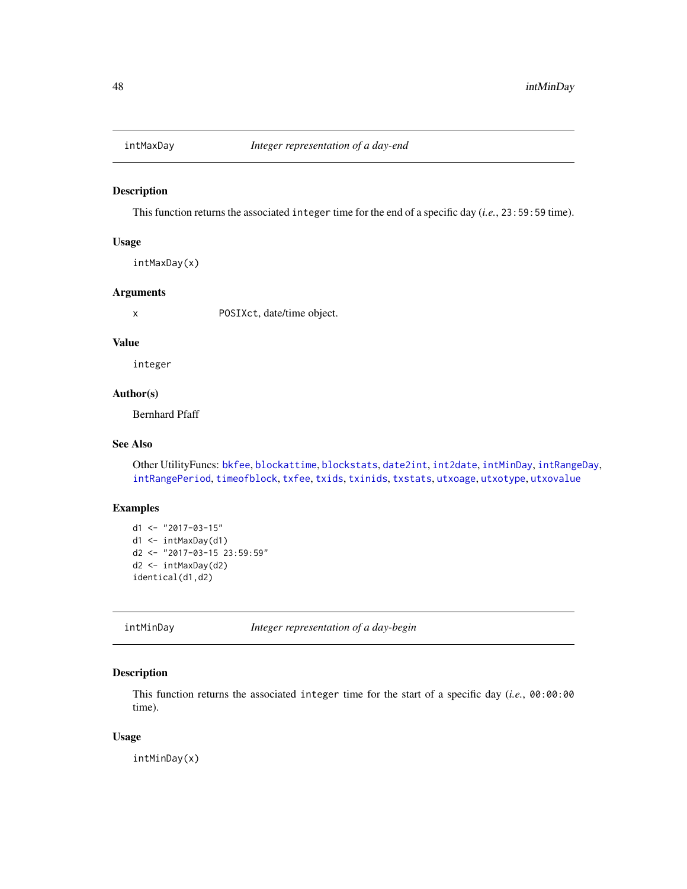## intMaxDay *Integer representation of a day-end*

### Description

This function returns the associated `integer` time for the end of a specific day (*i.e.*, `23:59:59` time).

### Usage

```
intMaxDay(x)
```

### Arguments

| | |
|---|---|
| x | `POSIXct`, date/time object. |

### Value

`integer`

### Author(s)

Bernhard Pfaff

### See Also

Other UtilityFuncs: `bkfee`, `blockattime`, `blockstats`, `date2int`, `int2date`, `intMinDay`, `intRangeDay`, `intRangePeriod`, `timeofblock`, `txfee`, `txids`, `txinids`, `txstats`, `utxoage`, `utxotype`, `utxovalue`

### Examples

```
d1 <- "2017-03-15"
d1 <- intMaxDay(d1)
d2 <- "2017-03-15 23:59:59"
d2 <- intMaxDay(d2)
identical(d1,d2)
```

## intMinDay *Integer representation of a day-begin*

### Description

This function returns the associated `integer` time for the start of a specific day (*i.e.*, `00:00:00` time).

### Usage

```
intMinDay(x)
```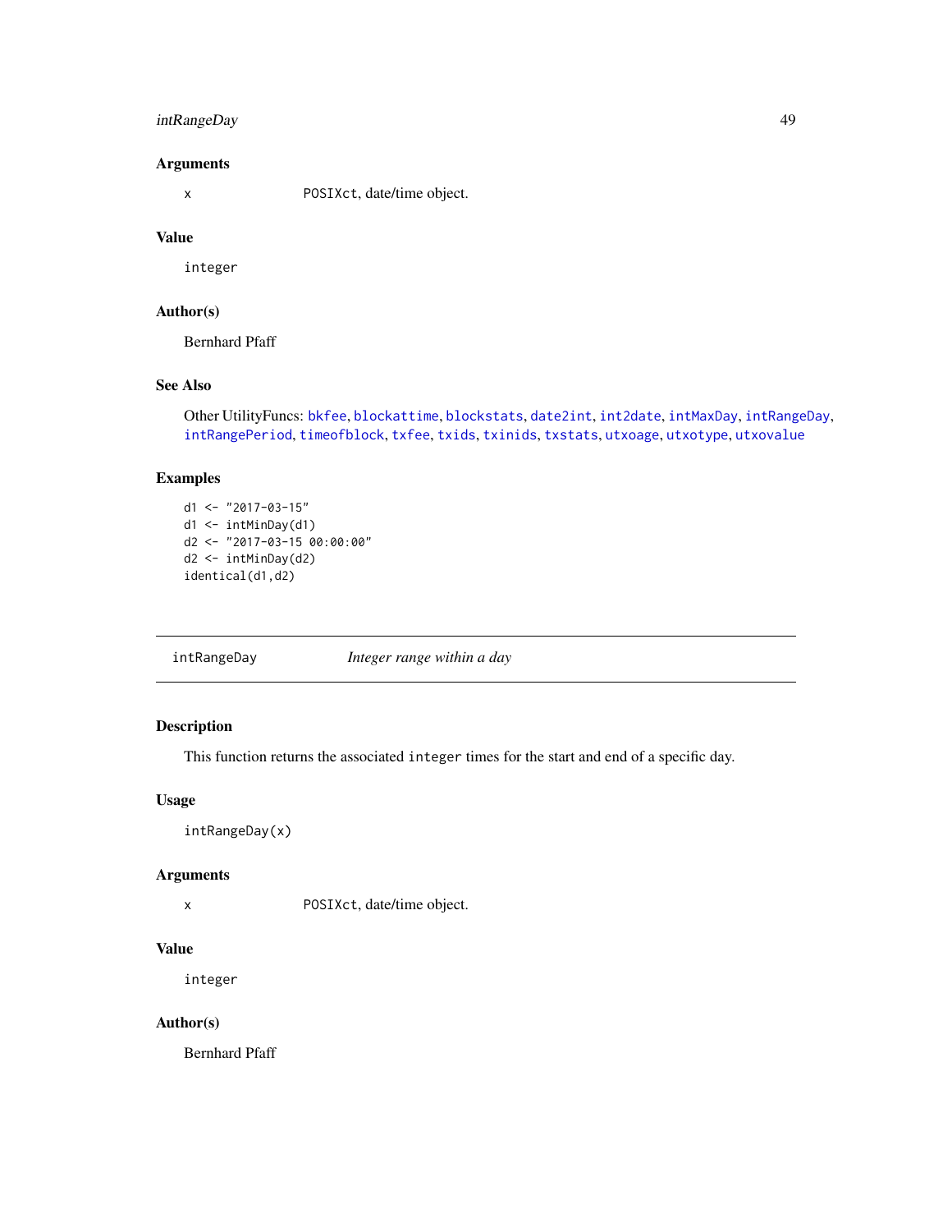### Arguments

x POSIXct, date/time object.

### Value

integer

### Author(s)

Bernhard Pfaff

### See Also

Other UtilityFuncs: bkfee, blockattime, blockstats, date2int, int2date, intMaxDay, intRangeDay, intRangePeriod, timeofblock, txfee, txids, txinids, txstats, utxoage, utxotype, utxovalue

### Examples

```
d1 <- "2017-03-15"
d1 <- intMinDay(d1)
d2 <- "2017-03-15 00:00:00"
d2 <- intMinDay(d2)
identical(d1,d2)
```

---

## intRangeDay *Integer range within a day*

### Description

This function returns the associated integer times for the start and end of a specific day.

### Usage

```
intRangeDay(x)
```

### Arguments

x POSIXct, date/time object.

### Value

integer

### Author(s)

Bernhard Pfaff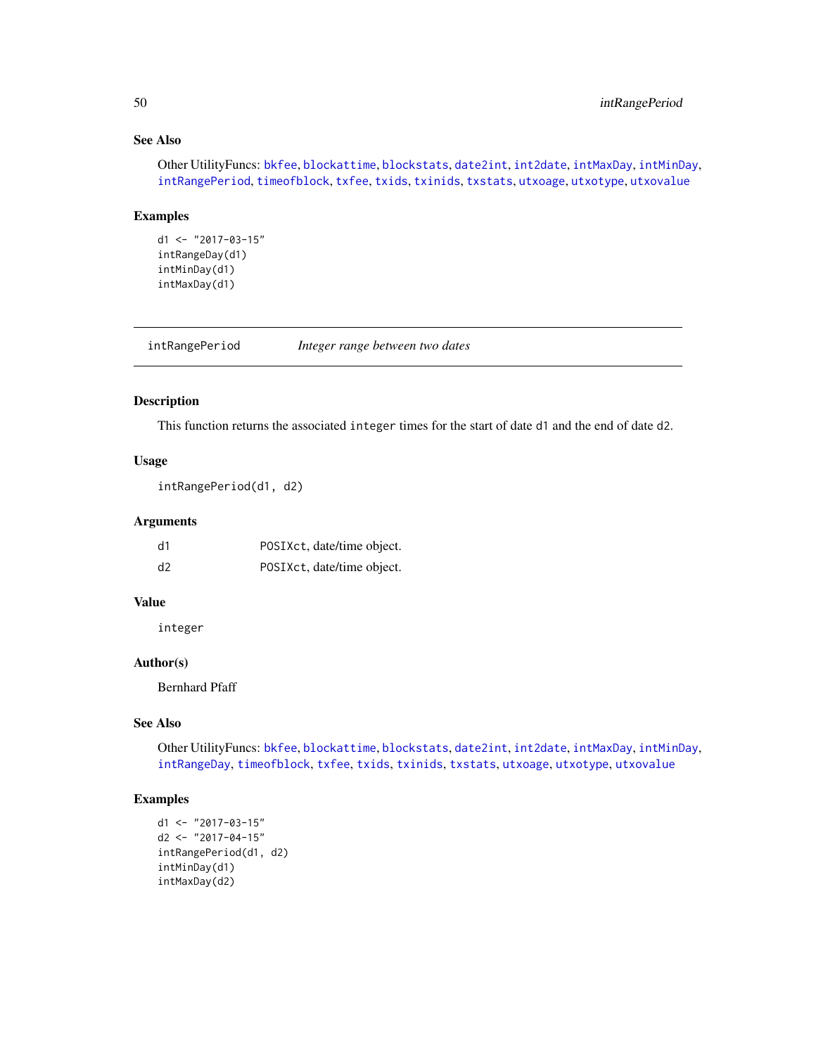### See Also

Other UtilityFuncs: bkfee, blockattime, blockstats, date2int, int2date, intMaxDay, intMinDay, intRangePeriod, timeofblock, txfee, txids, txinids, txstats, utxoage, utxotype, utxovalue

### Examples

```
d1 <- "2017-03-15"
intRangeDay(d1)
intMinDay(d1)
intMaxDay(d1)
```

---

## intRangePeriod — *Integer range between two dates*

---

### Description

This function returns the associated `integer` times for the start of date `d1` and the end of date `d2`.

### Usage

```
intRangePeriod(d1, d2)
```

### Arguments

| | |
|---|---|
| d1 | POSIXct, date/time object. |
| d2 | POSIXct, date/time object. |

### Value

`integer`

### Author(s)

Bernhard Pfaff

### See Also

Other UtilityFuncs: bkfee, blockattime, blockstats, date2int, int2date, intMaxDay, intMinDay, intRangeDay, timeofblock, txfee, txids, txinids, txstats, utxoage, utxotype, utxovalue

### Examples

```
d1 <- "2017-03-15"
d2 <- "2017-04-15"
intRangePeriod(d1, d2)
intMinDay(d1)
intMaxDay(d2)
```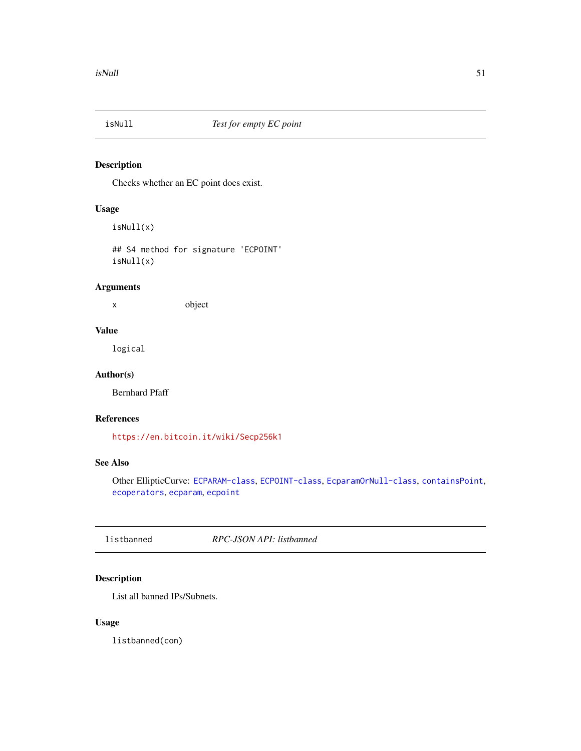## isNull — *Test for empty EC point*

### Description

Checks whether an EC point does exist.

### Usage

```
isNull(x)

## S4 method for signature 'ECPOINT'
isNull(x)
```

### Arguments

| | |
|---|---|
| x | object |

### Value

logical

### Author(s)

Bernhard Pfaff

### References

https://en.bitcoin.it/wiki/Secp256k1

### See Also

Other EllipticCurve: ECPARAM-class, ECPOINT-class, EcparamOrNull-class, containsPoint, ecoperators, ecparam, ecpoint

## listbanned — *RPC-JSON API: listbanned*

### Description

List all banned IPs/Subnets.

### Usage

```
listbanned(con)
```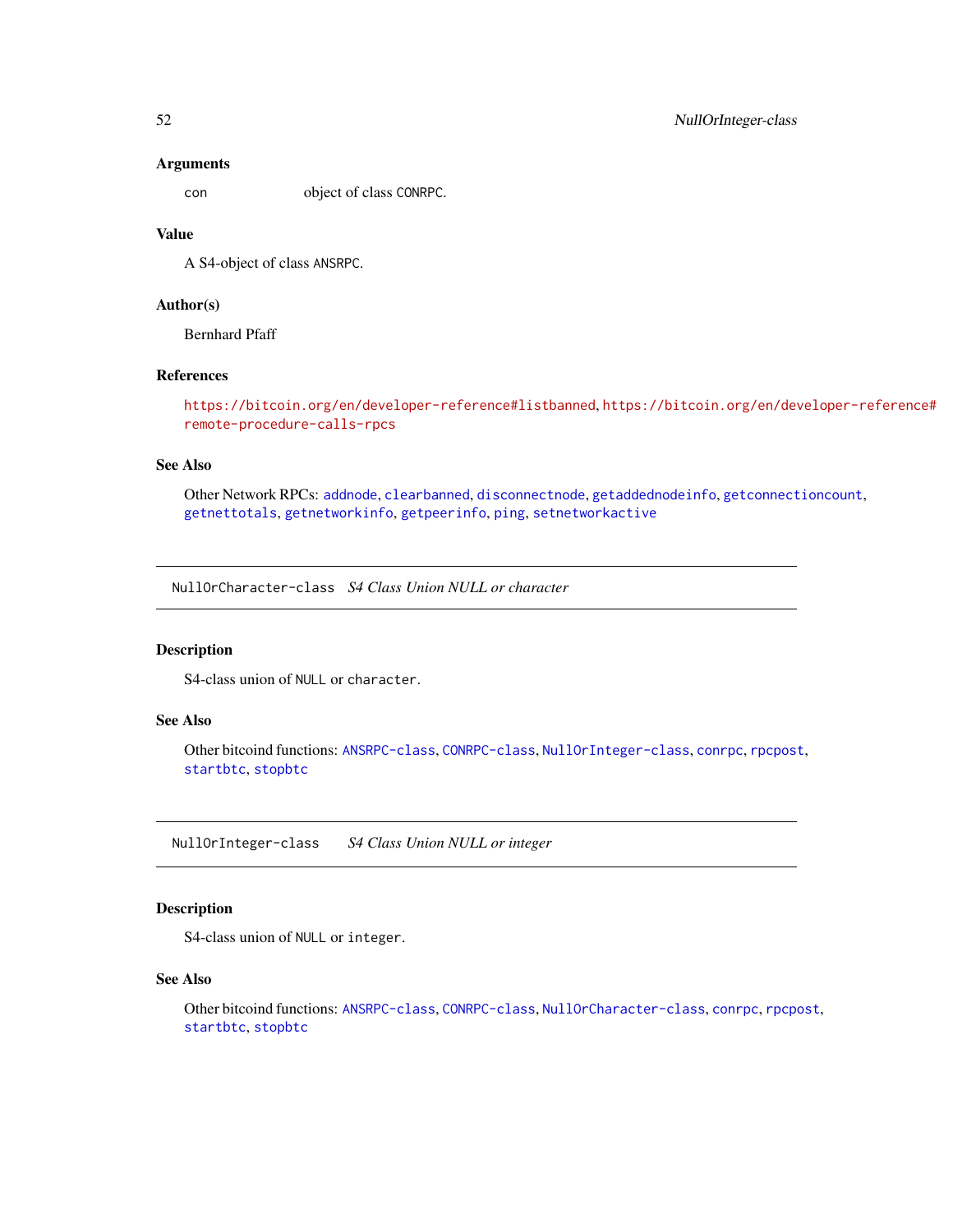### Arguments

con      object of class CONRPC.

### Value

A S4-object of class ANSRPC.

### Author(s)

Bernhard Pfaff

### References

https://bitcoin.org/en/developer-reference#listbanned, https://bitcoin.org/en/developer-reference#remote-procedure-calls-rpcs

### See Also

Other Network RPCs: addnode, clearbanned, disconnectnode, getaddednodeinfo, getconnectioncount, getnettotals, getnetworkinfo, getpeerinfo, ping, setnetworkactive

---

## NullOrCharacter-class    *S4 Class Union NULL or character*

---

### Description

S4-class union of NULL or character.

### See Also

Other bitcoind functions: ANSRPC-class, CONRPC-class, NullOrInteger-class, conrpc, rpcpost, startbtc, stopbtc

---

## NullOrInteger-class    *S4 Class Union NULL or integer*

---

### Description

S4-class union of NULL or integer.

### See Also

Other bitcoind functions: ANSRPC-class, CONRPC-class, NullOrCharacter-class, conrpc, rpcpost, startbtc, stopbtc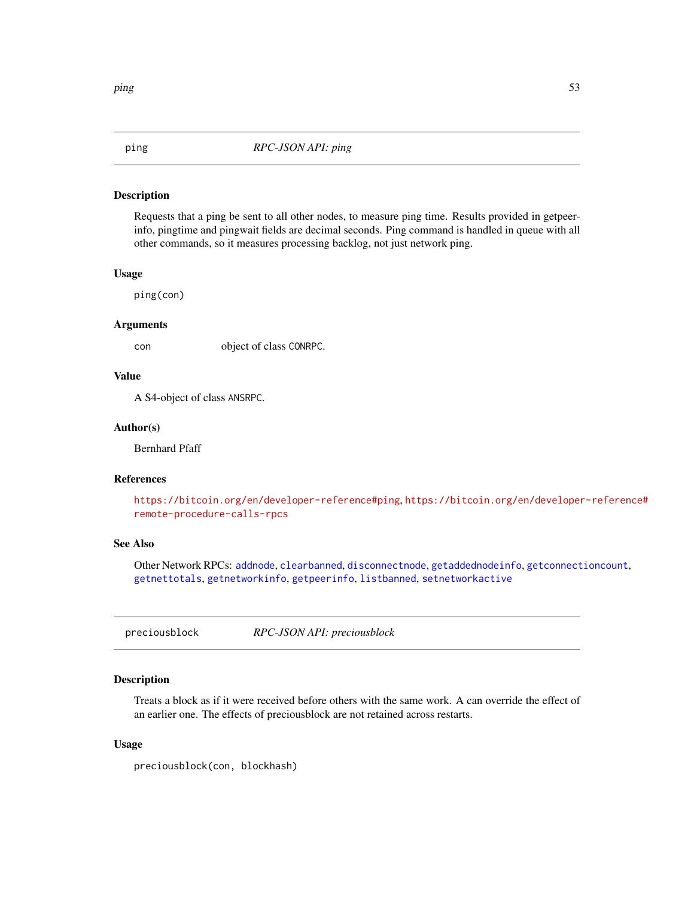## ping — *RPC-JSON API: ping*

### Description

Requests that a ping be sent to all other nodes, to measure ping time. Results provided in getpeerinfo, pingtime and pingwait fields are decimal seconds. Ping command is handled in queue with all other commands, so it measures processing backlog, not just network ping.

### Usage

```
ping(con)
```

### Arguments

| | |
|---|---|
| con | object of class CONRPC. |

### Value

A S4-object of class ANSRPC.

### Author(s)

Bernhard Pfaff

### References

https://bitcoin.org/en/developer-reference#ping, https://bitcoin.org/en/developer-reference#remote-procedure-calls-rpcs

### See Also

Other Network RPCs: addnode, clearbanned, disconnectnode, getaddednodeinfo, getconnectioncount, getnettotals, getnetworkinfo, getpeerinfo, listbanned, setnetworkactive

## preciousblock — *RPC-JSON API: preciousblock*

### Description

Treats a block as if it were received before others with the same work. A can override the effect of an earlier one. The effects of preciousblock are not retained across restarts.

### Usage

```
preciousblock(con, blockhash)
```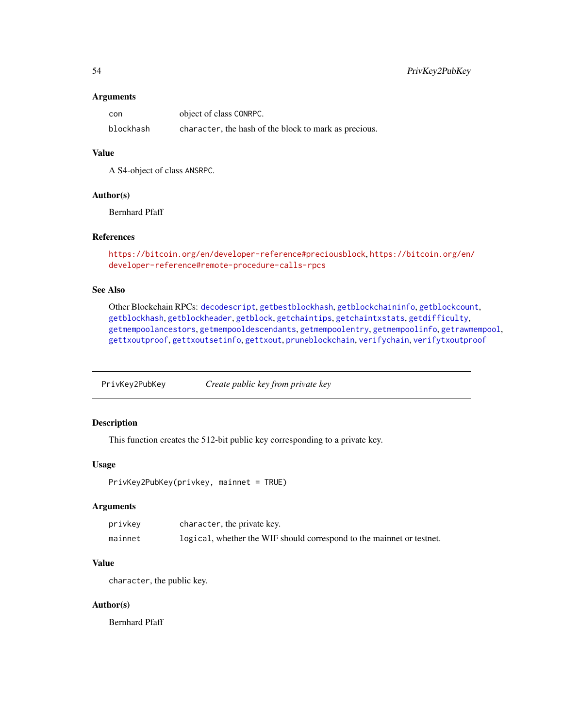### Arguments

| | |
|---|---|
| `con` | object of class `CONRPC`. |
| `blockhash` | `character`, the hash of the block to mark as precious. |

### Value

A S4-object of class `ANSRPC`.

### Author(s)

Bernhard Pfaff

### References

https://bitcoin.org/en/developer-reference#preciousblock, https://bitcoin.org/en/developer-reference#remote-procedure-calls-rpcs

### See Also

Other Blockchain RPCs: `decodescript`, `getbestblockhash`, `getblockchaininfo`, `getblockcount`, `getblockhash`, `getblockheader`, `getblock`, `getchaintips`, `getchaintxstats`, `getdifficulty`, `getmempoolancestors`, `getmempooldescendants`, `getmempoolentry`, `getmempoolinfo`, `getrawmempool`, `gettxoutproof`, `gettxoutsetinfo`, `gettxout`, `pruneblockchain`, `verifychain`, `verifytxoutproof`

---

## `PrivKey2PubKey` *Create public key from private key*

---

### Description

This function creates the 512-bit public key corresponding to a private key.

### Usage

```
PrivKey2PubKey(privkey, mainnet = TRUE)
```

### Arguments

| | |
|---|---|
| `privkey` | `character`, the private key. |
| `mainnet` | `logical`, whether the WIF should correspond to the mainnet or testnet. |

### Value

`character`, the public key.

### Author(s)

Bernhard Pfaff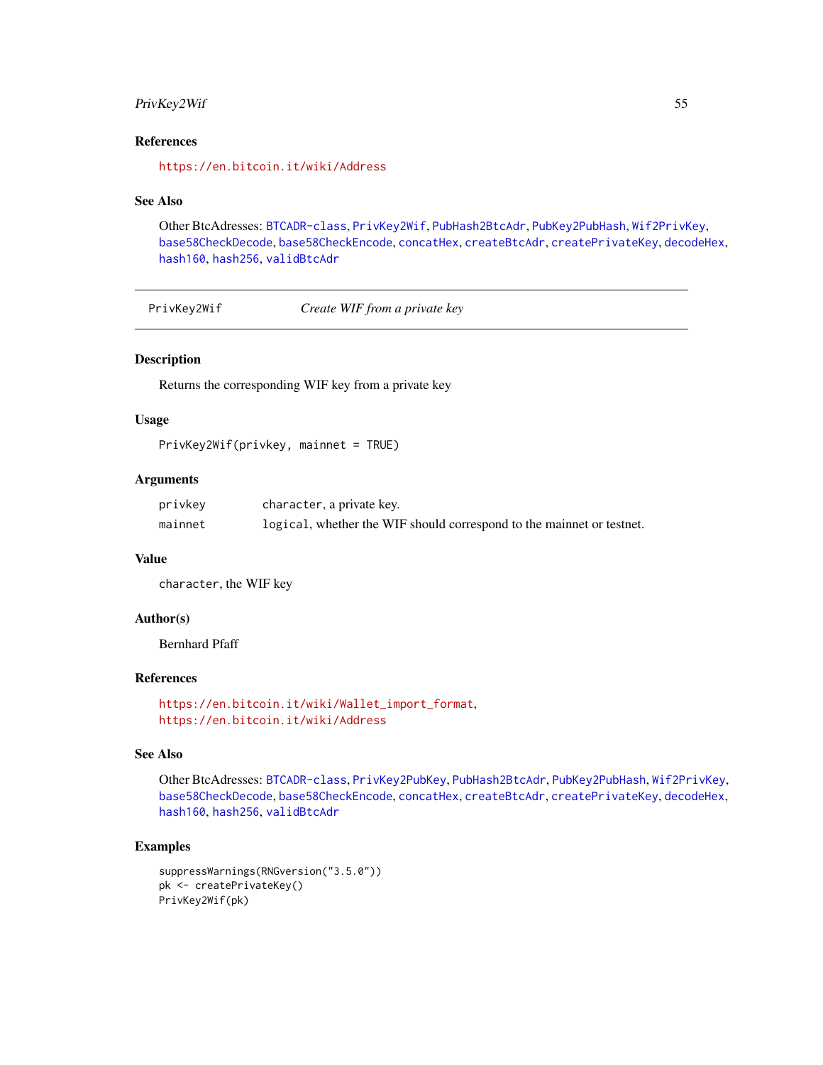## References

https://en.bitcoin.it/wiki/Address

## See Also

Other BtcAdresses: BTCADR-class, PrivKey2Wif, PubHash2BtcAdr, PubKey2PubHash, Wif2PrivKey, base58CheckDecode, base58CheckEncode, concatHex, createBtcAdr, createPrivateKey, decodeHex, hash160, hash256, validBtcAdr

---

# PrivKey2Wif *Create WIF from a private key*

## Description

Returns the corresponding WIF key from a private key

## Usage

```
PrivKey2Wif(privkey, mainnet = TRUE)
```

## Arguments

| | |
|---|---|
| privkey | character, a private key. |
| mainnet | logical, whether the WIF should correspond to the mainnet or testnet. |

## Value

character, the WIF key

## Author(s)

Bernhard Pfaff

## References

https://en.bitcoin.it/wiki/Wallet_import_format,
https://en.bitcoin.it/wiki/Address

## See Also

Other BtcAdresses: BTCADR-class, PrivKey2PubKey, PubHash2BtcAdr, PubKey2PubHash, Wif2PrivKey, base58CheckDecode, base58CheckEncode, concatHex, createBtcAdr, createPrivateKey, decodeHex, hash160, hash256, validBtcAdr

## Examples

```
suppressWarnings(RNGversion("3.5.0"))
pk <- createPrivateKey()
PrivKey2Wif(pk)
```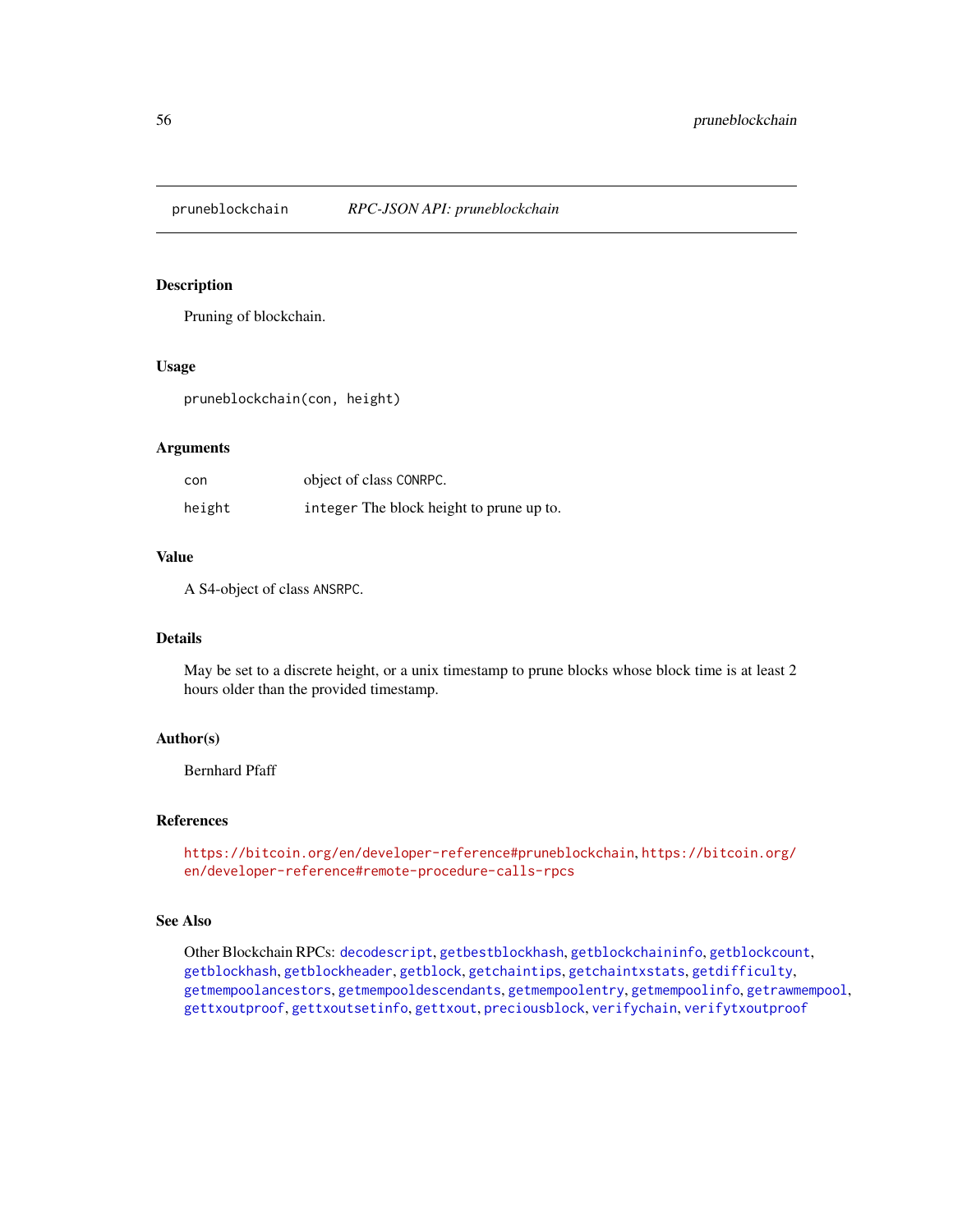pruneblockchain    *RPC-JSON API: pruneblockchain*

## Description

Pruning of blockchain.

## Usage

```
pruneblockchain(con, height)
```

## Arguments

| | |
|---|---|
| con | object of class CONRPC. |
| height | integer The block height to prune up to. |

## Value

A S4-object of class ANSRPC.

## Details

May be set to a discrete height, or a unix timestamp to prune blocks whose block time is at least 2 hours older than the provided timestamp.

## Author(s)

Bernhard Pfaff

## References

https://bitcoin.org/en/developer-reference#pruneblockchain, https://bitcoin.org/en/developer-reference#remote-procedure-calls-rpcs

## See Also

Other Blockchain RPCs: decodescript, getbestblockhash, getblockchaininfo, getblockcount, getblockhash, getblockheader, getblock, getchaintips, getchaintxstats, getdifficulty, getmempoolancestors, getmempooldescendants, getmempoolentry, getmempoolinfo, getrawmempool, gettxoutproof, gettxoutsetinfo, gettxout, preciousblock, verifychain, verifytxoutproof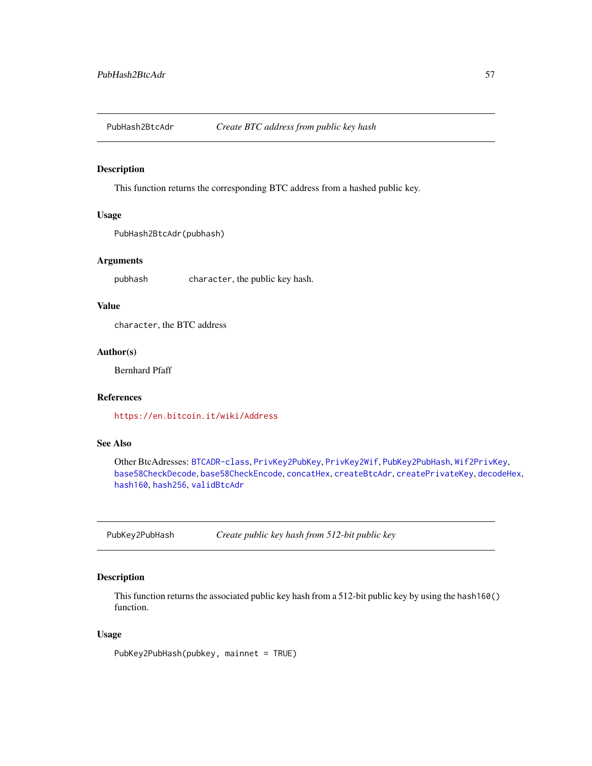## PubHash2BtcAdr — *Create BTC address from public key hash*

### Description

This function returns the corresponding BTC address from a hashed public key.

### Usage

```
PubHash2BtcAdr(pubhash)
```

### Arguments

| | |
|---|---|
| pubhash | `character`, the public key hash. |

### Value

`character`, the BTC address

### Author(s)

Bernhard Pfaff

### References

https://en.bitcoin.it/wiki/Address

### See Also

Other BtcAdresses: `BTCADR-class`, `PrivKey2PubKey`, `PrivKey2Wif`, `PubKey2PubHash`, `Wif2PrivKey`, `base58CheckDecode`, `base58CheckEncode`, `concatHex`, `createBtcAdr`, `createPrivateKey`, `decodeHex`, `hash160`, `hash256`, `validBtcAdr`

## PubKey2PubHash — *Create public key hash from 512-bit public key*

### Description

This function returns the associated public key hash from a 512-bit public key by using the `hash160()` function.

### Usage

```
PubKey2PubHash(pubkey, mainnet = TRUE)
```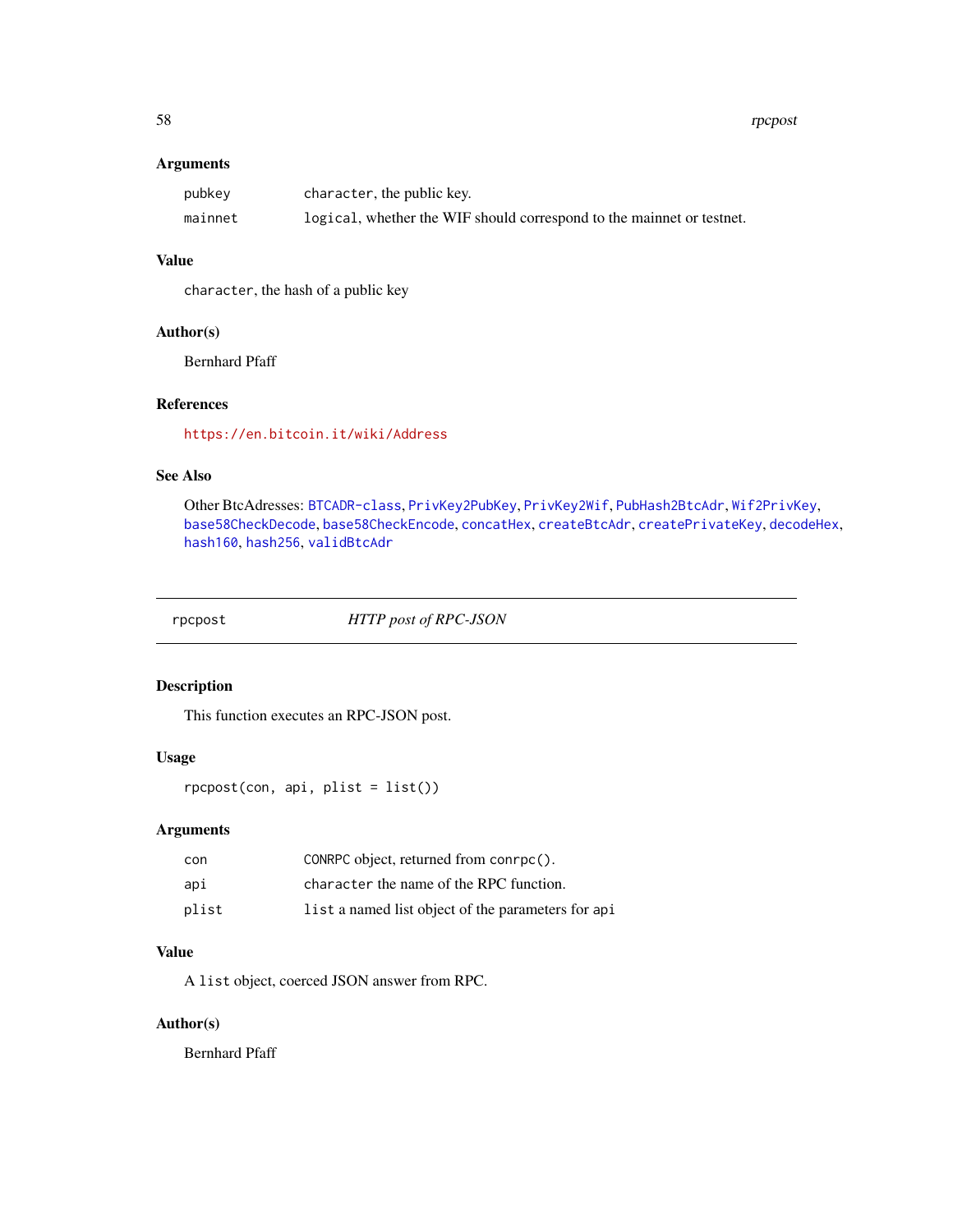### Arguments

| | |
|---|---|
| `pubkey` | `character`, the public key. |
| `mainnet` | `logical`, whether the WIF should correspond to the mainnet or testnet. |

### Value

`character`, the hash of a public key

### Author(s)

Bernhard Pfaff

### References

https://en.bitcoin.it/wiki/Address

### See Also

Other BtcAdresses: `BTCADR-class`, `PrivKey2PubKey`, `PrivKey2Wif`, `PubHash2BtcAdr`, `Wif2PrivKey`, `base58CheckDecode`, `base58CheckEncode`, `concatHex`, `createBtcAdr`, `createPrivateKey`, `decodeHex`, `hash160`, `hash256`, `validBtcAdr`

---

## `rpcpost` *HTTP post of RPC-JSON*

---

### Description

This function executes an RPC-JSON post.

### Usage

```
rpcpost(con, api, plist = list())
```

### Arguments

| | |
|---|---|
| `con` | `CONRPC` object, returned from `conrpc()`. |
| `api` | `character` the name of the RPC function. |
| `plist` | `list` a named list object of the parameters for `api` |

### Value

A `list` object, coerced JSON answer from RPC.

### Author(s)

Bernhard Pfaff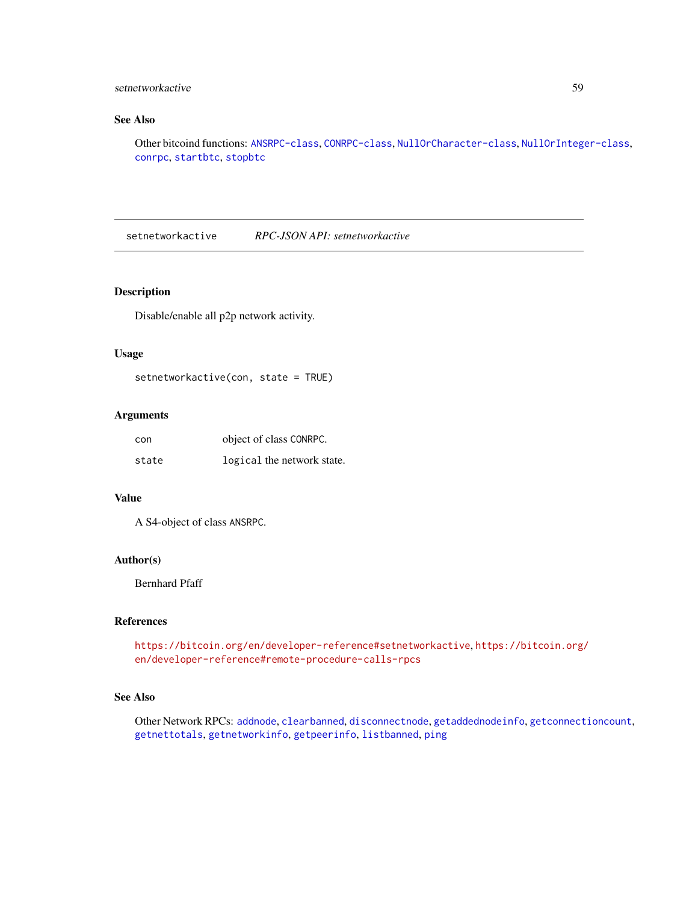## See Also

Other bitcoind functions: `ANSRPC-class`, `CONRPC-class`, `NullOrCharacter-class`, `NullOrInteger-class`, `conrpc`, `startbtc`, `stopbtc`

---

# setnetworkactive — *RPC-JSON API: setnetworkactive*

## Description

Disable/enable all p2p network activity.

## Usage

```
setnetworkactive(con, state = TRUE)
```

## Arguments

| | |
|---|---|
| `con` | object of class `CONRPC`. |
| `state` | `logical` the network state. |

## Value

A S4-object of class `ANSRPC`.

## Author(s)

Bernhard Pfaff

## References

https://bitcoin.org/en/developer-reference#setnetworkactive, https://bitcoin.org/en/developer-reference#remote-procedure-calls-rpcs

## See Also

Other Network RPCs: `addnode`, `clearbanned`, `disconnectnode`, `getaddednodeinfo`, `getconnectioncount`, `getnettotals`, `getnetworkinfo`, `getpeerinfo`, `listbanned`, `ping`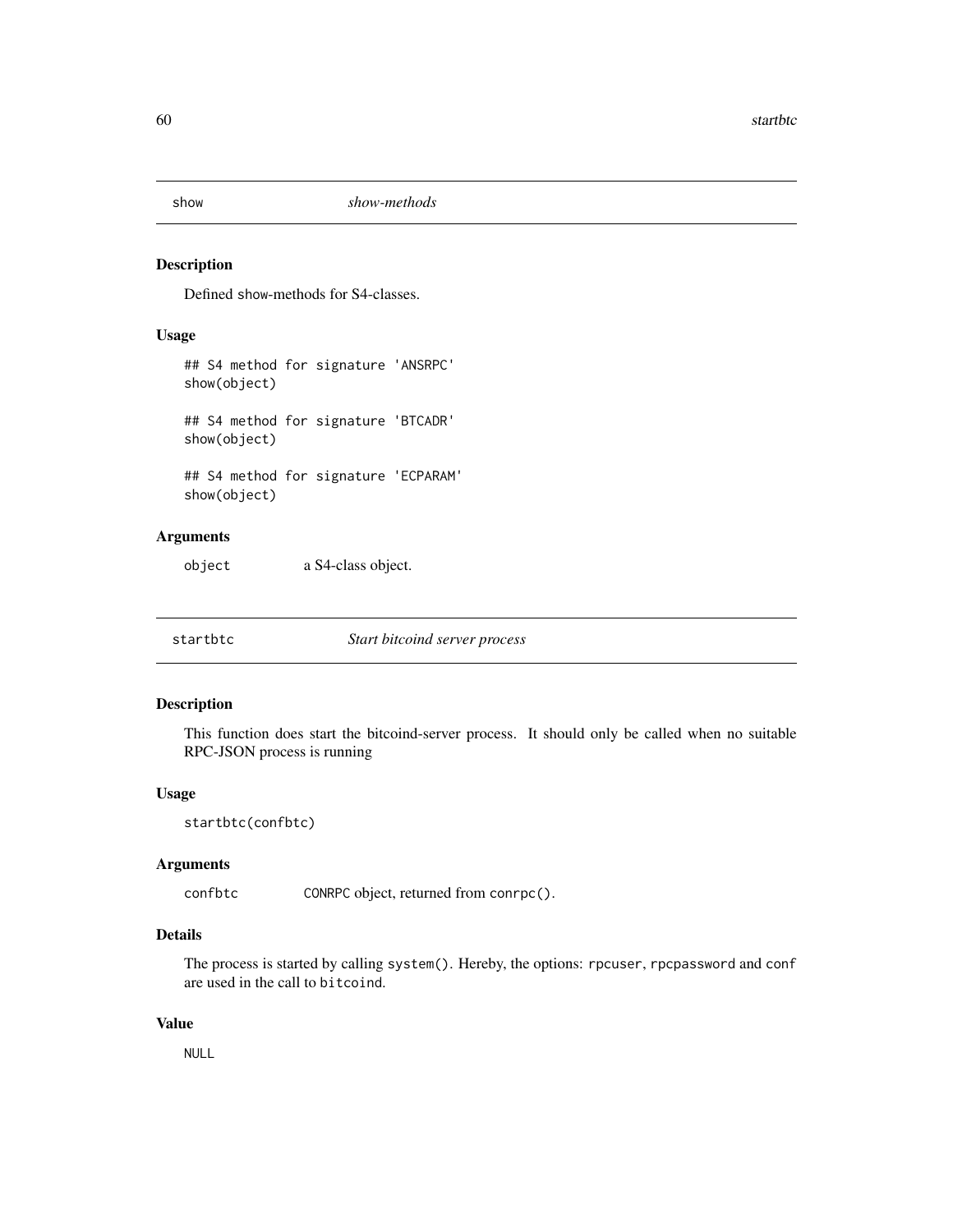## show *show-methods*

### Description

Defined show-methods for S4-classes.

### Usage

```
## S4 method for signature 'ANSRPC'
show(object)

## S4 method for signature 'BTCADR'
show(object)

## S4 method for signature 'ECPARAM'
show(object)
```

### Arguments

| | |
|---|---|
| object | a S4-class object. |

## startbtc *Start bitcoind server process*

### Description

This function does start the bitcoind-server process. It should only be called when no suitable RPC-JSON process is running

### Usage

```
startbtc(confbtc)
```

### Arguments

| | |
|---|---|
| confbtc | `CONRPC` object, returned from `conrpc()`. |

### Details

The process is started by calling `system()`. Hereby, the options: `rpcuser`, `rpcpassword` and `conf` are used in the call to `bitcoind`.

### Value

`NULL`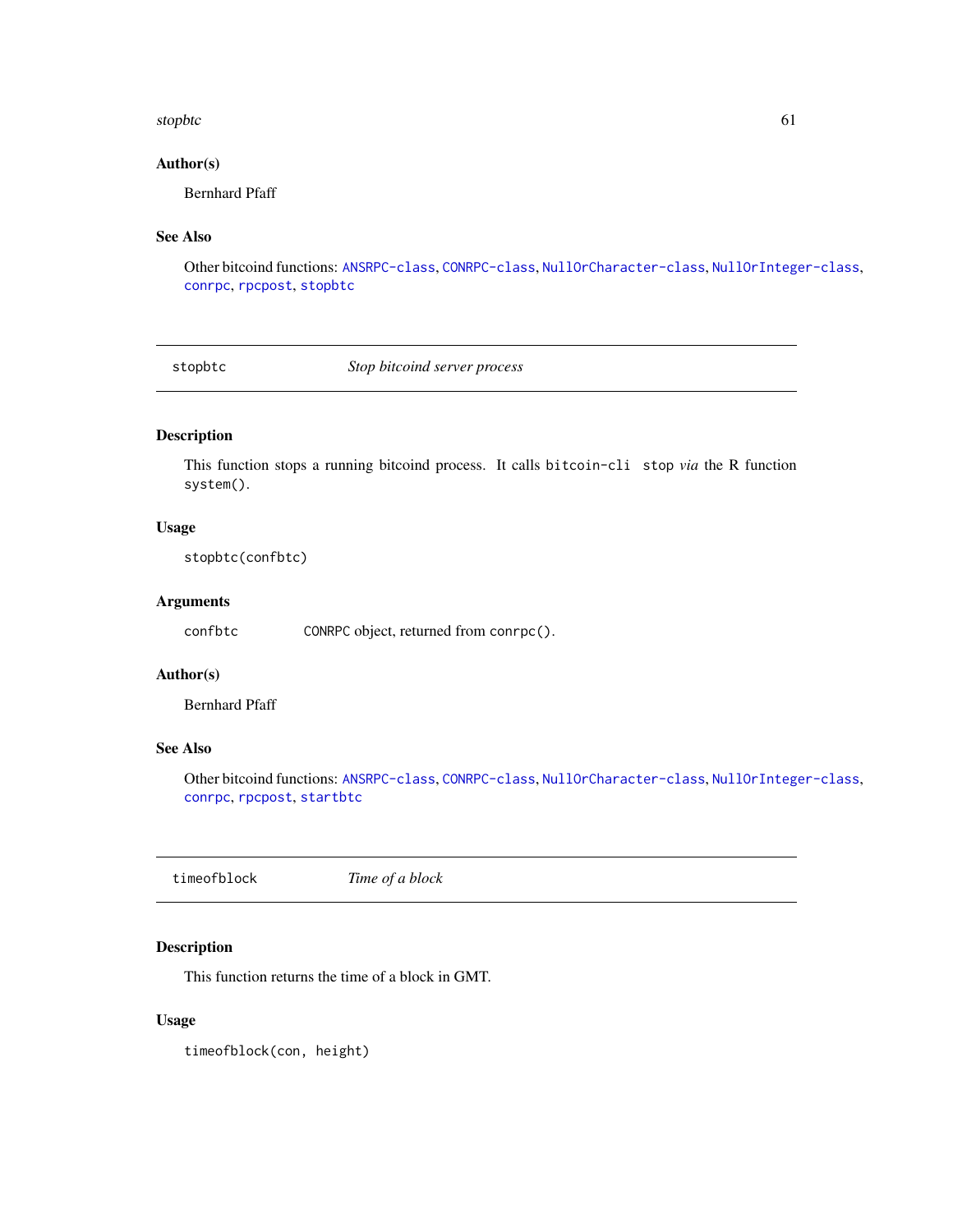### Author(s)

Bernhard Pfaff

### See Also

Other bitcoind functions: `ANSRPC-class`, `CONRPC-class`, `NullOrCharacter-class`, `NullOrInteger-class`, `conrpc`, `rpcpost`, `stopbtc`

---

## stopbtc — *Stop bitcoind server process*

### Description

This function stops a running bitcoind process. It calls `bitcoin-cli stop` *via* the R function `system()`.

### Usage

```
stopbtc(confbtc)
```

### Arguments

| | |
|---|---|
| confbtc | `CONRPC` object, returned from `conrpc()`. |

### Author(s)

Bernhard Pfaff

### See Also

Other bitcoind functions: `ANSRPC-class`, `CONRPC-class`, `NullOrCharacter-class`, `NullOrInteger-class`, `conrpc`, `rpcpost`, `startbtc`

---

## timeofblock — *Time of a block*

### Description

This function returns the time of a block in GMT.

### Usage

```
timeofblock(con, height)
```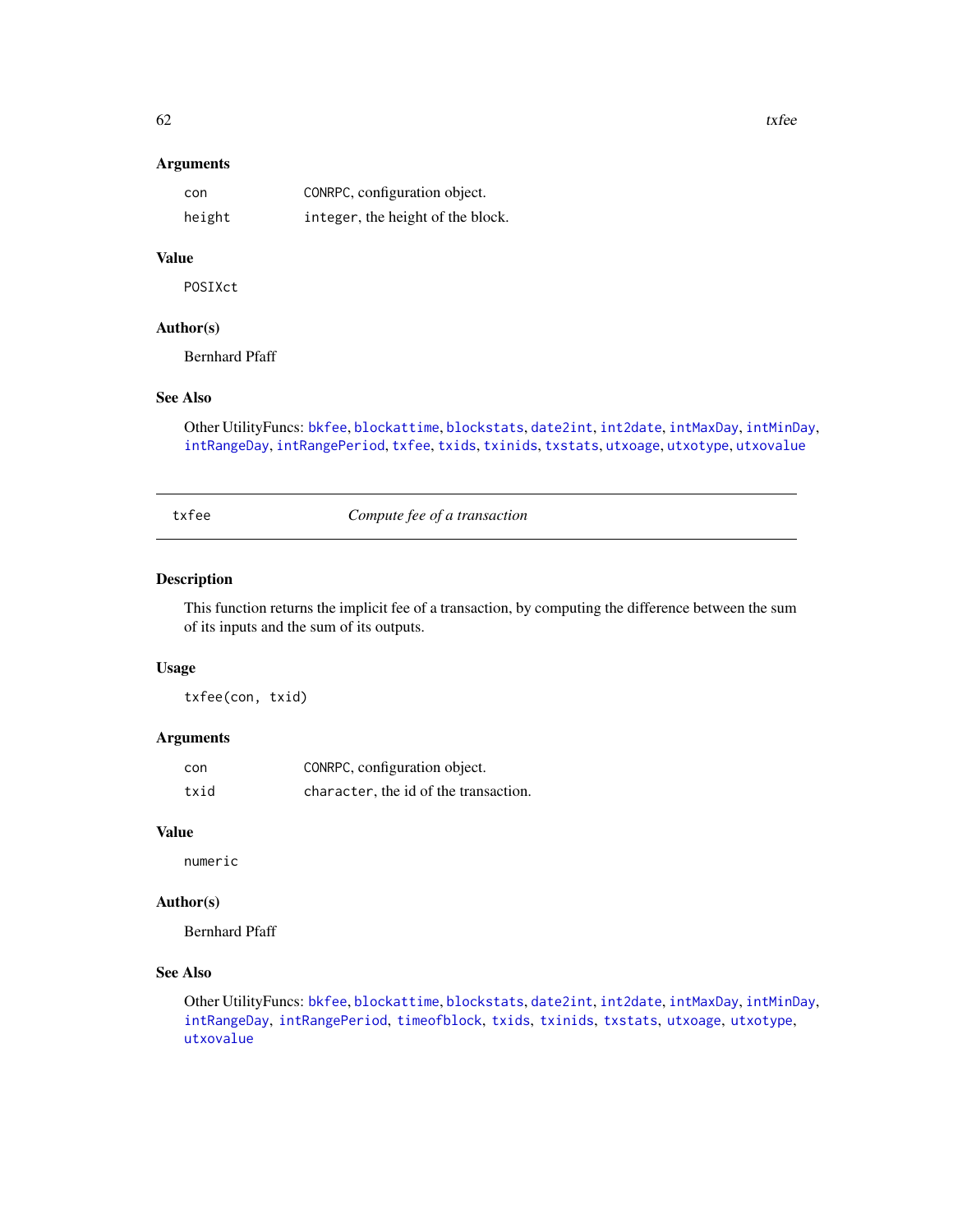### Arguments

| | |
|---|---|
| con | CONRPC, configuration object. |
| height | integer, the height of the block. |

### Value

POSIXct

### Author(s)

Bernhard Pfaff

### See Also

Other UtilityFuncs: bkfee, blockattime, blockstats, date2int, int2date, intMaxDay, intMinDay, intRangeDay, intRangePeriod, txfee, txids, txinids, txstats, utxoage, utxotype, utxovalue

---

## txfee &nbsp;&nbsp;&nbsp;&nbsp; *Compute fee of a transaction*

---

### Description

This function returns the implicit fee of a transaction, by computing the difference between the sum of its inputs and the sum of its outputs.

### Usage

```
txfee(con, txid)
```

### Arguments

| | |
|---|---|
| con | CONRPC, configuration object. |
| txid | character, the id of the transaction. |

### Value

numeric

### Author(s)

Bernhard Pfaff

### See Also

Other UtilityFuncs: bkfee, blockattime, blockstats, date2int, int2date, intMaxDay, intMinDay, intRangeDay, intRangePeriod, timeofblock, txids, txinids, txstats, utxoage, utxotype, utxovalue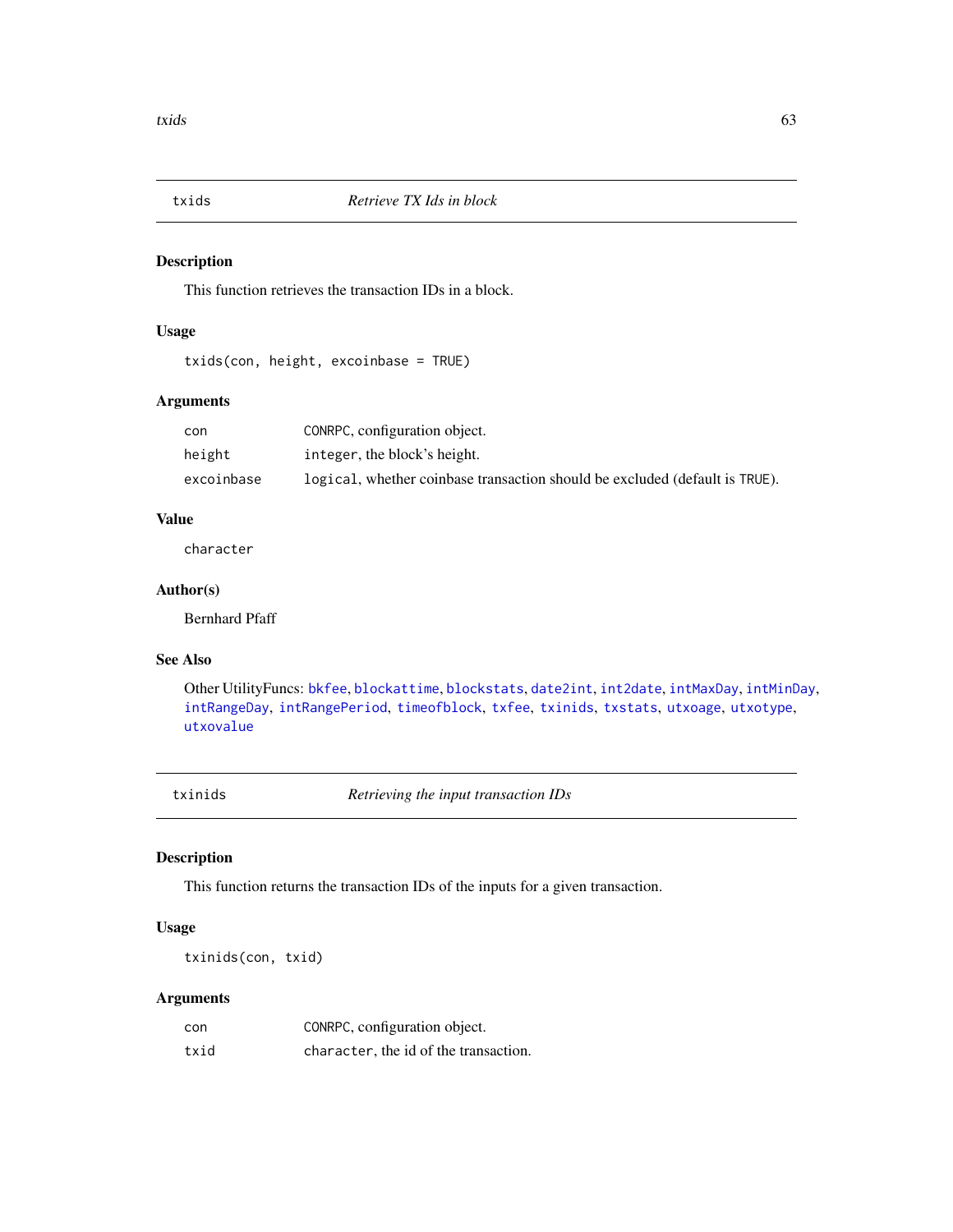## txids — *Retrieve TX Ids in block*

### Description

This function retrieves the transaction IDs in a block.

### Usage

```
txids(con, height, excoinbase = TRUE)
```

### Arguments

| | |
|---|---|
| `con` | `CONRPC`, configuration object. |
| `height` | `integer`, the block's height. |
| `excoinbase` | `logical`, whether coinbase transaction should be excluded (default is `TRUE`). |

### Value

`character`

### Author(s)

Bernhard Pfaff

### See Also

Other UtilityFuncs: `bkfee`, `blockattime`, `blockstats`, `date2int`, `int2date`, `intMaxDay`, `intMinDay`, `intRangeDay`, `intRangePeriod`, `timeofblock`, `txfee`, `txinids`, `txstats`, `utxoage`, `utxotype`, `utxovalue`

## txinids — *Retrieving the input transaction IDs*

### Description

This function returns the transaction IDs of the inputs for a given transaction.

### Usage

```
txinids(con, txid)
```

### Arguments

| | |
|---|---|
| `con` | `CONRPC`, configuration object. |
| `txid` | `character`, the id of the transaction. |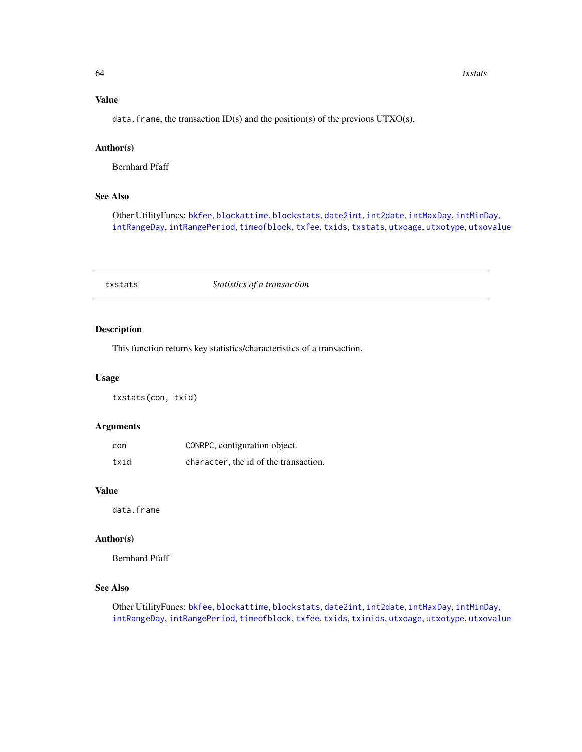### Value

`data.frame`, the transaction ID(s) and the position(s) of the previous UTXO(s).

### Author(s)

Bernhard Pfaff

### See Also

Other UtilityFuncs: `bkfee`, `blockattime`, `blockstats`, `date2int`, `int2date`, `intMaxDay`, `intMinDay`, `intRangeDay`, `intRangePeriod`, `timeofblock`, `txfee`, `txids`, `txstats`, `utxoage`, `utxotype`, `utxovalue`

---

## txstats — *Statistics of a transaction*

---

### Description

This function returns key statistics/characteristics of a transaction.

### Usage

```
txstats(con, txid)
```

### Arguments

| | |
|---|---|
| `con` | `CONRPC`, configuration object. |
| `txid` | `character`, the id of the transaction. |

### Value

`data.frame`

### Author(s)

Bernhard Pfaff

### See Also

Other UtilityFuncs: `bkfee`, `blockattime`, `blockstats`, `date2int`, `int2date`, `intMaxDay`, `intMinDay`, `intRangeDay`, `intRangePeriod`, `timeofblock`, `txfee`, `txids`, `txinids`, `utxoage`, `utxotype`, `utxovalue`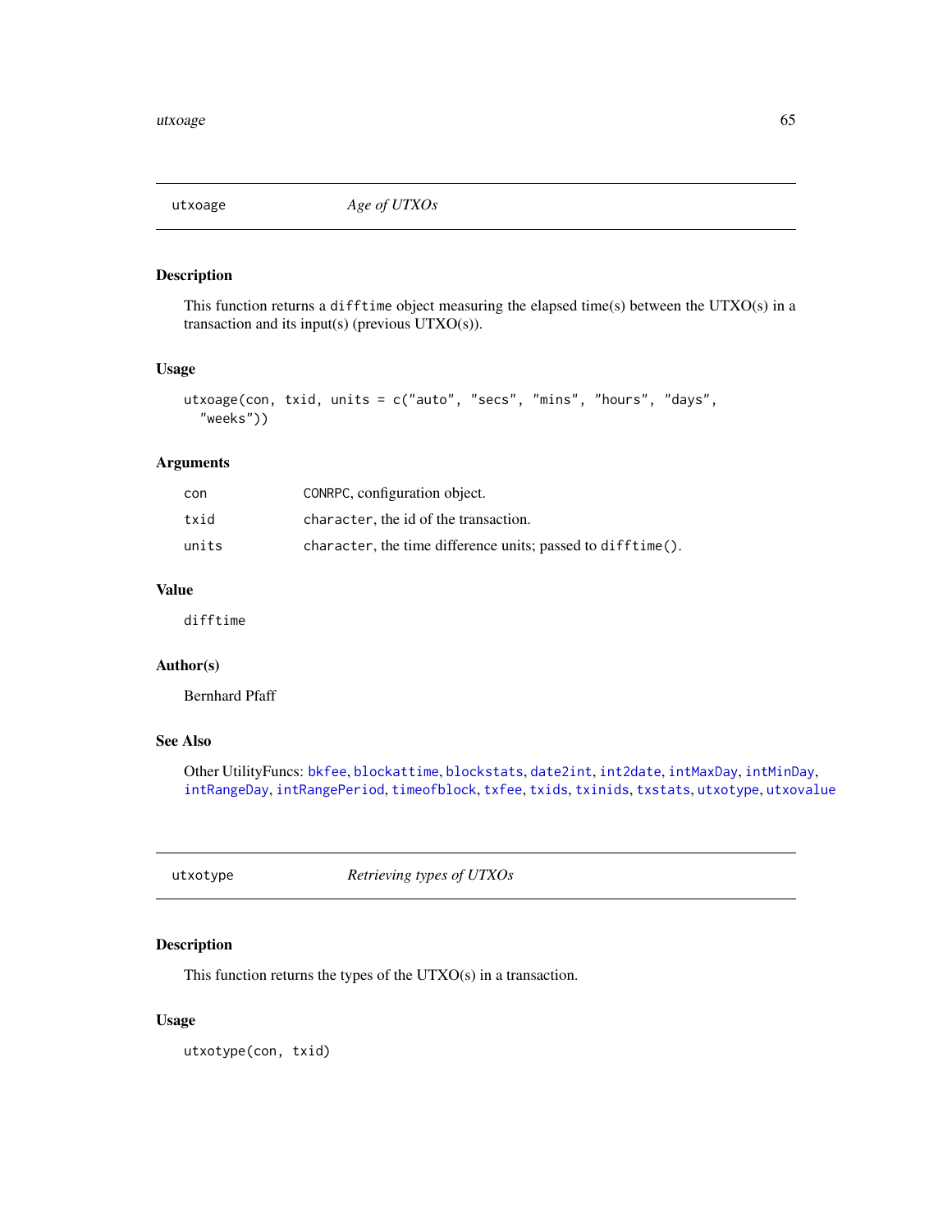## utxoage — *Age of UTXOs*

### Description

This function returns a `difftime` object measuring the elapsed time(s) between the UTXO(s) in a transaction and its input(s) (previous UTXO(s)).

### Usage

```
utxoage(con, txid, units = c("auto", "secs", "mins", "hours", "days",
  "weeks"))
```

### Arguments

| | |
|---|---|
| con | `CONRPC`, configuration object. |
| txid | `character`, the id of the transaction. |
| units | `character`, the time difference units; passed to `difftime()`. |

### Value

`difftime`

### Author(s)

Bernhard Pfaff

### See Also

Other UtilityFuncs: `bkfee`, `blockattime`, `blockstats`, `date2int`, `int2date`, `intMaxDay`, `intMinDay`, `intRangeDay`, `intRangePeriod`, `timeofblock`, `txfee`, `txids`, `txinids`, `txstats`, `utxotype`, `utxovalue`

## utxotype — *Retrieving types of UTXOs*

### Description

This function returns the types of the UTXO(s) in a transaction.

### Usage

```
utxotype(con, txid)
```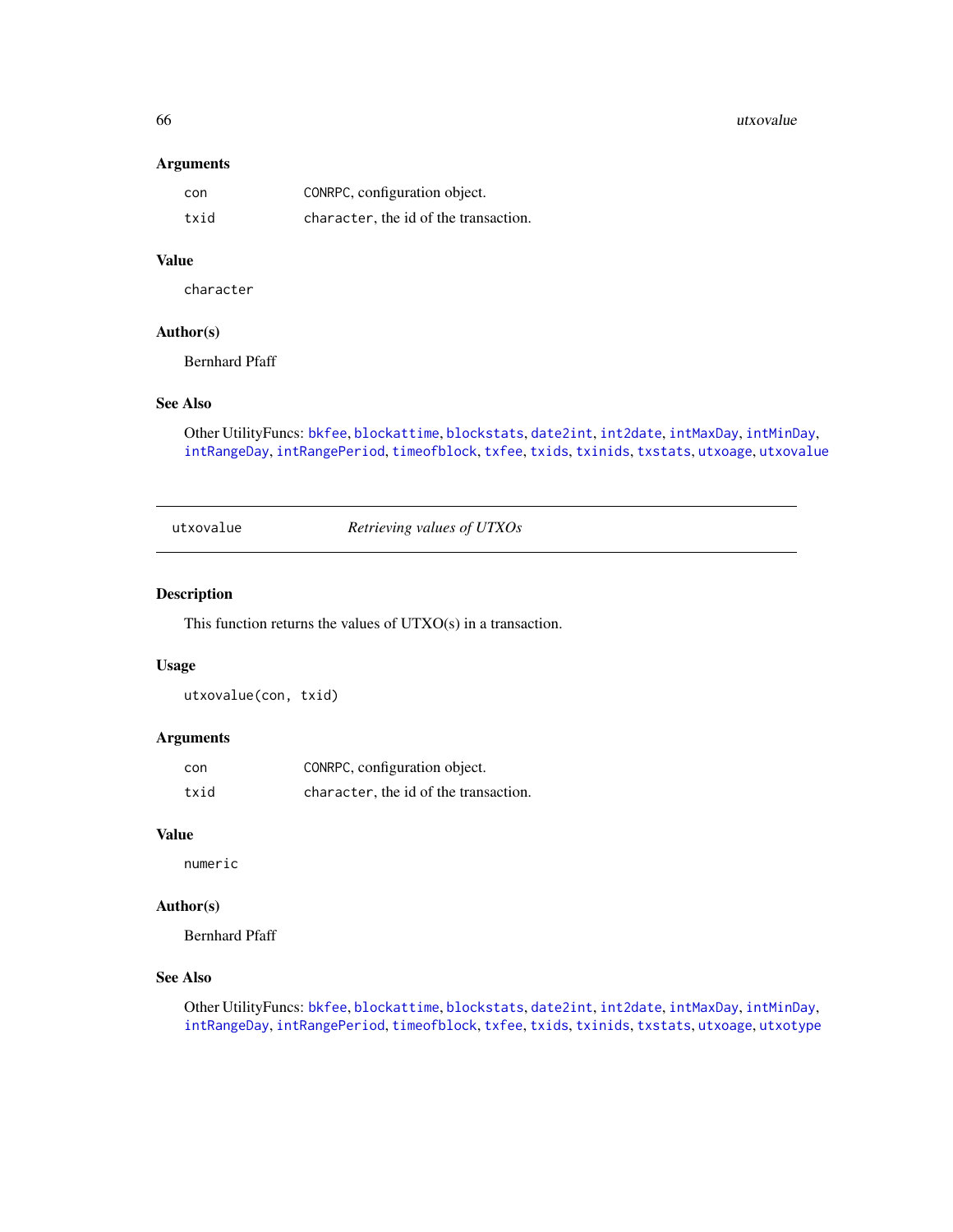### Arguments

| | |
|---|---|
| con | CONRPC, configuration object. |
| txid | character, the id of the transaction. |

### Value

character

### Author(s)

Bernhard Pfaff

### See Also

Other UtilityFuncs: bkfee, blockattime, blockstats, date2int, int2date, intMaxDay, intMinDay, intRangeDay, intRangePeriod, timeofblock, txfee, txids, txinids, txstats, utxoage, utxovalue

---

## utxovalue — *Retrieving values of UTXOs*

### Description

This function returns the values of UTXO(s) in a transaction.

### Usage

```
utxovalue(con, txid)
```

### Arguments

| | |
|---|---|
| con | CONRPC, configuration object. |
| txid | character, the id of the transaction. |

### Value

numeric

### Author(s)

Bernhard Pfaff

### See Also

Other UtilityFuncs: bkfee, blockattime, blockstats, date2int, int2date, intMaxDay, intMinDay, intRangeDay, intRangePeriod, timeofblock, txfee, txids, txinids, txstats, utxoage, utxotype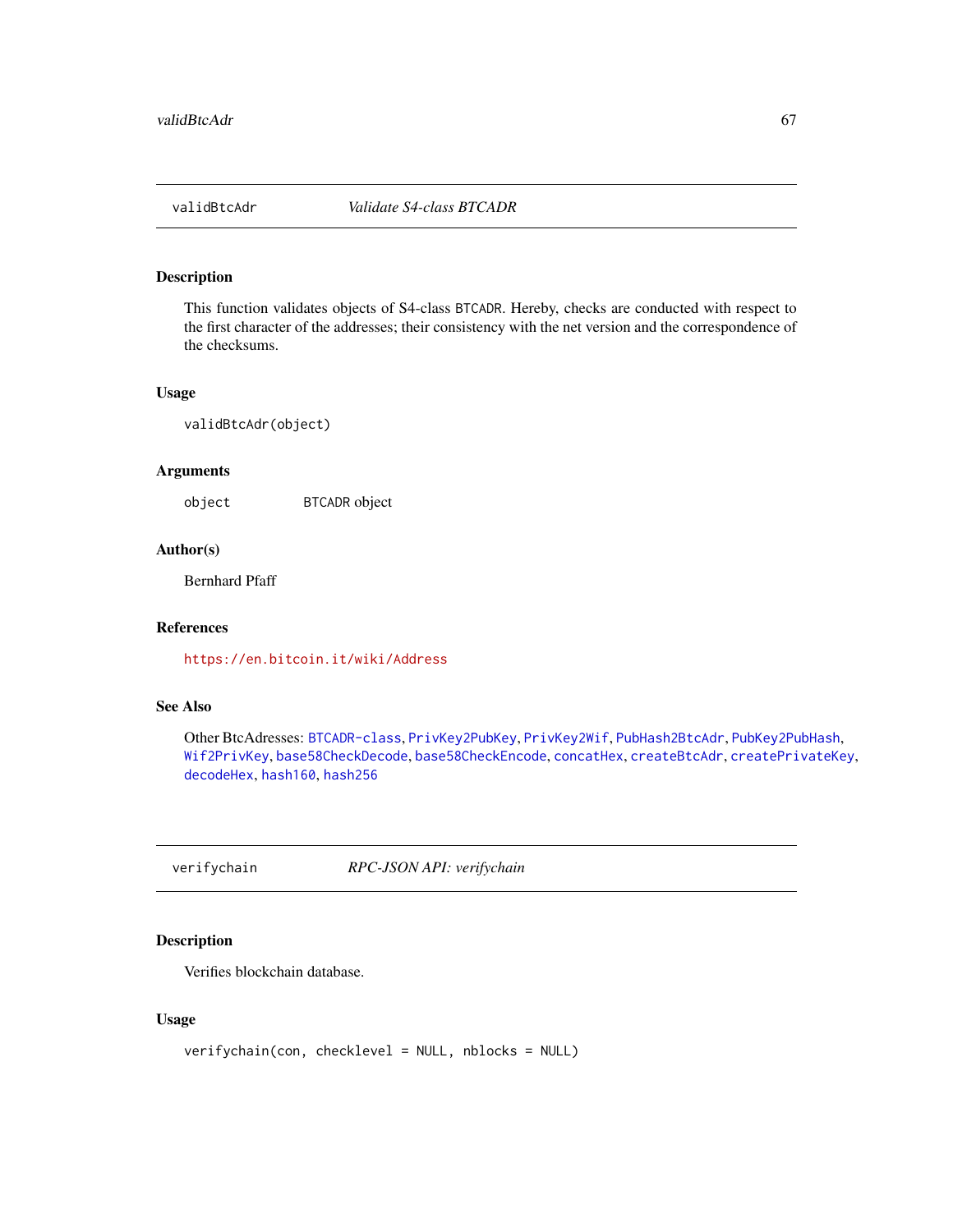## validBtcAdr *Validate S4-class BTCADR*

### Description

This function validates objects of S4-class `BTCADR`. Hereby, checks are conducted with respect to the first character of the addresses; their consistency with the net version and the correspondence of the checksums.

### Usage

```
validBtcAdr(object)
```

### Arguments

| | |
|---|---|
| `object` | `BTCADR` object |

### Author(s)

Bernhard Pfaff

### References

https://en.bitcoin.it/wiki/Address

### See Also

Other BtcAdresses: `BTCADR-class`, `PrivKey2PubKey`, `PrivKey2Wif`, `PubHash2BtcAdr`, `PubKey2PubHash`, `Wif2PrivKey`, `base58CheckDecode`, `base58CheckEncode`, `concatHex`, `createBtcAdr`, `createPrivateKey`, `decodeHex`, `hash160`, `hash256`

## verifychain *RPC-JSON API: verifychain*

### Description

Verifies blockchain database.

### Usage

```
verifychain(con, checklevel = NULL, nblocks = NULL)
```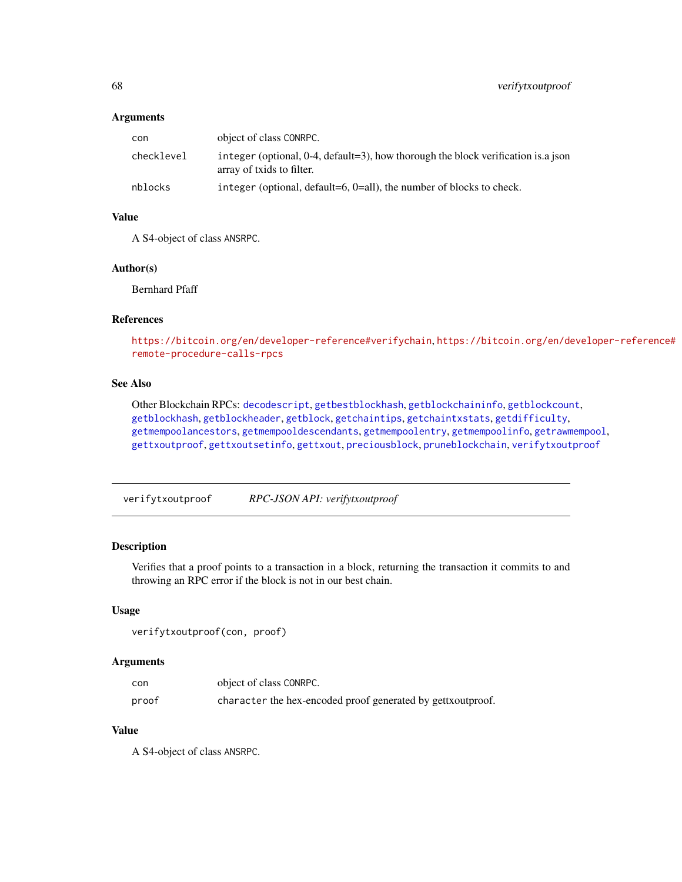### Arguments

| | |
|---|---|
| `con` | object of class `CONRPC`. |
| `checklevel` | `integer` (optional, 0-4, default=3), how thorough the block verification is.a json array of txids to filter. |
| `nblocks` | `integer` (optional, default=6, 0=all), the number of blocks to check. |

### Value

A S4-object of class `ANSRPC`.

### Author(s)

Bernhard Pfaff

### References

https://bitcoin.org/en/developer-reference#verifychain, https://bitcoin.org/en/developer-reference#remote-procedure-calls-rpcs

### See Also

Other Blockchain RPCs: `decodescript`, `getbestblockhash`, `getblockchaininfo`, `getblockcount`, `getblockhash`, `getblockheader`, `getblock`, `getchaintips`, `getchaintxstats`, `getdifficulty`, `getmempoolancestors`, `getmempooldescendants`, `getmempoolentry`, `getmempoolinfo`, `getrawmempool`, `gettxoutproof`, `gettxoutsetinfo`, `gettxout`, `preciousblock`, `pruneblockchain`, `verifytxoutproof`

---

## `verifytxoutproof` *RPC-JSON API: verifytxoutproof*

---

### Description

Verifies that a proof points to a transaction in a block, returning the transaction it commits to and throwing an RPC error if the block is not in our best chain.

### Usage

```
verifytxoutproof(con, proof)
```

### Arguments

| | |
|---|---|
| `con` | object of class `CONRPC`. |
| `proof` | `character` the hex-encoded proof generated by gettxoutproof. |

### Value

A S4-object of class `ANSRPC`.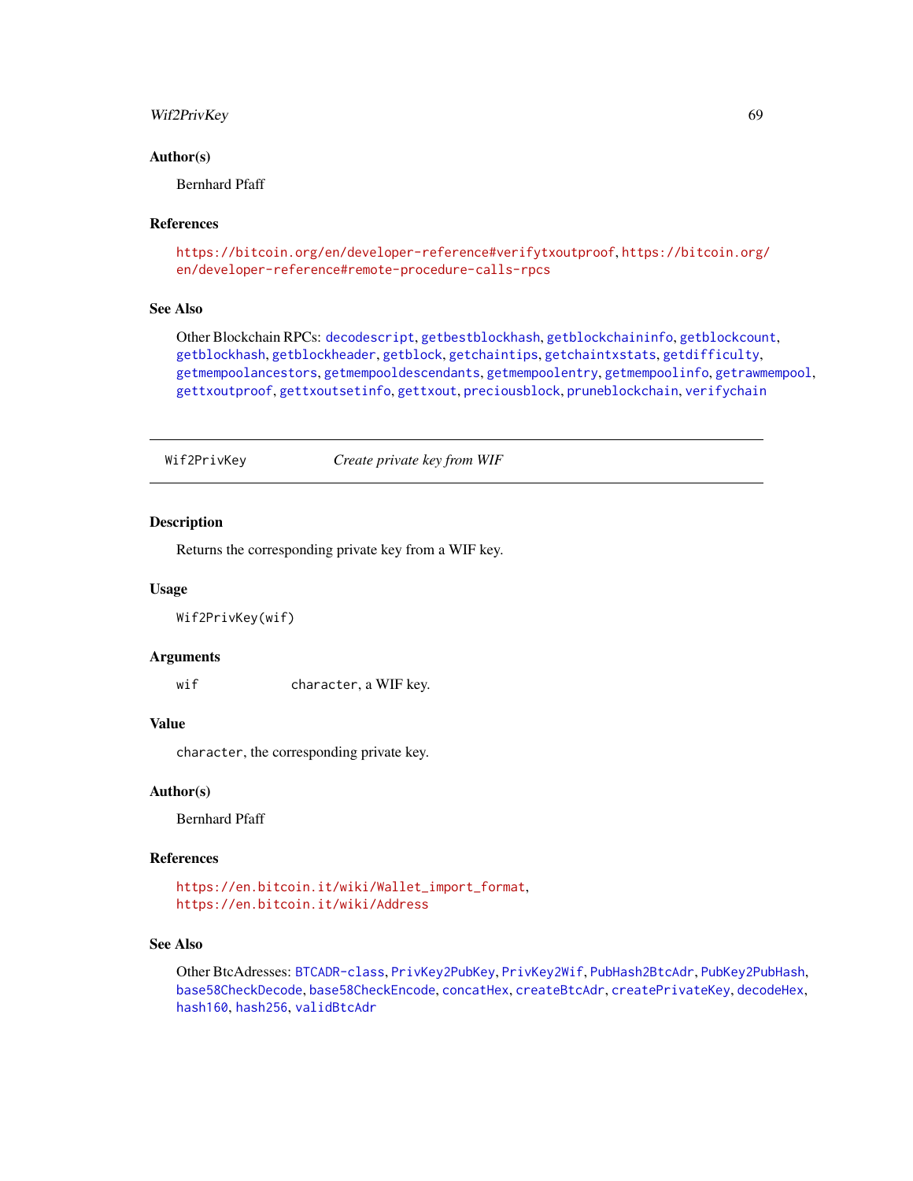### Author(s)

Bernhard Pfaff

### References

https://bitcoin.org/en/developer-reference#verifytxoutproof, https://bitcoin.org/en/developer-reference#remote-procedure-calls-rpcs

### See Also

Other Blockchain RPCs: `decodescript`, `getbestblockhash`, `getblockchaininfo`, `getblockcount`, `getblockhash`, `getblockheader`, `getblock`, `getchaintips`, `getchaintxstats`, `getdifficulty`, `getmempoolancestors`, `getmempooldescendants`, `getmempoolentry`, `getmempoolinfo`, `getrawmempool`, `gettxoutproof`, `gettxoutsetinfo`, `gettxout`, `preciousblock`, `pruneblockchain`, `verifychain`

---

## Wif2PrivKey — *Create private key from WIF*

---

### Description

Returns the corresponding private key from a WIF key.

### Usage

```
Wif2PrivKey(wif)
```

### Arguments

| | |
|---|---|
| wif | `character`, a WIF key. |

### Value

`character`, the corresponding private key.

### Author(s)

Bernhard Pfaff

### References

https://en.bitcoin.it/wiki/Wallet_import_format,
https://en.bitcoin.it/wiki/Address

### See Also

Other BtcAdresses: `BTCADR-class`, `PrivKey2PubKey`, `PrivKey2Wif`, `PubHash2BtcAdr`, `PubKey2PubHash`, `base58CheckDecode`, `base58CheckEncode`, `concatHex`, `createBtcAdr`, `createPrivateKey`, `decodeHex`, `hash160`, `hash256`, `validBtcAdr`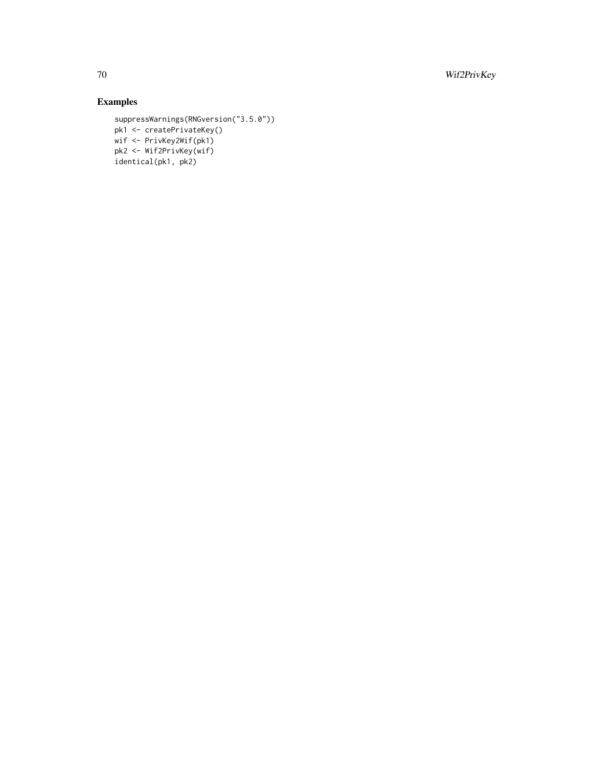## Examples

```
suppressWarnings(RNGversion("3.5.0"))
pk1 <- createPrivateKey()
wif <- PrivKey2Wif(pk1)
pk2 <- Wif2PrivKey(wif)
identical(pk1, pk2)
```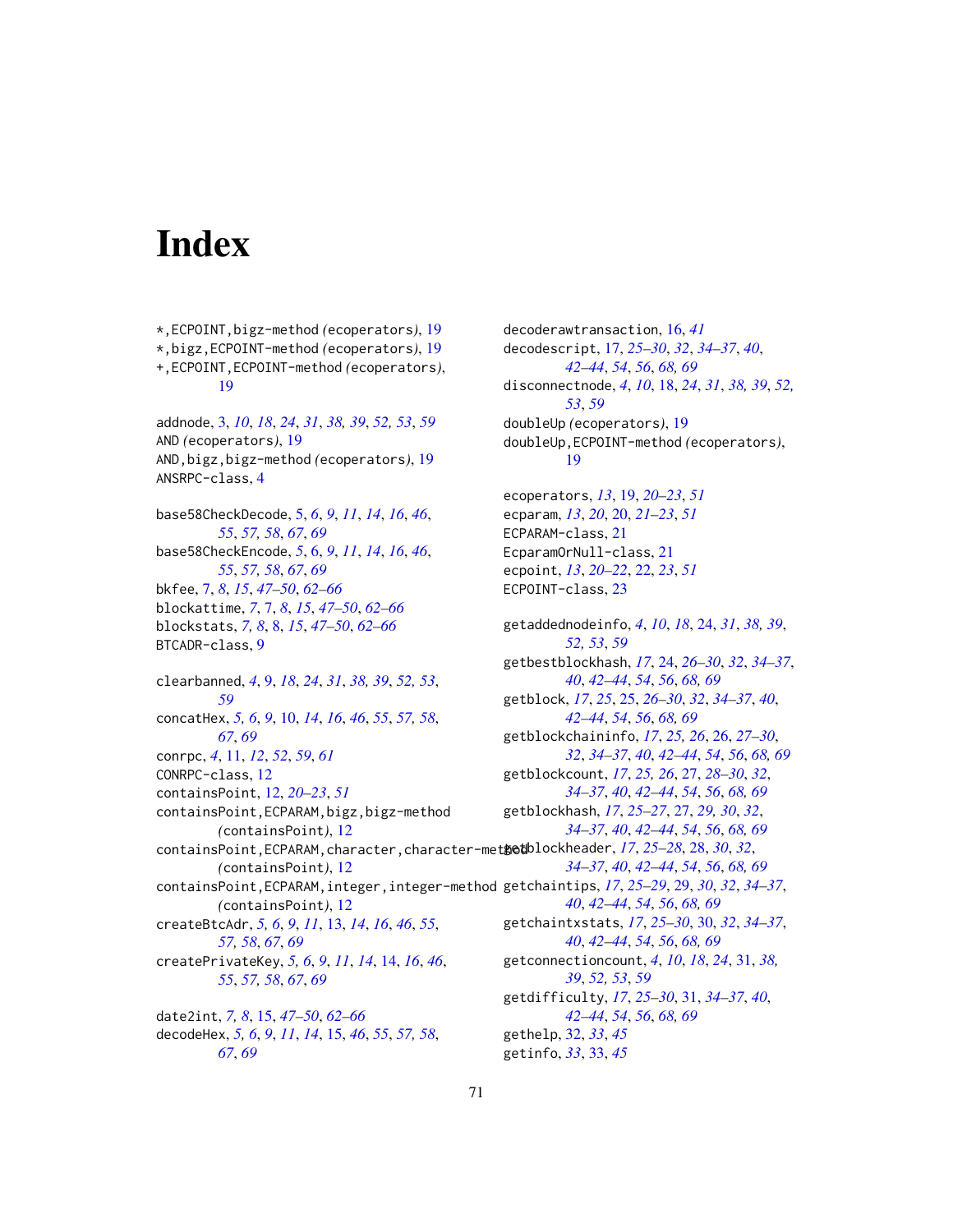# Index

*,ECPOINT,bigz-method *(ecoperators)*, 19
*,bigz,ECPOINT-method *(ecoperators)*, 19
+,ECPOINT,ECPOINT-method *(ecoperators)*, 19

addnode, 3, *10*, *18*, *24*, *31*, *38, 39*, *52, 53*, *59*
AND *(ecoperators)*, 19
AND,bigz,bigz-method *(ecoperators)*, 19
ANSRPC-class, 4

base58CheckDecode, 5, *6*, *9*, *11*, *14*, *16*, *46*, *55*, *57, 58*, *67*, *69*
base58CheckEncode, *5*, 6, *9*, *11*, *14*, *16*, *46*, *55*, *57, 58*, *67*, *69*
bkfee, 7, *8*, *15*, *47–50*, *62–66*
blockattime, *7*, 7, *8*, *15*, *47–50*, *62–66*
blockstats, *7, 8*, 8, *15*, *47–50*, *62–66*
BTCADR-class, 9

clearbanned, *4*, 9, *18*, *24*, *31*, *38, 39*, *52, 53*, *59*
concatHex, *5, 6*, *9*, 10, *14*, *16*, *46*, *55*, *57, 58*, *67*, *69*
conrpc, *4*, 11, *12*, *52*, *59*, *61*
CONRPC-class, 12
containsPoint, 12, *20–23*, *51*
containsPoint,ECPARAM,bigz,bigz-method *(containsPoint)*, 12
containsPoint,ECPARAM,character,character-method *(containsPoint)*, 12
containsPoint,ECPARAM,integer,integer-method *(containsPoint)*, 12
createBtcAdr, *5, 6*, *9*, *11*, 13, *14*, *16*, *46*, *55*, *57, 58*, *67*, *69*
createPrivateKey, *5, 6*, *9*, *11*, *14*, 14, *16*, *46*, *55*, *57, 58*, *67*, *69*

date2int, *7, 8*, 15, *47–50*, *62–66*
decodeHex, *5, 6*, *9*, *11*, *14*, 15, *46*, *55*, *57, 58*, *67*, *69*
decoderawtransaction, 16, *41*
decodescript, 17, *25–30*, *32*, *34–37*, *40*, *42–44*, *54*, *56*, *68, 69*
disconnectnode, *4*, *10*, 18, *24*, *31*, *38, 39*, *52, 53*, *59*
doubleUp *(ecoperators)*, 19
doubleUp,ECPOINT-method *(ecoperators)*, 19

ecoperators, *13*, 19, *20–23*, *51*
ecparam, *13*, *20*, 20, *21–23*, *51*
ECPARAM-class, 21
EcparamOrNull-class, 21
ecpoint, *13*, *20–22*, 22, *23*, *51*
ECPOINT-class, 23

getaddednodeinfo, *4*, *10*, *18*, 24, *31*, *38, 39*, *52, 53*, *59*
getbestblockhash, *17*, 24, *26–30*, *32*, *34–37*, *40*, *42–44*, *54*, *56*, *68, 69*
getblock, *17*, *25*, 25, *26–30*, *32*, *34–37*, *40*, *42–44*, *54*, *56*, *68, 69*
getblockchaininfo, *17*, *25, 26*, 26, *27–30*, *32*, *34–37*, *40*, *42–44*, *54*, *56*, *68, 69*
getblockcount, *17*, *25, 26*, 27, *28–30*, *32*, *34–37*, *40*, *42–44*, *54*, *56*, *68, 69*
getblockhash, *17*, *25–27*, 27, *29, 30*, *32*, *34–37*, *40*, *42–44*, *54*, *56*, *68, 69*
getblockheader, *17*, *25–28*, 28, *30*, *32*, *34–37*, *40*, *42–44*, *54*, *56*, *68, 69*
getchaintips, *17*, *25–29*, 29, *30*, *32*, *34–37*, *40*, *42–44*, *54*, *56*, *68, 69*
getchaintxstats, *17*, *25–30*, 30, *32*, *34–37*, *40*, *42–44*, *54*, *56*, *68, 69*
getconnectioncount, *4*, *10*, *18*, *24*, 31, *38, 39*, *52, 53*, *59*
getdifficulty, *17*, *25–30*, 31, *34–37*, *40*, *42–44*, *54*, *56*, *68, 69*
gethelp, 32, *33*, *45*
getinfo, *33*, 33, *45*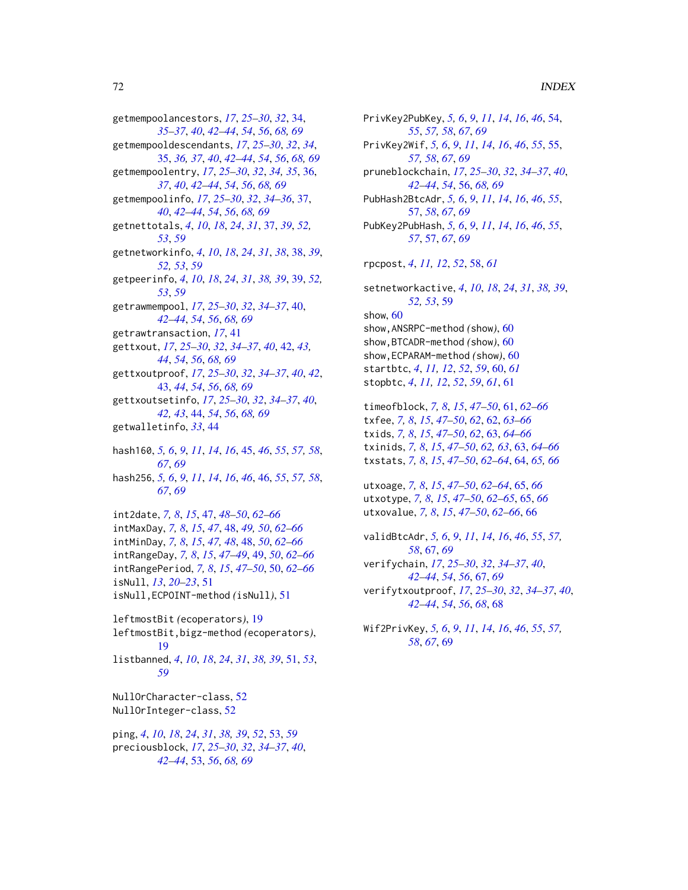getmempoolancestors, *17*, *25–30*, *32*, 34, *35–37*, *40*, *42–44*, *54*, *56*, *68, 69*
getmempooldescendants, *17*, *25–30*, *32*, *34*, 35, *36, 37*, *40*, *42–44*, *54*, *56*, *68, 69*
getmempoolentry, *17*, *25–30*, *32*, *34, 35*, 36, *37*, *40*, *42–44*, *54*, *56*, *68, 69*
getmempoolinfo, *17*, *25–30*, *32*, *34–36*, 37, *40*, *42–44*, *54*, *56*, *68, 69*
getnettotals, *4*, *10*, *18*, *24*, *31*, 37, *39*, *52, 53*, *59*
getnetworkinfo, *4*, *10*, *18*, *24*, *31*, *38*, 38, *39*, *52, 53*, *59*
getpeerinfo, *4*, *10*, *18*, *24*, *31*, *38, 39*, 39, *52, 53*, *59*
getrawmempool, *17*, *25–30*, *32*, *34–37*, 40, *42–44*, *54*, *56*, *68, 69*
getrawtransaction, *17*, 41
gettxout, *17*, *25–30*, *32*, *34–37*, *40*, 42, *43, 44*, *54*, *56*, *68, 69*
gettxoutproof, *17*, *25–30*, *32*, *34–37*, *40*, *42*, 43, *44*, *54*, *56*, *68, 69*
gettxoutsetinfo, *17*, *25–30*, *32*, *34–37*, *40*, *42, 43*, 44, *54*, *56*, *68, 69*
getwalletinfo, *33*, 44

hash160, *5, 6*, *9*, *11*, *14*, *16*, 45, *46*, *55*, *57, 58*, *67*, *69*
hash256, *5, 6*, *9*, *11*, *14*, *16*, *46*, 46, *55*, *57, 58*, *67*, *69*

int2date, *7, 8*, *15*, 47, *48–50*, *62–66*
intMaxDay, *7, 8*, *15*, *47*, 48, *49, 50*, *62–66*
intMinDay, *7, 8*, *15*, *47, 48*, 48, *50*, *62–66*
intRangeDay, *7, 8*, *15*, *47–49*, 49, *50*, *62–66*
intRangePeriod, *7, 8*, *15*, *47–50*, 50, *62–66*
isNull, *13*, *20–23*, 51
isNull,ECPOINT-method *(*isNull*)*, 51

leftmostBit *(*ecoperators*)*, 19
leftmostBit,bigz-method *(*ecoperators*)*, 19
listbanned, *4*, *10*, *18*, *24*, *31*, *38, 39*, 51, *53*, *59*

NullOrCharacter-class, 52
NullOrInteger-class, 52

ping, *4*, *10*, *18*, *24*, *31*, *38, 39*, *52*, 53, *59*
preciousblock, *17*, *25–30*, *32*, *34–37*, *40*, *42–44*, 53, *56*, *68, 69*

PrivKey2PubKey, *5, 6*, *9*, *11*, *14*, *16*, *46*, 54, *55*, *57, 58*, *67*, *69*
PrivKey2Wif, *5, 6*, *9*, *11*, *14*, *16*, *46*, *55*, 55, *57, 58*, *67*, *69*
pruneblockchain, *17*, *25–30*, *32*, *34–37*, *40*, *42–44*, *54*, 56, *68, 69*
PubHash2BtcAdr, *5, 6*, *9*, *11*, *14*, *16*, *46*, *55*, 57, *58*, *67*, *69*
PubKey2PubHash, *5, 6*, *9*, *11*, *14*, *16*, *46*, *55*, *57*, 57, *67*, *69*

rpcpost, *4*, *11, 12*, *52*, 58, *61*

setnetworkactive, *4*, *10*, *18*, *24*, *31*, *38, 39*, *52, 53*, 59
show, 60
show,ANSRPC-method *(*show*)*, 60
show,BTCADR-method *(*show*)*, 60
show,ECPARAM-method *(*show*)*, 60
startbtc, *4*, *11, 12*, *52*, *59*, 60, *61*
stopbtc, *4*, *11, 12*, *52*, *59*, *61*, 61

timeofblock, *7, 8*, *15*, *47–50*, 61, *62–66*
txfee, *7, 8*, *15*, *47–50*, *62*, 62, *63–66*
txids, *7, 8*, *15*, *47–50*, *62*, 63, *64–66*
txinids, *7, 8*, *15*, *47–50*, *62, 63*, 63, *64–66*
txstats, *7, 8*, *15*, *47–50*, *62–64*, 64, *65, 66*

utxoage, *7, 8*, *15*, *47–50*, *62–64*, 65, *66*
utxotype, *7, 8*, *15*, *47–50*, *62–65*, 65, *66*
utxovalue, *7, 8*, *15*, *47–50*, *62–66*, 66

validBtcAdr, *5, 6*, *9*, *11*, *14*, *16*, *46*, *55*, *57, 58*, 67, *69*
verifychain, *17*, *25–30*, *32*, *34–37*, *40*, *42–44*, *54*, *56*, 67, *69*
verifytxoutproof, *17*, *25–30*, *32*, *34–37*, *40*, *42–44*, *54*, *56*, *68*, 68

Wif2PrivKey, *5, 6*, *9*, *11*, *14*, *16*, *46*, *55*, *57, 58*, *67*, 69